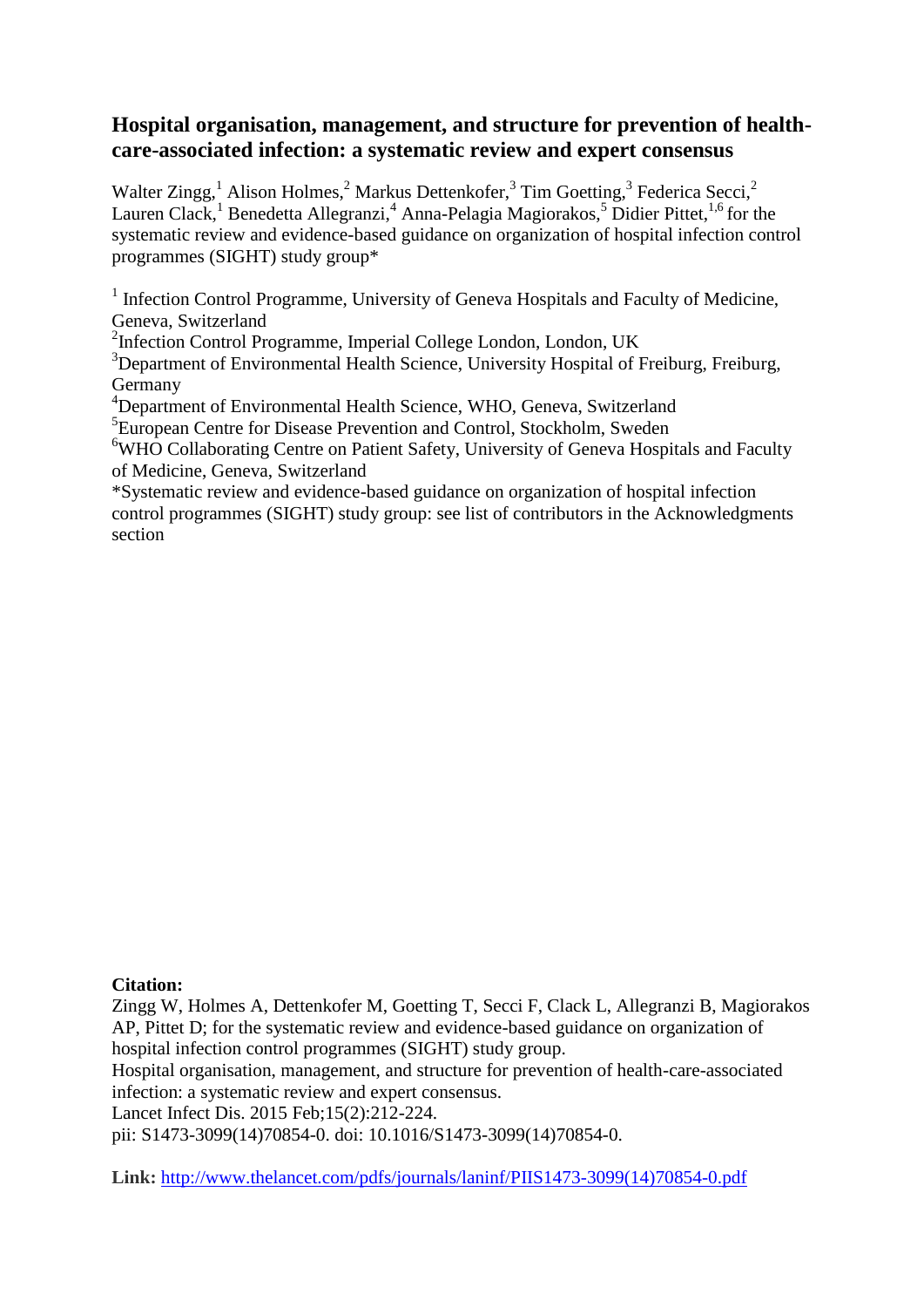# Hospital organisation, management, and structure for prevention of health-care-associated infection: a systematic review and expert consensus

Walter Zingg,[1] Alison Holmes,[2] Markus Dettenkofer,[3] Tim Goetting,[3] Federica Secci,[2] Lauren Clack,[1] Benedetta Allegranzi,[4] Anna-Pelagia Magiorakos,[5] Didier Pittet,[1,6] for the systematic review and evidence-based guidance on organization of hospital infection control programmes (SIGHT) study group*

[1] Infection Control Programme, University of Geneva Hospitals and Faculty of Medicine, Geneva, Switzerland

[2]Infection Control Programme, Imperial College London, London, UK

[3]Department of Environmental Health Science, University Hospital of Freiburg, Freiburg, Germany

[4]Department of Environmental Health Science, WHO, Geneva, Switzerland

[5]European Centre for Disease Prevention and Control, Stockholm, Sweden

[6]WHO Collaborating Centre on Patient Safety, University of Geneva Hospitals and Faculty of Medicine, Geneva, Switzerland

*Systematic review and evidence-based guidance on organization of hospital infection control programmes (SIGHT) study group: see list of contributors in the Acknowledgments section

**Citation:**

Zingg W, Holmes A, Dettenkofer M, Goetting T, Secci F, Clack L, Allegranzi B, Magiorakos AP, Pittet D; for the systematic review and evidence-based guidance on organization of hospital infection control programmes (SIGHT) study group.

Hospital organisation, management, and structure for prevention of health-care-associated infection: a systematic review and expert consensus.

Lancet Infect Dis. 2015 Feb;15(2):212-224.

pii: S1473-3099(14)70854-0. doi: 10.1016/S1473-3099(14)70854-0.

**Link:** http://www.thelancet.com/pdfs/journals/laninf/PIIS1473-3099(14)70854-0.pdf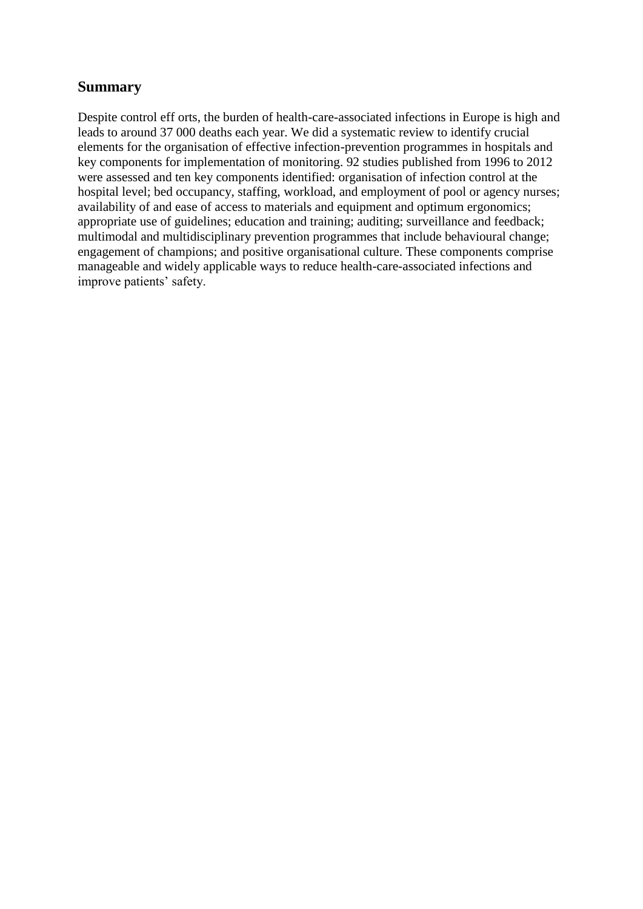## Summary

Despite control eff orts, the burden of health-care-associated infections in Europe is high and leads to around 37 000 deaths each year. We did a systematic review to identify crucial elements for the organisation of effective infection-prevention programmes in hospitals and key components for implementation of monitoring. 92 studies published from 1996 to 2012 were assessed and ten key components identified: organisation of infection control at the hospital level; bed occupancy, staffing, workload, and employment of pool or agency nurses; availability of and ease of access to materials and equipment and optimum ergonomics; appropriate use of guidelines; education and training; auditing; surveillance and feedback; multimodal and multidisciplinary prevention programmes that include behavioural change; engagement of champions; and positive organisational culture. These components comprise manageable and widely applicable ways to reduce health-care-associated infections and improve patients' safety.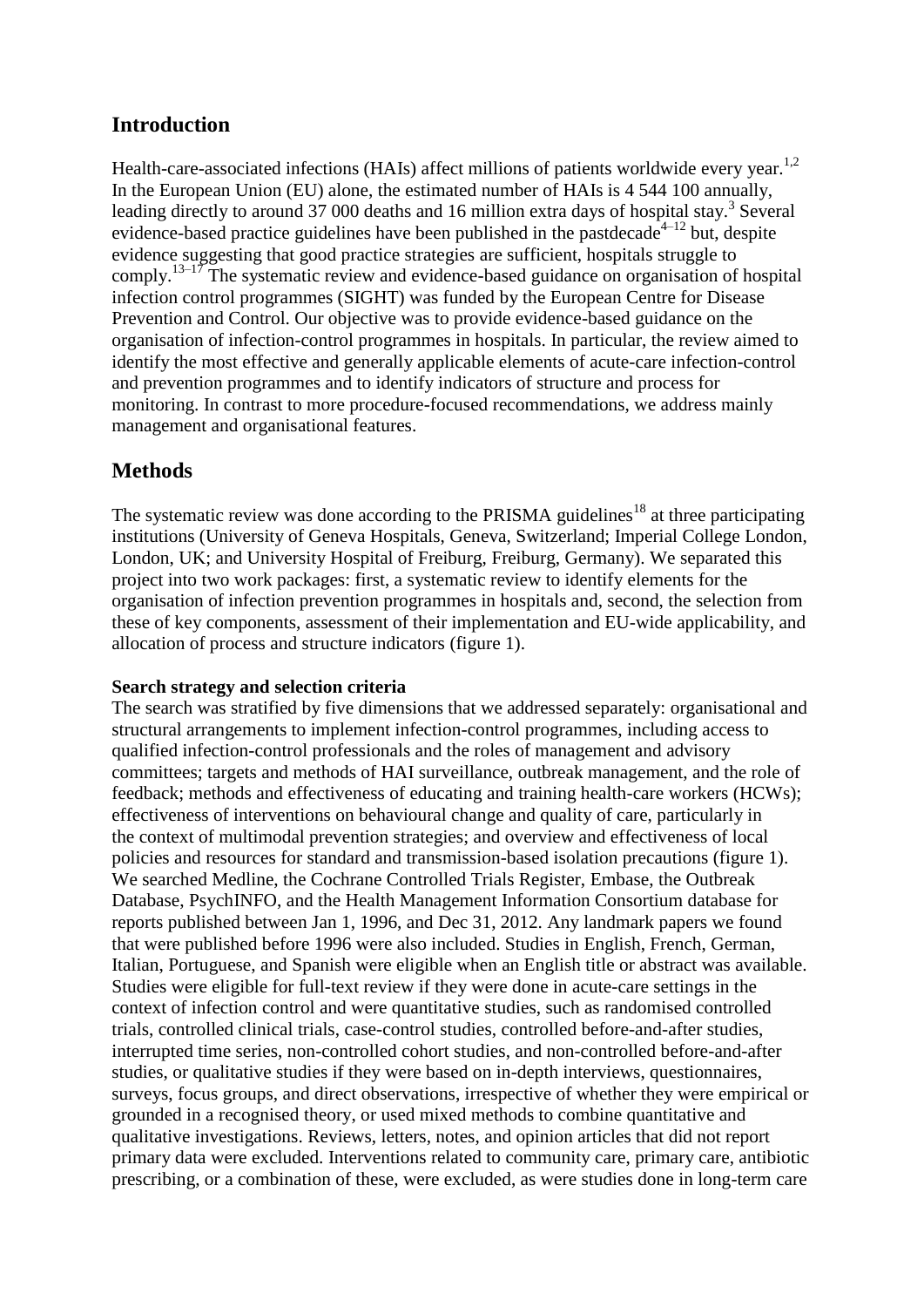## Introduction

Health-care-associated infections (HAIs) affect millions of patients worldwide every year.[1,2] In the European Union (EU) alone, the estimated number of HAIs is 4 544 100 annually, leading directly to around 37 000 deaths and 16 million extra days of hospital stay.[3] Several evidence-based practice guidelines have been published in the pastdecade[4–12] but, despite evidence suggesting that good practice strategies are sufficient, hospitals struggle to comply.[13–17] The systematic review and evidence-based guidance on organisation of hospital infection control programmes (SIGHT) was funded by the European Centre for Disease Prevention and Control. Our objective was to provide evidence-based guidance on the organisation of infection-control programmes in hospitals. In particular, the review aimed to identify the most effective and generally applicable elements of acute-care infection-control and prevention programmes and to identify indicators of structure and process for monitoring. In contrast to more procedure-focused recommendations, we address mainly management and organisational features.

## Methods

The systematic review was done according to the PRISMA guidelines[18] at three participating institutions (University of Geneva Hospitals, Geneva, Switzerland; Imperial College London, London, UK; and University Hospital of Freiburg, Freiburg, Germany). We separated this project into two work packages: first, a systematic review to identify elements for the organisation of infection prevention programmes in hospitals and, second, the selection from these of key components, assessment of their implementation and EU-wide applicability, and allocation of process and structure indicators (figure 1).

**Search strategy and selection criteria**

The search was stratified by five dimensions that we addressed separately: organisational and structural arrangements to implement infection-control programmes, including access to qualified infection-control professionals and the roles of management and advisory committees; targets and methods of HAI surveillance, outbreak management, and the role of feedback; methods and effectiveness of educating and training health-care workers (HCWs); effectiveness of interventions on behavioural change and quality of care, particularly in the context of multimodal prevention strategies; and overview and effectiveness of local policies and resources for standard and transmission-based isolation precautions (figure 1). We searched Medline, the Cochrane Controlled Trials Register, Embase, the Outbreak Database, PsychINFO, and the Health Management Information Consortium database for reports published between Jan 1, 1996, and Dec 31, 2012. Any landmark papers we found that were published before 1996 were also included. Studies in English, French, German, Italian, Portuguese, and Spanish were eligible when an English title or abstract was available. Studies were eligible for full-text review if they were done in acute-care settings in the context of infection control and were quantitative studies, such as randomised controlled trials, controlled clinical trials, case-control studies, controlled before-and-after studies, interrupted time series, non-controlled cohort studies, and non-controlled before-and-after studies, or qualitative studies if they were based on in-depth interviews, questionnaires, surveys, focus groups, and direct observations, irrespective of whether they were empirical or grounded in a recognised theory, or used mixed methods to combine quantitative and qualitative investigations. Reviews, letters, notes, and opinion articles that did not report primary data were excluded. Interventions related to community care, primary care, antibiotic prescribing, or a combination of these, were excluded, as were studies done in long-term care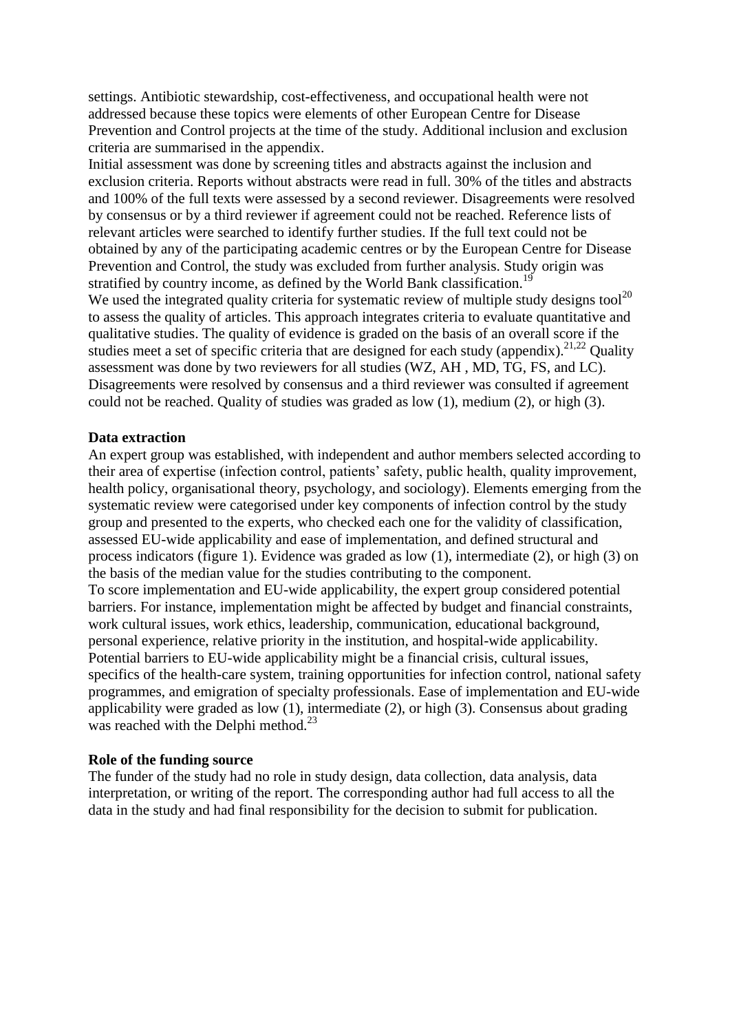settings. Antibiotic stewardship, cost-effectiveness, and occupational health were not addressed because these topics were elements of other European Centre for Disease Prevention and Control projects at the time of the study. Additional inclusion and exclusion criteria are summarised in the appendix.

Initial assessment was done by screening titles and abstracts against the inclusion and exclusion criteria. Reports without abstracts were read in full. 30% of the titles and abstracts and 100% of the full texts were assessed by a second reviewer. Disagreements were resolved by consensus or by a third reviewer if agreement could not be reached. Reference lists of relevant articles were searched to identify further studies. If the full text could not be obtained by any of the participating academic centres or by the European Centre for Disease Prevention and Control, the study was excluded from further analysis. Study origin was stratified by country income, as defined by the World Bank classification.[19]

We used the integrated quality criteria for systematic review of multiple study designs tool[20] to assess the quality of articles. This approach integrates criteria to evaluate quantitative and qualitative studies. The quality of evidence is graded on the basis of an overall score if the studies meet a set of specific criteria that are designed for each study (appendix).[21,22] Quality assessment was done by two reviewers for all studies (WZ, AH , MD, TG, FS, and LC). Disagreements were resolved by consensus and a third reviewer was consulted if agreement could not be reached. Quality of studies was graded as low (1), medium (2), or high (3).

### Data extraction

An expert group was established, with independent and author members selected according to their area of expertise (infection control, patients' safety, public health, quality improvement, health policy, organisational theory, psychology, and sociology). Elements emerging from the systematic review were categorised under key components of infection control by the study group and presented to the experts, who checked each one for the validity of classification, assessed EU-wide applicability and ease of implementation, and defined structural and process indicators (figure 1). Evidence was graded as low (1), intermediate (2), or high (3) on the basis of the median value for the studies contributing to the component.

To score implementation and EU-wide applicability, the expert group considered potential barriers. For instance, implementation might be affected by budget and financial constraints, work cultural issues, work ethics, leadership, communication, educational background, personal experience, relative priority in the institution, and hospital-wide applicability. Potential barriers to EU-wide applicability might be a financial crisis, cultural issues, specifics of the health-care system, training opportunities for infection control, national safety programmes, and emigration of specialty professionals. Ease of implementation and EU-wide applicability were graded as low (1), intermediate (2), or high (3). Consensus about grading was reached with the Delphi method.[23]

### Role of the funding source

The funder of the study had no role in study design, data collection, data analysis, data interpretation, or writing of the report. The corresponding author had full access to all the data in the study and had final responsibility for the decision to submit for publication.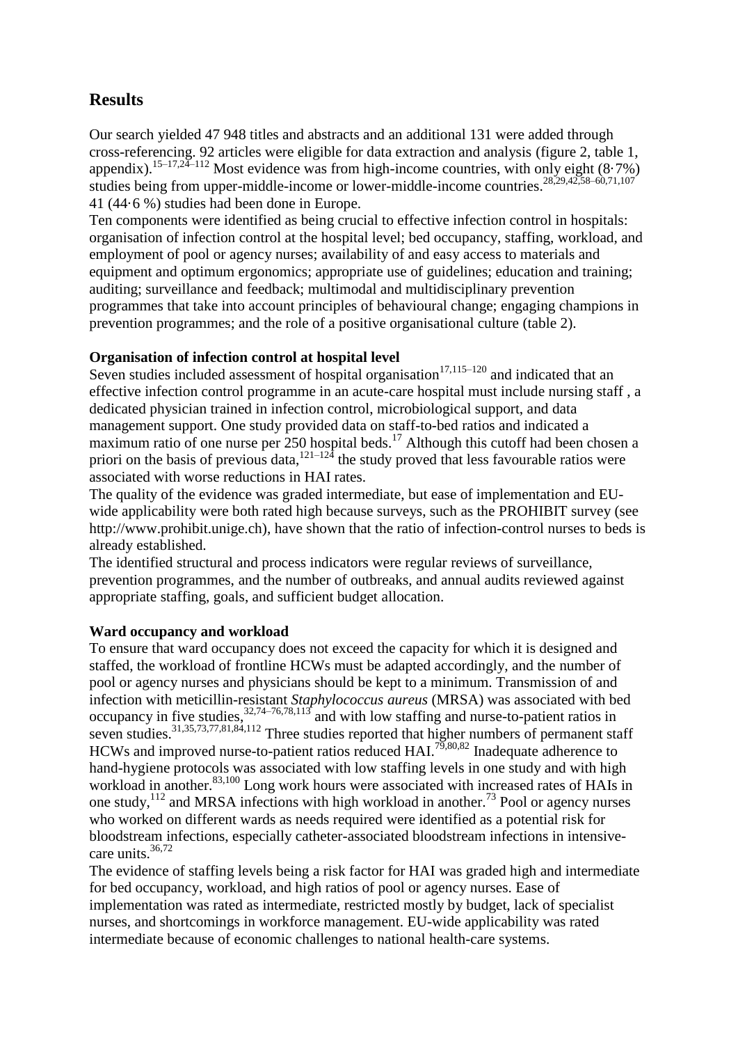## Results

Our search yielded 47 948 titles and abstracts and an additional 131 were added through cross-referencing. 92 articles were eligible for data extraction and analysis (figure 2, table 1, appendix).[15–17,24–112] Most evidence was from high-income countries, with only eight (8·7%) studies being from upper-middle-income or lower-middle-income countries.[28,29,42,58–60,71,107] 41 (44·6 %) studies had been done in Europe.

Ten components were identified as being crucial to effective infection control in hospitals: organisation of infection control at the hospital level; bed occupancy, staffing, workload, and employment of pool or agency nurses; availability of and easy access to materials and equipment and optimum ergonomics; appropriate use of guidelines; education and training; auditing; surveillance and feedback; multimodal and multidisciplinary prevention programmes that take into account principles of behavioural change; engaging champions in prevention programmes; and the role of a positive organisational culture (table 2).

### Organisation of infection control at hospital level

Seven studies included assessment of hospital organisation[17,115–120] and indicated that an effective infection control programme in an acute-care hospital must include nursing staff , a dedicated physician trained in infection control, microbiological support, and data management support. One study provided data on staff-to-bed ratios and indicated a maximum ratio of one nurse per 250 hospital beds.[17] Although this cutoff had been chosen a priori on the basis of previous data,[121–124] the study proved that less favourable ratios were associated with worse reductions in HAI rates.

The quality of the evidence was graded intermediate, but ease of implementation and EU-wide applicability were both rated high because surveys, such as the PROHIBIT survey (see http://www.prohibit.unige.ch), have shown that the ratio of infection-control nurses to beds is already established.

The identified structural and process indicators were regular reviews of surveillance, prevention programmes, and the number of outbreaks, and annual audits reviewed against appropriate staffing, goals, and sufficient budget allocation.

### Ward occupancy and workload

To ensure that ward occupancy does not exceed the capacity for which it is designed and staffed, the workload of frontline HCWs must be adapted accordingly, and the number of pool or agency nurses and physicians should be kept to a minimum. Transmission of and infection with meticillin-resistant *Staphylococcus aureus* (MRSA) was associated with bed occupancy in five studies,[32,74–76,78,113] and with low staffing and nurse-to-patient ratios in seven studies.[31,35,73,77,81,84,112] Three studies reported that higher numbers of permanent staff HCWs and improved nurse-to-patient ratios reduced HAI.[79,80,82] Inadequate adherence to hand-hygiene protocols was associated with low staffing levels in one study and with high workload in another.[83,100] Long work hours were associated with increased rates of HAIs in one study,[112] and MRSA infections with high workload in another.[73] Pool or agency nurses who worked on different wards as needs required were identified as a potential risk for bloodstream infections, especially catheter-associated bloodstream infections in intensive-care units.[36,72]

The evidence of staffing levels being a risk factor for HAI was graded high and intermediate for bed occupancy, workload, and high ratios of pool or agency nurses. Ease of implementation was rated as intermediate, restricted mostly by budget, lack of specialist nurses, and shortcomings in workforce management. EU-wide applicability was rated intermediate because of economic challenges to national health-care systems.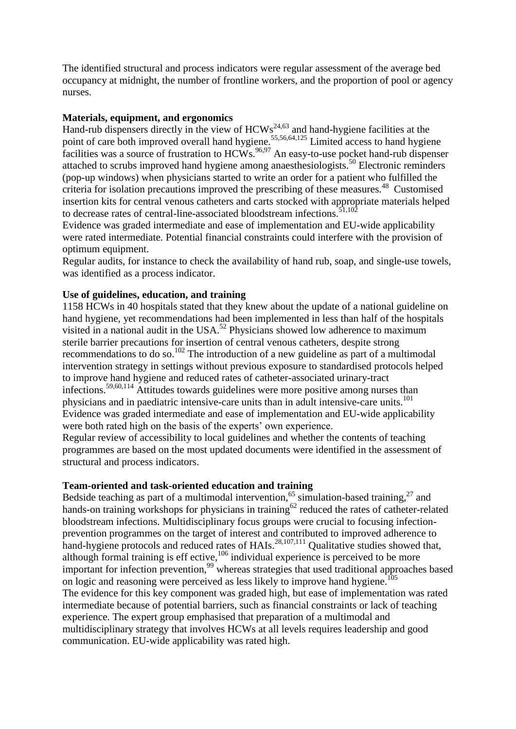The identified structural and process indicators were regular assessment of the average bed occupancy at midnight, the number of frontline workers, and the proportion of pool or agency nurses.

**Materials, equipment, and ergonomics**

Hand-rub dispensers directly in the view of HCWs[24,63] and hand-hygiene facilities at the point of care both improved overall hand hygiene.[55,56,64,125] Limited access to hand hygiene facilities was a source of frustration to HCWs.[96,97] An easy-to-use pocket hand-rub dispenser attached to scrubs improved hand hygiene among anaesthesiologists.[50] Electronic reminders (pop-up windows) when physicians started to write an order for a patient who fulfilled the criteria for isolation precautions improved the prescribing of these measures.[48] Customised insertion kits for central venous catheters and carts stocked with appropriate materials helped to decrease rates of central-line-associated bloodstream infections.[51,102]

Evidence was graded intermediate and ease of implementation and EU-wide applicability were rated intermediate. Potential financial constraints could interfere with the provision of optimum equipment.

Regular audits, for instance to check the availability of hand rub, soap, and single-use towels, was identified as a process indicator.

**Use of guidelines, education, and training**

1158 HCWs in 40 hospitals stated that they knew about the update of a national guideline on hand hygiene, yet recommendations had been implemented in less than half of the hospitals visited in a national audit in the USA.[52] Physicians showed low adherence to maximum sterile barrier precautions for insertion of central venous catheters, despite strong recommendations to do so.[102] The introduction of a new guideline as part of a multimodal intervention strategy in settings without previous exposure to standardised protocols helped to improve hand hygiene and reduced rates of catheter-associated urinary-tract infections.[59,60,114] Attitudes towards guidelines were more positive among nurses than physicians and in paediatric intensive-care units than in adult intensive-care units.[101]

Evidence was graded intermediate and ease of implementation and EU-wide applicability were both rated high on the basis of the experts' own experience.

Regular review of accessibility to local guidelines and whether the contents of teaching programmes are based on the most updated documents were identified in the assessment of structural and process indicators.

**Team-oriented and task-oriented education and training**

Bedside teaching as part of a multimodal intervention,[65] simulation-based training,[27] and hands-on training workshops for physicians in training[62] reduced the rates of catheter-related bloodstream infections. Multidisciplinary focus groups were crucial to focusing infection-prevention programmes on the target of interest and contributed to improved adherence to hand-hygiene protocols and reduced rates of HAIs.[28,107,111] Qualitative studies showed that, although formal training is eff ective,[106] individual experience is perceived to be more important for infection prevention,[99] whereas strategies that used traditional approaches based on logic and reasoning were perceived as less likely to improve hand hygiene.[105]

The evidence for this key component was graded high, but ease of implementation was rated intermediate because of potential barriers, such as financial constraints or lack of teaching experience. The expert group emphasised that preparation of a multimodal and multidisciplinary strategy that involves HCWs at all levels requires leadership and good communication. EU-wide applicability was rated high.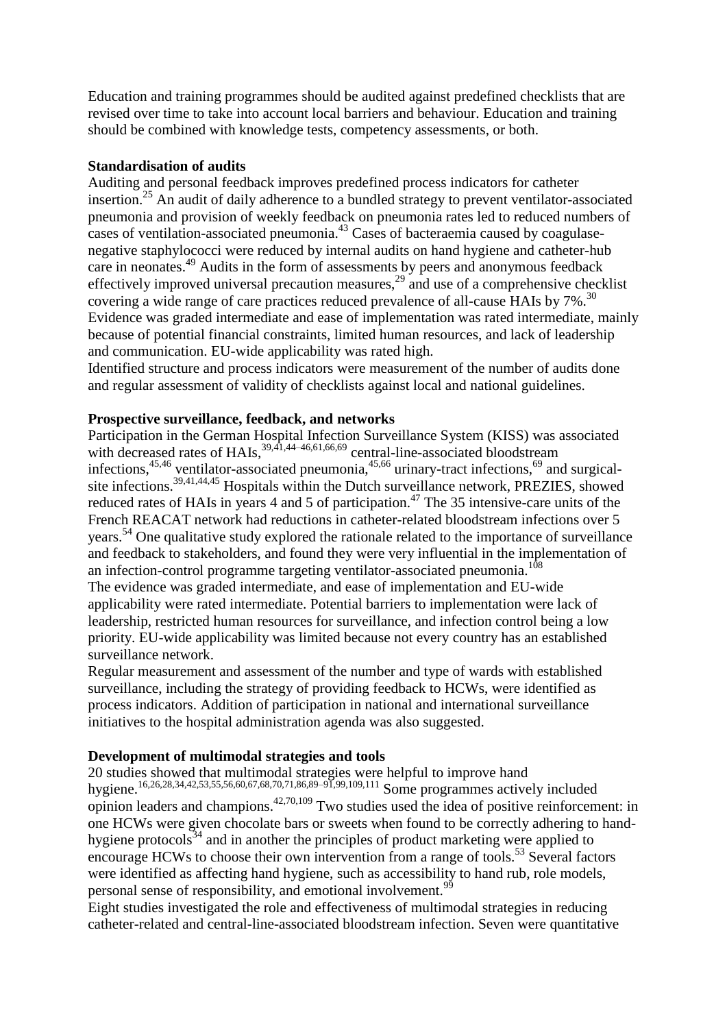Education and training programmes should be audited against predefined checklists that are revised over time to take into account local barriers and behaviour. Education and training should be combined with knowledge tests, competency assessments, or both.

**Standardisation of audits**

Auditing and personal feedback improves predefined process indicators for catheter insertion.[25] An audit of daily adherence to a bundled strategy to prevent ventilator-associated pneumonia and provision of weekly feedback on pneumonia rates led to reduced numbers of cases of ventilation-associated pneumonia.[43] Cases of bacteraemia caused by coagulase-negative staphylococci were reduced by internal audits on hand hygiene and catheter-hub care in neonates.[49] Audits in the form of assessments by peers and anonymous feedback effectively improved universal precaution measures,[29] and use of a comprehensive checklist covering a wide range of care practices reduced prevalence of all-cause HAIs by 7%.[30] Evidence was graded intermediate and ease of implementation was rated intermediate, mainly because of potential financial constraints, limited human resources, and lack of leadership and communication. EU-wide applicability was rated high.

Identified structure and process indicators were measurement of the number of audits done and regular assessment of validity of checklists against local and national guidelines.

**Prospective surveillance, feedback, and networks**

Participation in the German Hospital Infection Surveillance System (KISS) was associated with decreased rates of HAIs,[39,41,44–46,61,66,69] central-line-associated bloodstream infections,[45,46] ventilator-associated pneumonia,[45,66] urinary-tract infections,[69] and surgical-site infections.[39,41,44,45] Hospitals within the Dutch surveillance network, PREZIES, showed reduced rates of HAIs in years 4 and 5 of participation.[47] The 35 intensive-care units of the French REACAT network had reductions in catheter-related bloodstream infections over 5 years.[54] One qualitative study explored the rationale related to the importance of surveillance and feedback to stakeholders, and found they were very influential in the implementation of an infection-control programme targeting ventilator-associated pneumonia.[108]

The evidence was graded intermediate, and ease of implementation and EU-wide applicability were rated intermediate. Potential barriers to implementation were lack of leadership, restricted human resources for surveillance, and infection control being a low priority. EU-wide applicability was limited because not every country has an established surveillance network.

Regular measurement and assessment of the number and type of wards with established surveillance, including the strategy of providing feedback to HCWs, were identified as process indicators. Addition of participation in national and international surveillance initiatives to the hospital administration agenda was also suggested.

**Development of multimodal strategies and tools**

20 studies showed that multimodal strategies were helpful to improve hand hygiene.[16,26,28,34,42,53,55,56,60,67,68,70,71,86,89–91,99,109,111] Some programmes actively included opinion leaders and champions.[42,70,109] Two studies used the idea of positive reinforcement: in one HCWs were given chocolate bars or sweets when found to be correctly adhering to hand-hygiene protocols[34] and in another the principles of product marketing were applied to encourage HCWs to choose their own intervention from a range of tools.[53] Several factors were identified as affecting hand hygiene, such as accessibility to hand rub, role models, personal sense of responsibility, and emotional involvement.[99]

Eight studies investigated the role and effectiveness of multimodal strategies in reducing catheter-related and central-line-associated bloodstream infection. Seven were quantitative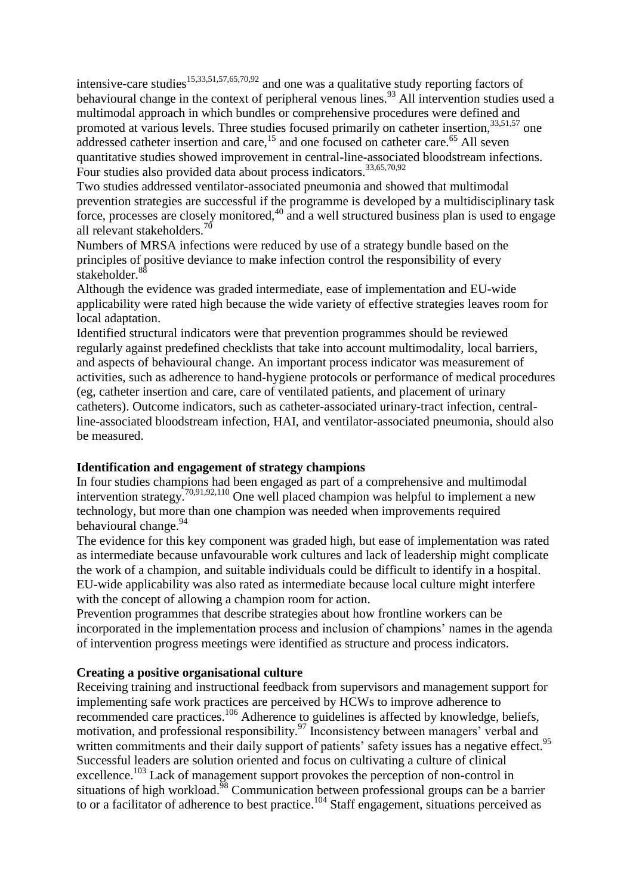intensive-care studies[15,33,51,57,65,70,92] and one was a qualitative study reporting factors of behavioural change in the context of peripheral venous lines.[93] All intervention studies used a multimodal approach in which bundles or comprehensive procedures were defined and promoted at various levels. Three studies focused primarily on catheter insertion,[33,51,57] one addressed catheter insertion and care,[15] and one focused on catheter care.[65] All seven quantitative studies showed improvement in central-line-associated bloodstream infections. Four studies also provided data about process indicators.[33,65,70,92]

Two studies addressed ventilator-associated pneumonia and showed that multimodal prevention strategies are successful if the programme is developed by a multidisciplinary task force, processes are closely monitored,[40] and a well structured business plan is used to engage all relevant stakeholders.[70]

Numbers of MRSA infections were reduced by use of a strategy bundle based on the principles of positive deviance to make infection control the responsibility of every stakeholder.[88]

Although the evidence was graded intermediate, ease of implementation and EU-wide applicability were rated high because the wide variety of effective strategies leaves room for local adaptation.

Identified structural indicators were that prevention programmes should be reviewed regularly against predefined checklists that take into account multimodality, local barriers, and aspects of behavioural change. An important process indicator was measurement of activities, such as adherence to hand-hygiene protocols or performance of medical procedures (eg, catheter insertion and care, care of ventilated patients, and placement of urinary catheters). Outcome indicators, such as catheter-associated urinary-tract infection, central-line-associated bloodstream infection, HAI, and ventilator-associated pneumonia, should also be measured.

**Identification and engagement of strategy champions**

In four studies champions had been engaged as part of a comprehensive and multimodal intervention strategy.[70,91,92,110] One well placed champion was helpful to implement a new technology, but more than one champion was needed when improvements required behavioural change.[94]

The evidence for this key component was graded high, but ease of implementation was rated as intermediate because unfavourable work cultures and lack of leadership might complicate the work of a champion, and suitable individuals could be difficult to identify in a hospital. EU-wide applicability was also rated as intermediate because local culture might interfere with the concept of allowing a champion room for action.

Prevention programmes that describe strategies about how frontline workers can be incorporated in the implementation process and inclusion of champions' names in the agenda of intervention progress meetings were identified as structure and process indicators.

**Creating a positive organisational culture**

Receiving training and instructional feedback from supervisors and management support for implementing safe work practices are perceived by HCWs to improve adherence to recommended care practices.[106] Adherence to guidelines is affected by knowledge, beliefs, motivation, and professional responsibility.[97] Inconsistency between managers' verbal and written commitments and their daily support of patients' safety issues has a negative effect.[95] Successful leaders are solution oriented and focus on cultivating a culture of clinical excellence.[103] Lack of management support provokes the perception of non-control in situations of high workload.[98] Communication between professional groups can be a barrier to or a facilitator of adherence to best practice.[104] Staff engagement, situations perceived as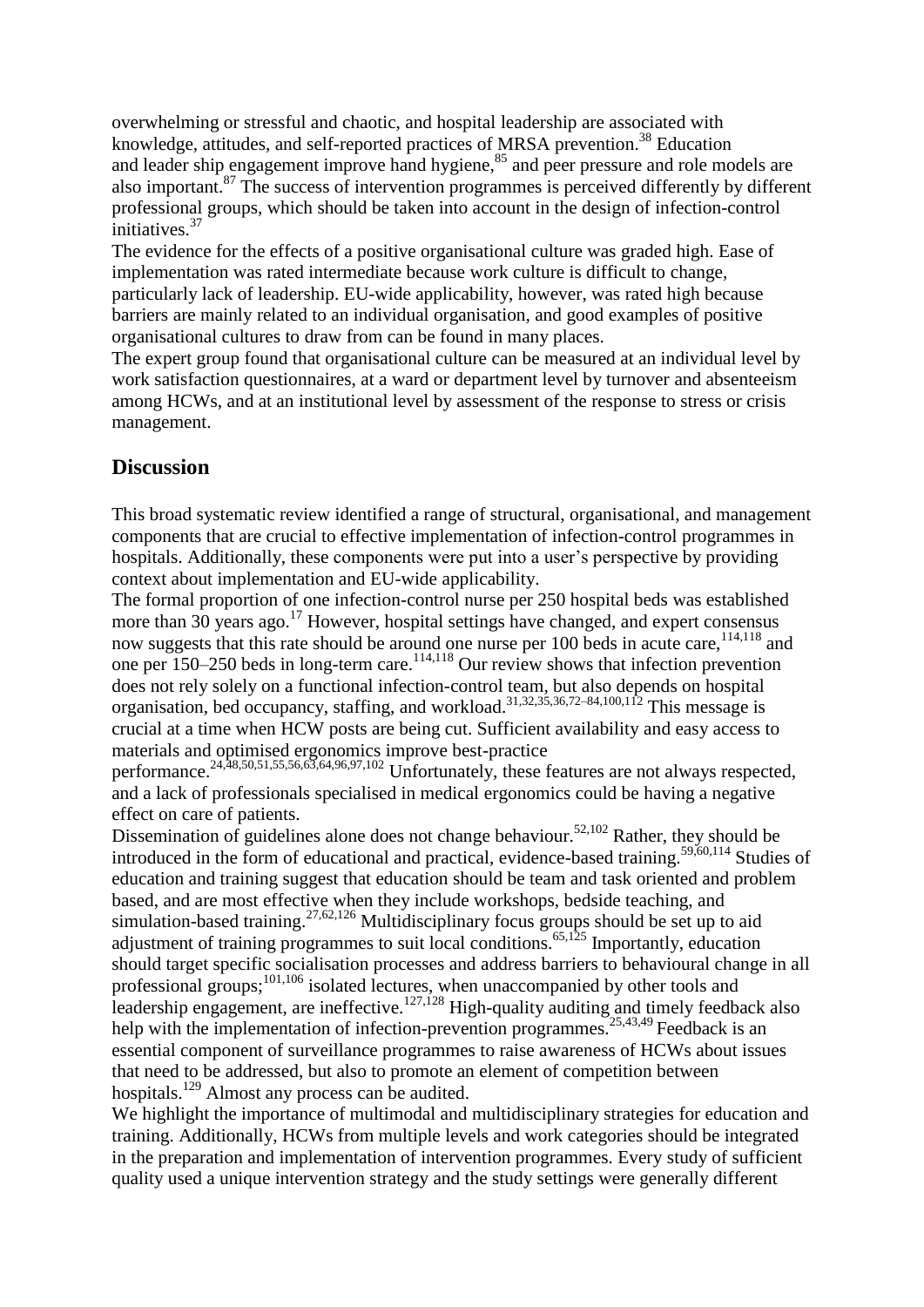overwhelming or stressful and chaotic, and hospital leadership are associated with knowledge, attitudes, and self-reported practices of MRSA prevention.[38] Education and leader ship engagement improve hand hygiene,[85] and peer pressure and role models are also important.[87] The success of intervention programmes is perceived differently by different professional groups, which should be taken into account in the design of infection-control initiatives.[37]

The evidence for the effects of a positive organisational culture was graded high. Ease of implementation was rated intermediate because work culture is difficult to change, particularly lack of leadership. EU-wide applicability, however, was rated high because barriers are mainly related to an individual organisation, and good examples of positive organisational cultures to draw from can be found in many places.

The expert group found that organisational culture can be measured at an individual level by work satisfaction questionnaires, at a ward or department level by turnover and absenteeism among HCWs, and at an institutional level by assessment of the response to stress or crisis management.

## Discussion

This broad systematic review identified a range of structural, organisational, and management components that are crucial to effective implementation of infection-control programmes in hospitals. Additionally, these components were put into a user's perspective by providing context about implementation and EU-wide applicability.

The formal proportion of one infection-control nurse per 250 hospital beds was established more than 30 years ago.[17] However, hospital settings have changed, and expert consensus now suggests that this rate should be around one nurse per 100 beds in acute care,[114,118] and one per 150–250 beds in long-term care.[114,118] Our review shows that infection prevention does not rely solely on a functional infection-control team, but also depends on hospital organisation, bed occupancy, staffing, and workload.[31,32,35,36,72–84,100,112] This message is crucial at a time when HCW posts are being cut. Sufficient availability and easy access to materials and optimised ergonomics improve best-practice performance.[24,48,50,51,55,56,63,64,96,97,102] Unfortunately, these features are not always respected, and a lack of professionals specialised in medical ergonomics could be having a negative effect on care of patients.

Dissemination of guidelines alone does not change behaviour.[52,102] Rather, they should be introduced in the form of educational and practical, evidence-based training.[59,60,114] Studies of education and training suggest that education should be team and task oriented and problem based, and are most effective when they include workshops, bedside teaching, and simulation-based training.[27,62,126] Multidisciplinary focus groups should be set up to aid adjustment of training programmes to suit local conditions.[65,125] Importantly, education should target specific socialisation processes and address barriers to behavioural change in all professional groups;[101,106] isolated lectures, when unaccompanied by other tools and leadership engagement, are ineffective.[127,128] High-quality auditing and timely feedback also help with the implementation of infection-prevention programmes.[25,43,49] Feedback is an essential component of surveillance programmes to raise awareness of HCWs about issues that need to be addressed, but also to promote an element of competition between hospitals.[129] Almost any process can be audited.

We highlight the importance of multimodal and multidisciplinary strategies for education and training. Additionally, HCWs from multiple levels and work categories should be integrated in the preparation and implementation of intervention programmes. Every study of sufficient quality used a unique intervention strategy and the study settings were generally different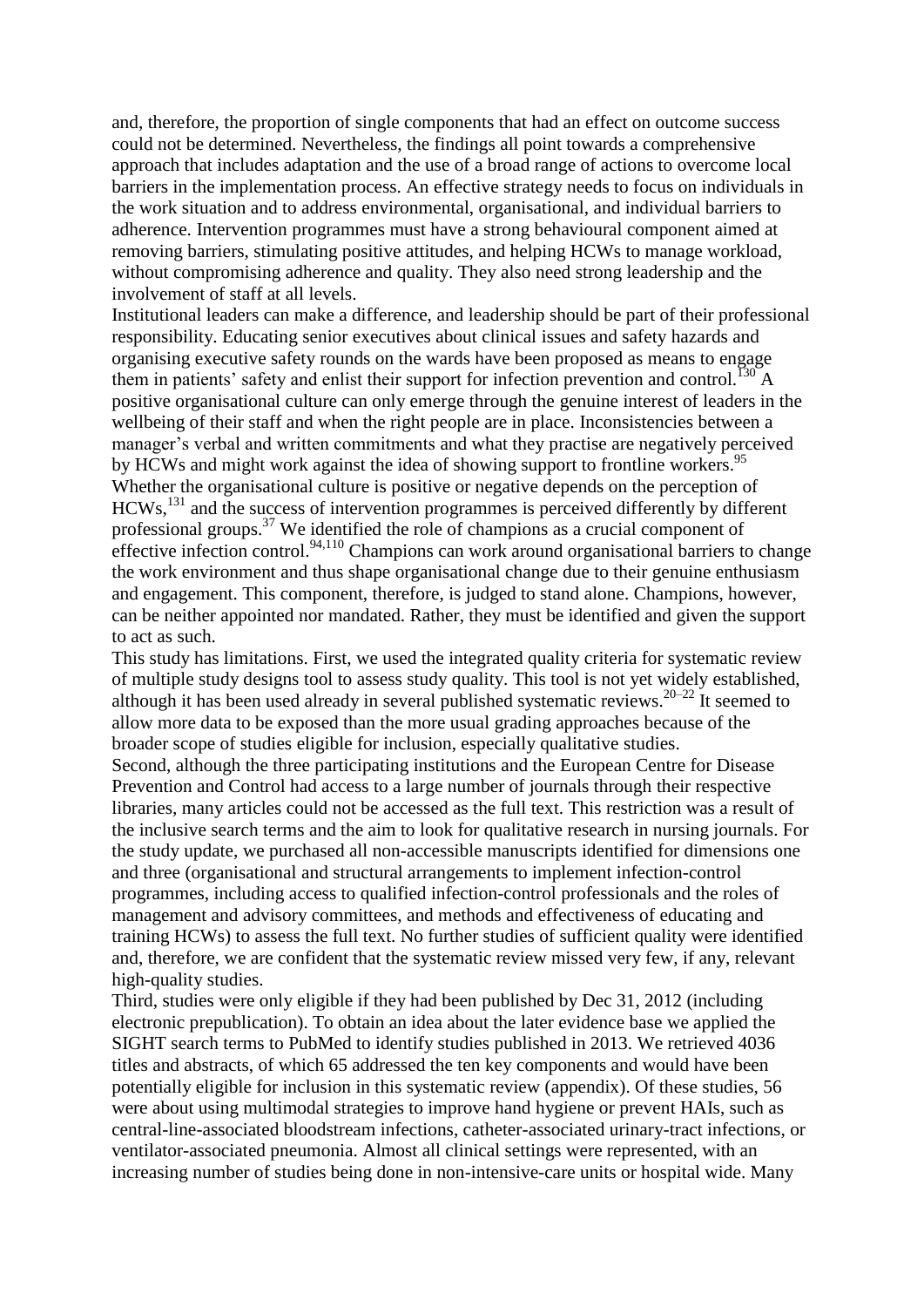and, therefore, the proportion of single components that had an effect on outcome success could not be determined. Nevertheless, the findings all point towards a comprehensive approach that includes adaptation and the use of a broad range of actions to overcome local barriers in the implementation process. An effective strategy needs to focus on individuals in the work situation and to address environmental, organisational, and individual barriers to adherence. Intervention programmes must have a strong behavioural component aimed at removing barriers, stimulating positive attitudes, and helping HCWs to manage workload, without compromising adherence and quality. They also need strong leadership and the involvement of staff at all levels.

Institutional leaders can make a difference, and leadership should be part of their professional responsibility. Educating senior executives about clinical issues and safety hazards and organising executive safety rounds on the wards have been proposed as means to engage them in patients' safety and enlist their support for infection prevention and control.[130] A positive organisational culture can only emerge through the genuine interest of leaders in the wellbeing of their staff and when the right people are in place. Inconsistencies between a manager's verbal and written commitments and what they practise are negatively perceived by HCWs and might work against the idea of showing support to frontline workers.[95] Whether the organisational culture is positive or negative depends on the perception of HCWs,[131] and the success of intervention programmes is perceived differently by different professional groups.[37] We identified the role of champions as a crucial component of effective infection control.[94,110] Champions can work around organisational barriers to change the work environment and thus shape organisational change due to their genuine enthusiasm and engagement. This component, therefore, is judged to stand alone. Champions, however, can be neither appointed nor mandated. Rather, they must be identified and given the support to act as such.

This study has limitations. First, we used the integrated quality criteria for systematic review of multiple study designs tool to assess study quality. This tool is not yet widely established, although it has been used already in several published systematic reviews.[20–22] It seemed to allow more data to be exposed than the more usual grading approaches because of the broader scope of studies eligible for inclusion, especially qualitative studies.

Second, although the three participating institutions and the European Centre for Disease Prevention and Control had access to a large number of journals through their respective libraries, many articles could not be accessed as the full text. This restriction was a result of the inclusive search terms and the aim to look for qualitative research in nursing journals. For the study update, we purchased all non-accessible manuscripts identified for dimensions one and three (organisational and structural arrangements to implement infection-control programmes, including access to qualified infection-control professionals and the roles of management and advisory committees, and methods and effectiveness of educating and training HCWs) to assess the full text. No further studies of sufficient quality were identified and, therefore, we are confident that the systematic review missed very few, if any, relevant high-quality studies.

Third, studies were only eligible if they had been published by Dec 31, 2012 (including electronic prepublication). To obtain an idea about the later evidence base we applied the SIGHT search terms to PubMed to identify studies published in 2013. We retrieved 4036 titles and abstracts, of which 65 addressed the ten key components and would have been potentially eligible for inclusion in this systematic review (appendix). Of these studies, 56 were about using multimodal strategies to improve hand hygiene or prevent HAIs, such as central-line-associated bloodstream infections, catheter-associated urinary-tract infections, or ventilator-associated pneumonia. Almost all clinical settings were represented, with an increasing number of studies being done in non-intensive-care units or hospital wide. Many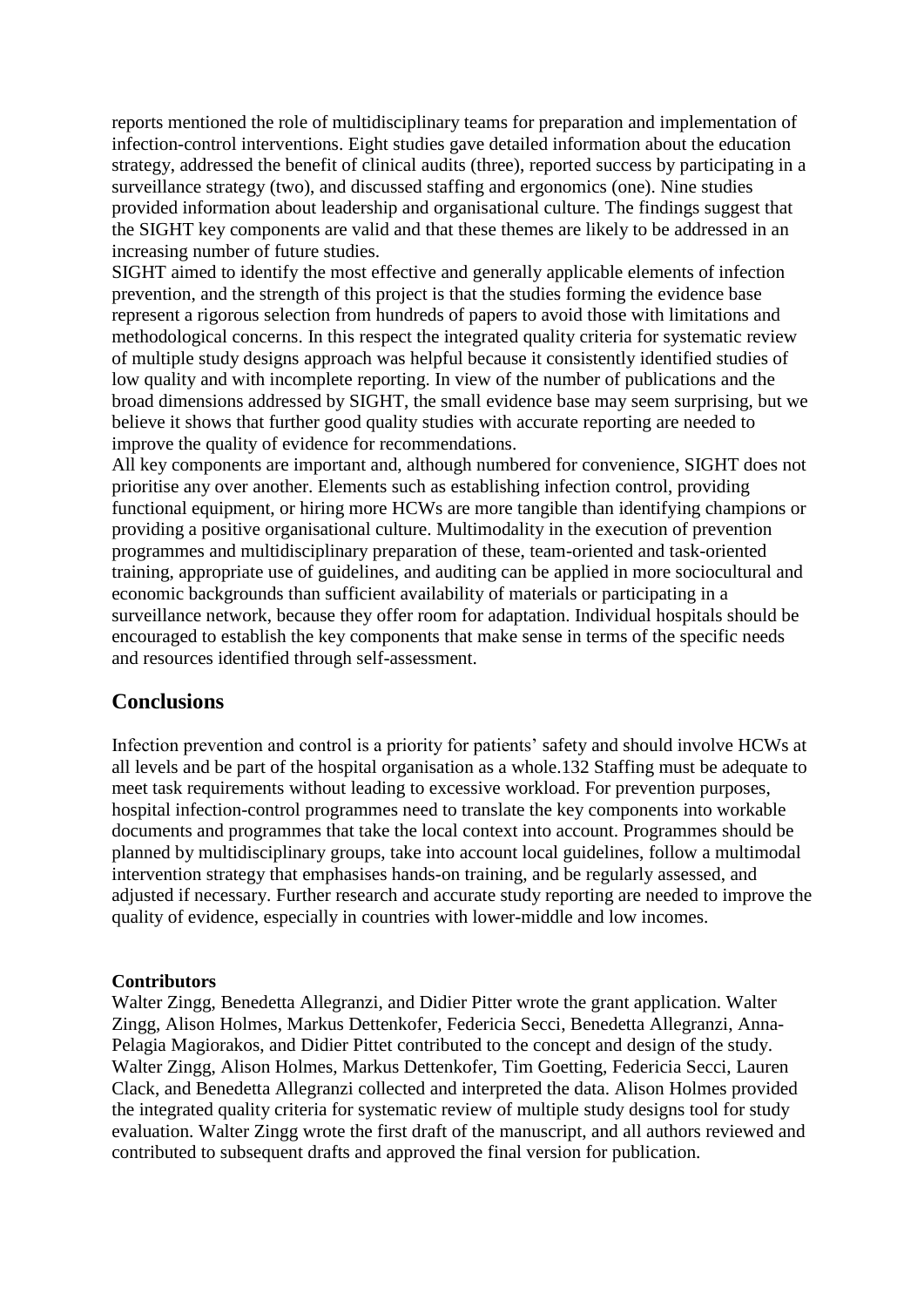reports mentioned the role of multidisciplinary teams for preparation and implementation of infection-control interventions. Eight studies gave detailed information about the education strategy, addressed the benefit of clinical audits (three), reported success by participating in a surveillance strategy (two), and discussed staffing and ergonomics (one). Nine studies provided information about leadership and organisational culture. The findings suggest that the SIGHT key components are valid and that these themes are likely to be addressed in an increasing number of future studies.

SIGHT aimed to identify the most effective and generally applicable elements of infection prevention, and the strength of this project is that the studies forming the evidence base represent a rigorous selection from hundreds of papers to avoid those with limitations and methodological concerns. In this respect the integrated quality criteria for systematic review of multiple study designs approach was helpful because it consistently identified studies of low quality and with incomplete reporting. In view of the number of publications and the broad dimensions addressed by SIGHT, the small evidence base may seem surprising, but we believe it shows that further good quality studies with accurate reporting are needed to improve the quality of evidence for recommendations.

All key components are important and, although numbered for convenience, SIGHT does not prioritise any over another. Elements such as establishing infection control, providing functional equipment, or hiring more HCWs are more tangible than identifying champions or providing a positive organisational culture. Multimodality in the execution of prevention programmes and multidisciplinary preparation of these, team-oriented and task-oriented training, appropriate use of guidelines, and auditing can be applied in more sociocultural and economic backgrounds than sufficient availability of materials or participating in a surveillance network, because they offer room for adaptation. Individual hospitals should be encouraged to establish the key components that make sense in terms of the specific needs and resources identified through self-assessment.

## Conclusions

Infection prevention and control is a priority for patients' safety and should involve HCWs at all levels and be part of the hospital organisation as a whole.132 Staffing must be adequate to meet task requirements without leading to excessive workload. For prevention purposes, hospital infection-control programmes need to translate the key components into workable documents and programmes that take the local context into account. Programmes should be planned by multidisciplinary groups, take into account local guidelines, follow a multimodal intervention strategy that emphasises hands-on training, and be regularly assessed, and adjusted if necessary. Further research and accurate study reporting are needed to improve the quality of evidence, especially in countries with lower-middle and low incomes.

**Contributors**

Walter Zingg, Benedetta Allegranzi, and Didier Pitter wrote the grant application. Walter Zingg, Alison Holmes, Markus Dettenkofer, Federicia Secci, Benedetta Allegranzi, Anna-Pelagia Magiorakos, and Didier Pittet contributed to the concept and design of the study. Walter Zingg, Alison Holmes, Markus Dettenkofer, Tim Goetting, Federicia Secci, Lauren Clack, and Benedetta Allegranzi collected and interpreted the data. Alison Holmes provided the integrated quality criteria for systematic review of multiple study designs tool for study evaluation. Walter Zingg wrote the first draft of the manuscript, and all authors reviewed and contributed to subsequent drafts and approved the final version for publication.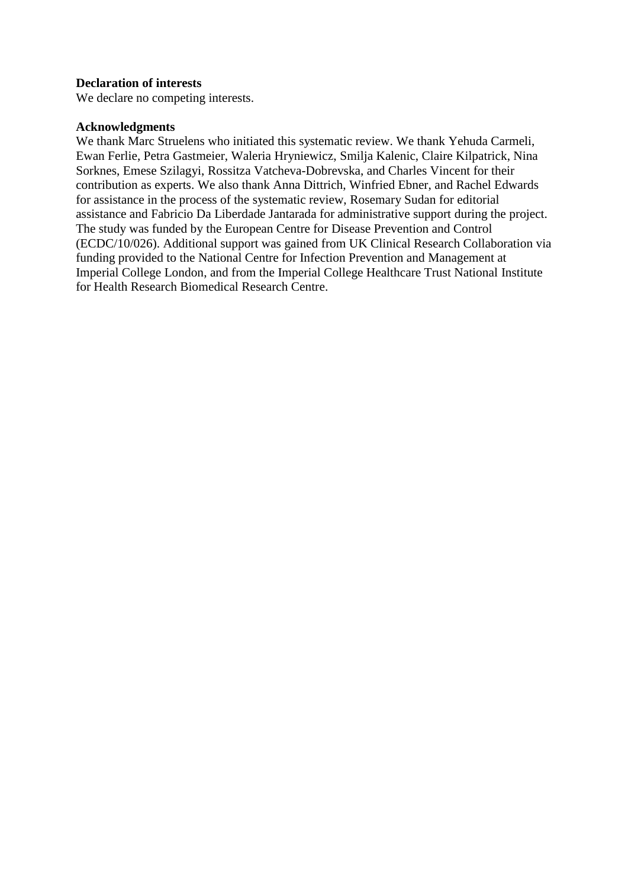**Declaration of interests**

We declare no competing interests.

**Acknowledgments**

We thank Marc Struelens who initiated this systematic review. We thank Yehuda Carmeli, Ewan Ferlie, Petra Gastmeier, Waleria Hryniewicz, Smilja Kalenic, Claire Kilpatrick, Nina Sorknes, Emese Szilagyi, Rossitza Vatcheva-Dobrevska, and Charles Vincent for their contribution as experts. We also thank Anna Dittrich, Winfried Ebner, and Rachel Edwards for assistance in the process of the systematic review, Rosemary Sudan for editorial assistance and Fabricio Da Liberdade Jantarada for administrative support during the project. The study was funded by the European Centre for Disease Prevention and Control (ECDC/10/026). Additional support was gained from UK Clinical Research Collaboration via funding provided to the National Centre for Infection Prevention and Management at Imperial College London, and from the Imperial College Healthcare Trust National Institute for Health Research Biomedical Research Centre.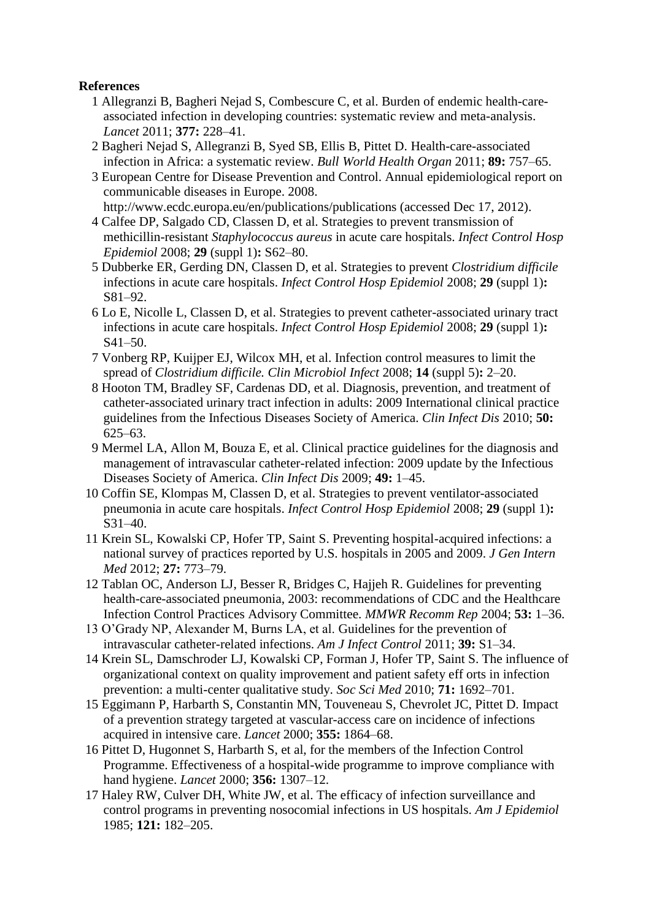**References**

1 Allegranzi B, Bagheri Nejad S, Combescure C, et al. Burden of endemic health-care-associated infection in developing countries: systematic review and meta-analysis. *Lancet* 2011; **377:** 228–41.

2 Bagheri Nejad S, Allegranzi B, Syed SB, Ellis B, Pittet D. Health-care-associated infection in Africa: a systematic review. *Bull World Health Organ* 2011; **89:** 757–65.

3 European Centre for Disease Prevention and Control. Annual epidemiological report on communicable diseases in Europe. 2008. http://www.ecdc.europa.eu/en/publications/publications (accessed Dec 17, 2012).

4 Calfee DP, Salgado CD, Classen D, et al. Strategies to prevent transmission of methicillin-resistant *Staphylococcus aureus* in acute care hospitals. *Infect Control Hosp Epidemiol* 2008; **29** (suppl 1)**:** S62–80.

5 Dubberke ER, Gerding DN, Classen D, et al. Strategies to prevent *Clostridium difficile* infections in acute care hospitals. *Infect Control Hosp Epidemiol* 2008; **29** (suppl 1)**:** S81–92.

6 Lo E, Nicolle L, Classen D, et al. Strategies to prevent catheter-associated urinary tract infections in acute care hospitals. *Infect Control Hosp Epidemiol* 2008; **29** (suppl 1)**:** S41–50.

7 Vonberg RP, Kuijper EJ, Wilcox MH, et al. Infection control measures to limit the spread of *Clostridium difficile. Clin Microbiol Infect* 2008; **14** (suppl 5)**:** 2–20.

8 Hooton TM, Bradley SF, Cardenas DD, et al. Diagnosis, prevention, and treatment of catheter-associated urinary tract infection in adults: 2009 International clinical practice guidelines from the Infectious Diseases Society of America. *Clin Infect Dis* 2010; **50:** 625–63.

9 Mermel LA, Allon M, Bouza E, et al. Clinical practice guidelines for the diagnosis and management of intravascular catheter-related infection: 2009 update by the Infectious Diseases Society of America. *Clin Infect Dis* 2009; **49:** 1–45.

10 Coffin SE, Klompas M, Classen D, et al. Strategies to prevent ventilator-associated pneumonia in acute care hospitals. *Infect Control Hosp Epidemiol* 2008; **29** (suppl 1)**:** S31–40.

11 Krein SL, Kowalski CP, Hofer TP, Saint S. Preventing hospital-acquired infections: a national survey of practices reported by U.S. hospitals in 2005 and 2009. *J Gen Intern Med* 2012; **27:** 773–79.

12 Tablan OC, Anderson LJ, Besser R, Bridges C, Hajjeh R. Guidelines for preventing health-care-associated pneumonia, 2003: recommendations of CDC and the Healthcare Infection Control Practices Advisory Committee. *MMWR Recomm Rep* 2004; **53:** 1–36.

13 O'Grady NP, Alexander M, Burns LA, et al. Guidelines for the prevention of intravascular catheter-related infections. *Am J Infect Control* 2011; **39:** S1–34.

14 Krein SL, Damschroder LJ, Kowalski CP, Forman J, Hofer TP, Saint S. The influence of organizational context on quality improvement and patient safety eff orts in infection prevention: a multi-center qualitative study. *Soc Sci Med* 2010; **71:** 1692–701.

15 Eggimann P, Harbarth S, Constantin MN, Touveneau S, Chevrolet JC, Pittet D. Impact of a prevention strategy targeted at vascular-access care on incidence of infections acquired in intensive care. *Lancet* 2000; **355:** 1864–68.

16 Pittet D, Hugonnet S, Harbarth S, et al, for the members of the Infection Control Programme. Effectiveness of a hospital-wide programme to improve compliance with hand hygiene. *Lancet* 2000; **356:** 1307–12.

17 Haley RW, Culver DH, White JW, et al. The efficacy of infection surveillance and control programs in preventing nosocomial infections in US hospitals. *Am J Epidemiol* 1985; **121:** 182–205.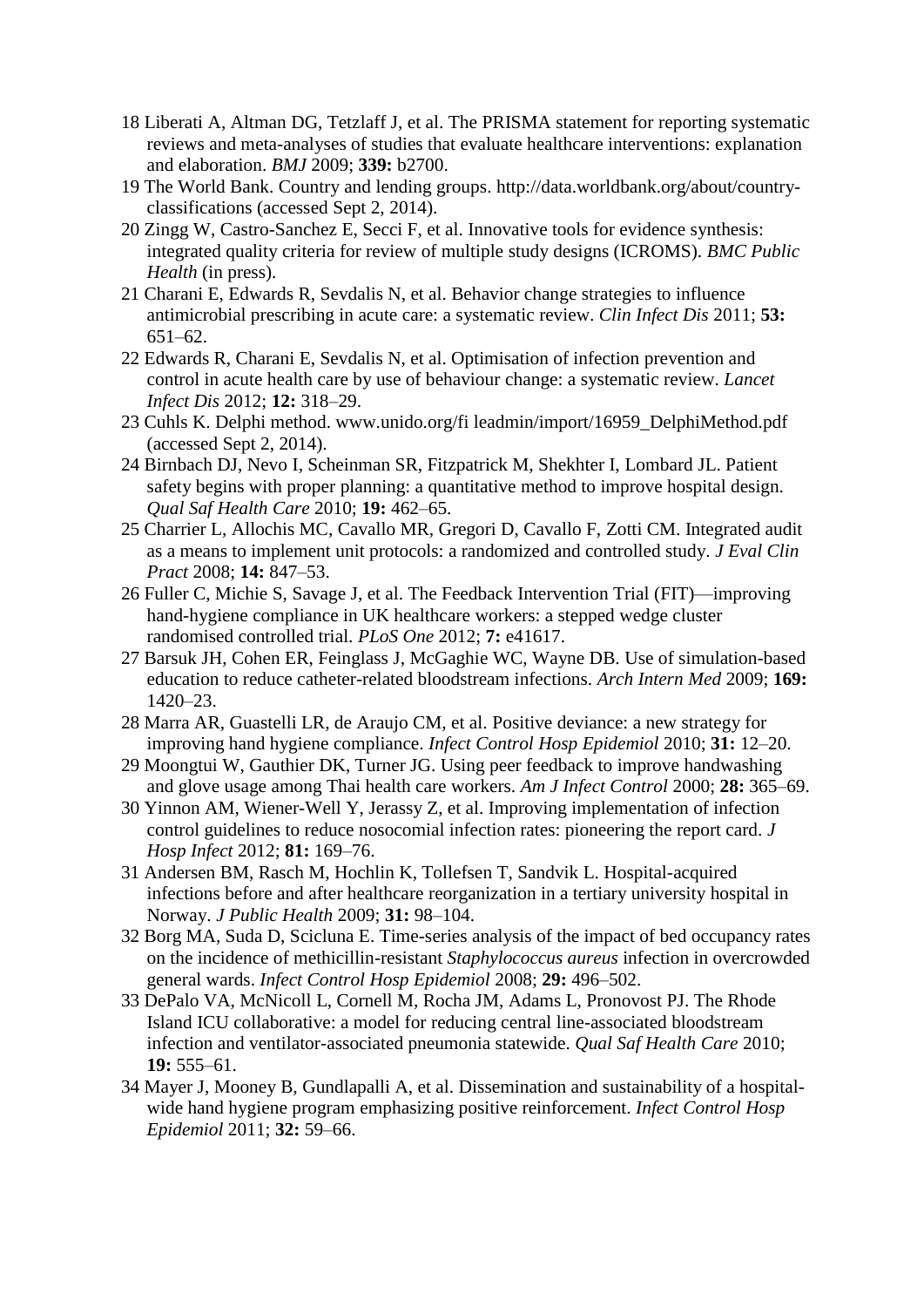18 Liberati A, Altman DG, Tetzlaff J, et al. The PRISMA statement for reporting systematic reviews and meta-analyses of studies that evaluate healthcare interventions: explanation and elaboration. *BMJ* 2009; **339:** b2700.

19 The World Bank. Country and lending groups. http://data.worldbank.org/about/country-classifications (accessed Sept 2, 2014).

20 Zingg W, Castro-Sanchez E, Secci F, et al. Innovative tools for evidence synthesis: integrated quality criteria for review of multiple study designs (ICROMS). *BMC Public Health* (in press).

21 Charani E, Edwards R, Sevdalis N, et al. Behavior change strategies to influence antimicrobial prescribing in acute care: a systematic review. *Clin Infect Dis* 2011; **53:** 651–62.

22 Edwards R, Charani E, Sevdalis N, et al. Optimisation of infection prevention and control in acute health care by use of behaviour change: a systematic review. *Lancet Infect Dis* 2012; **12:** 318–29.

23 Cuhls K. Delphi method. www.unido.org/fi leadmin/import/16959_DelphiMethod.pdf (accessed Sept 2, 2014).

24 Birnbach DJ, Nevo I, Scheinman SR, Fitzpatrick M, Shekhter I, Lombard JL. Patient safety begins with proper planning: a quantitative method to improve hospital design. *Qual Saf Health Care* 2010; **19:** 462–65.

25 Charrier L, Allochis MC, Cavallo MR, Gregori D, Cavallo F, Zotti CM. Integrated audit as a means to implement unit protocols: a randomized and controlled study. *J Eval Clin Pract* 2008; **14:** 847–53.

26 Fuller C, Michie S, Savage J, et al. The Feedback Intervention Trial (FIT)—improving hand-hygiene compliance in UK healthcare workers: a stepped wedge cluster randomised controlled trial. *PLoS One* 2012; **7:** e41617.

27 Barsuk JH, Cohen ER, Feinglass J, McGaghie WC, Wayne DB. Use of simulation-based education to reduce catheter-related bloodstream infections. *Arch Intern Med* 2009; **169:** 1420–23.

28 Marra AR, Guastelli LR, de Araujo CM, et al. Positive deviance: a new strategy for improving hand hygiene compliance. *Infect Control Hosp Epidemiol* 2010; **31:** 12–20.

29 Moongtui W, Gauthier DK, Turner JG. Using peer feedback to improve handwashing and glove usage among Thai health care workers. *Am J Infect Control* 2000; **28:** 365–69.

30 Yinnon AM, Wiener-Well Y, Jerassy Z, et al. Improving implementation of infection control guidelines to reduce nosocomial infection rates: pioneering the report card. *J Hosp Infect* 2012; **81:** 169–76.

31 Andersen BM, Rasch M, Hochlin K, Tollefsen T, Sandvik L. Hospital-acquired infections before and after healthcare reorganization in a tertiary university hospital in Norway. *J Public Health* 2009; **31:** 98–104.

32 Borg MA, Suda D, Scicluna E. Time-series analysis of the impact of bed occupancy rates on the incidence of methicillin-resistant *Staphylococcus aureus* infection in overcrowded general wards. *Infect Control Hosp Epidemiol* 2008; **29:** 496–502.

33 DePalo VA, McNicoll L, Cornell M, Rocha JM, Adams L, Pronovost PJ. The Rhode Island ICU collaborative: a model for reducing central line-associated bloodstream infection and ventilator-associated pneumonia statewide. *Qual Saf Health Care* 2010; **19:** 555–61.

34 Mayer J, Mooney B, Gundlapalli A, et al. Dissemination and sustainability of a hospital-wide hand hygiene program emphasizing positive reinforcement. *Infect Control Hosp Epidemiol* 2011; **32:** 59–66.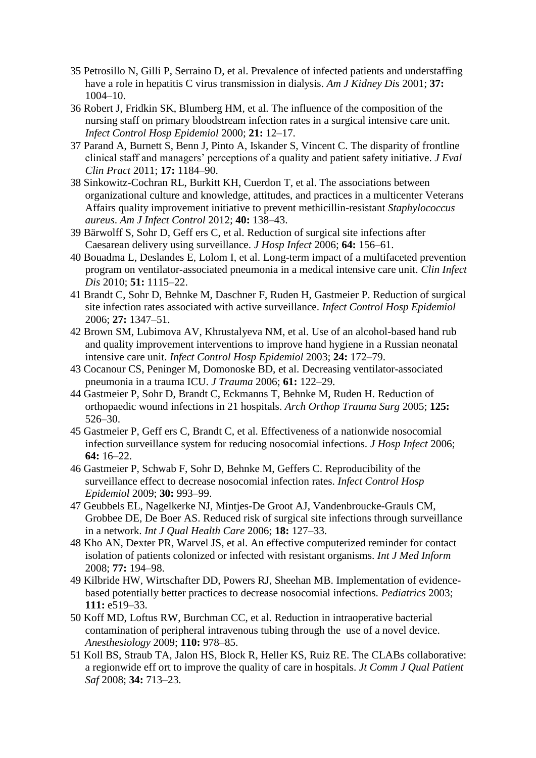35 Petrosillo N, Gilli P, Serraino D, et al. Prevalence of infected patients and understaffing have a role in hepatitis C virus transmission in dialysis. *Am J Kidney Dis* 2001; **37:** 1004–10.

36 Robert J, Fridkin SK, Blumberg HM, et al. The influence of the composition of the nursing staff on primary bloodstream infection rates in a surgical intensive care unit. *Infect Control Hosp Epidemiol* 2000; **21:** 12–17.

37 Parand A, Burnett S, Benn J, Pinto A, Iskander S, Vincent C. The disparity of frontline clinical staff and managers' perceptions of a quality and patient safety initiative. *J Eval Clin Pract* 2011; **17:** 1184–90.

38 Sinkowitz-Cochran RL, Burkitt KH, Cuerdon T, et al. The associations between organizational culture and knowledge, attitudes, and practices in a multicenter Veterans Affairs quality improvement initiative to prevent methicillin-resistant *Staphylococcus aureus*. *Am J Infect Control* 2012; **40:** 138–43.

39 Bärwolff S, Sohr D, Geff ers C, et al. Reduction of surgical site infections after Caesarean delivery using surveillance. *J Hosp Infect* 2006; **64:** 156–61.

40 Bouadma L, Deslandes E, Lolom I, et al. Long-term impact of a multifaceted prevention program on ventilator-associated pneumonia in a medical intensive care unit. *Clin Infect Dis* 2010; **51:** 1115–22.

41 Brandt C, Sohr D, Behnke M, Daschner F, Ruden H, Gastmeier P. Reduction of surgical site infection rates associated with active surveillance. *Infect Control Hosp Epidemiol* 2006; **27:** 1347–51.

42 Brown SM, Lubimova AV, Khrustalyeva NM, et al. Use of an alcohol-based hand rub and quality improvement interventions to improve hand hygiene in a Russian neonatal intensive care unit. *Infect Control Hosp Epidemiol* 2003; **24:** 172–79.

43 Cocanour CS, Peninger M, Domonoske BD, et al. Decreasing ventilator-associated pneumonia in a trauma ICU. *J Trauma* 2006; **61:** 122–29.

44 Gastmeier P, Sohr D, Brandt C, Eckmanns T, Behnke M, Ruden H. Reduction of orthopaedic wound infections in 21 hospitals. *Arch Orthop Trauma Surg* 2005; **125:** 526–30.

45 Gastmeier P, Geff ers C, Brandt C, et al. Effectiveness of a nationwide nosocomial infection surveillance system for reducing nosocomial infections. *J Hosp Infect* 2006; **64:** 16–22.

46 Gastmeier P, Schwab F, Sohr D, Behnke M, Geffers C. Reproducibility of the surveillance effect to decrease nosocomial infection rates. *Infect Control Hosp Epidemiol* 2009; **30:** 993–99.

47 Geubbels EL, Nagelkerke NJ, Mintjes-De Groot AJ, Vandenbroucke-Grauls CM, Grobbee DE, De Boer AS. Reduced risk of surgical site infections through surveillance in a network. *Int J Qual Health Care* 2006; **18:** 127–33.

48 Kho AN, Dexter PR, Warvel JS, et al. An effective computerized reminder for contact isolation of patients colonized or infected with resistant organisms. *Int J Med Inform* 2008; **77:** 194–98.

49 Kilbride HW, Wirtschafter DD, Powers RJ, Sheehan MB. Implementation of evidence-based potentially better practices to decrease nosocomial infections. *Pediatrics* 2003; **111:** e519–33.

50 Koff MD, Loftus RW, Burchman CC, et al. Reduction in intraoperative bacterial contamination of peripheral intravenous tubing through the use of a novel device. *Anesthesiology* 2009; **110:** 978–85.

51 Koll BS, Straub TA, Jalon HS, Block R, Heller KS, Ruiz RE. The CLABs collaborative: a regionwide eff ort to improve the quality of care in hospitals. *Jt Comm J Qual Patient Saf* 2008; **34:** 713–23.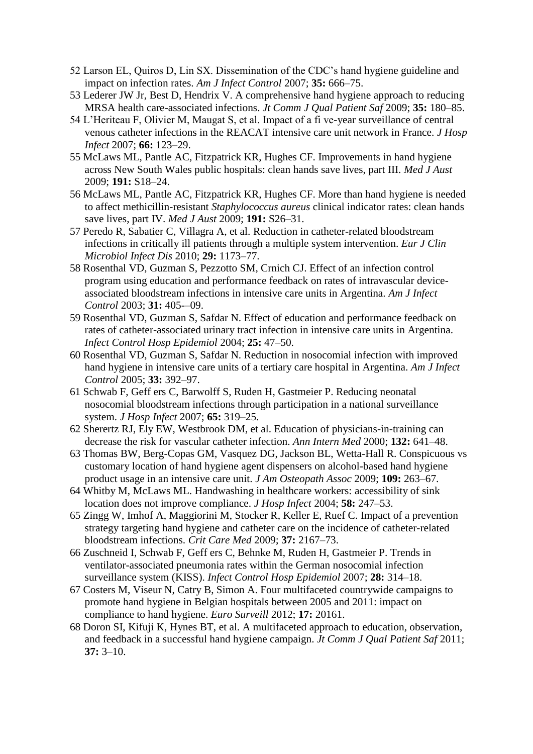52 Larson EL, Quiros D, Lin SX. Dissemination of the CDC's hand hygiene guideline and impact on infection rates. *Am J Infect Control* 2007; **35:** 666–75.

53 Lederer JW Jr, Best D, Hendrix V. A comprehensive hand hygiene approach to reducing MRSA health care-associated infections. *Jt Comm J Qual Patient Saf* 2009; **35:** 180–85.

54 L'Heriteau F, Olivier M, Maugat S, et al. Impact of a fi ve-year surveillance of central venous catheter infections in the REACAT intensive care unit network in France. *J Hosp Infect* 2007; **66:** 123–29.

55 McLaws ML, Pantle AC, Fitzpatrick KR, Hughes CF. Improvements in hand hygiene across New South Wales public hospitals: clean hands save lives, part III. *Med J Aust* 2009; **191:** S18–24.

56 McLaws ML, Pantle AC, Fitzpatrick KR, Hughes CF. More than hand hygiene is needed to affect methicillin-resistant *Staphylococcus aureus* clinical indicator rates: clean hands save lives, part IV. *Med J Aust* 2009; **191:** S26–31.

57 Peredo R, Sabatier C, Villagra A, et al. Reduction in catheter-related bloodstream infections in critically ill patients through a multiple system intervention. *Eur J Clin Microbiol Infect Dis* 2010; **29:** 1173–77.

58 Rosenthal VD, Guzman S, Pezzotto SM, Crnich CJ. Effect of an infection control program using education and performance feedback on rates of intravascular device-associated bloodstream infections in intensive care units in Argentina. *Am J Infect Control* 2003; **31:** 405-–09.

59 Rosenthal VD, Guzman S, Safdar N. Effect of education and performance feedback on rates of catheter-associated urinary tract infection in intensive care units in Argentina. *Infect Control Hosp Epidemiol* 2004; **25:** 47–50.

60 Rosenthal VD, Guzman S, Safdar N. Reduction in nosocomial infection with improved hand hygiene in intensive care units of a tertiary care hospital in Argentina. *Am J Infect Control* 2005; **33:** 392–97.

61 Schwab F, Geff ers C, Barwolff S, Ruden H, Gastmeier P. Reducing neonatal nosocomial bloodstream infections through participation in a national surveillance system. *J Hosp Infect* 2007; **65:** 319–25.

62 Sherertz RJ, Ely EW, Westbrook DM, et al. Education of physicians-in-training can decrease the risk for vascular catheter infection. *Ann Intern Med* 2000; **132:** 641–48.

63 Thomas BW, Berg-Copas GM, Vasquez DG, Jackson BL, Wetta-Hall R. Conspicuous vs customary location of hand hygiene agent dispensers on alcohol-based hand hygiene product usage in an intensive care unit. *J Am Osteopath Assoc* 2009; **109:** 263–67.

64 Whitby M, McLaws ML. Handwashing in healthcare workers: accessibility of sink location does not improve compliance. *J Hosp Infect* 2004; **58:** 247–53.

65 Zingg W, Imhof A, Maggiorini M, Stocker R, Keller E, Ruef C. Impact of a prevention strategy targeting hand hygiene and catheter care on the incidence of catheter-related bloodstream infections. *Crit Care Med* 2009; **37:** 2167–73.

66 Zuschneid I, Schwab F, Geff ers C, Behnke M, Ruden H, Gastmeier P. Trends in ventilator-associated pneumonia rates within the German nosocomial infection surveillance system (KISS). *Infect Control Hosp Epidemiol* 2007; **28:** 314–18.

67 Costers M, Viseur N, Catry B, Simon A. Four multifaceted countrywide campaigns to promote hand hygiene in Belgian hospitals between 2005 and 2011: impact on compliance to hand hygiene. *Euro Surveill* 2012; **17:** 20161.

68 Doron SI, Kifuji K, Hynes BT, et al. A multifaceted approach to education, observation, and feedback in a successful hand hygiene campaign. *Jt Comm J Qual Patient Saf* 2011; **37:** 3–10.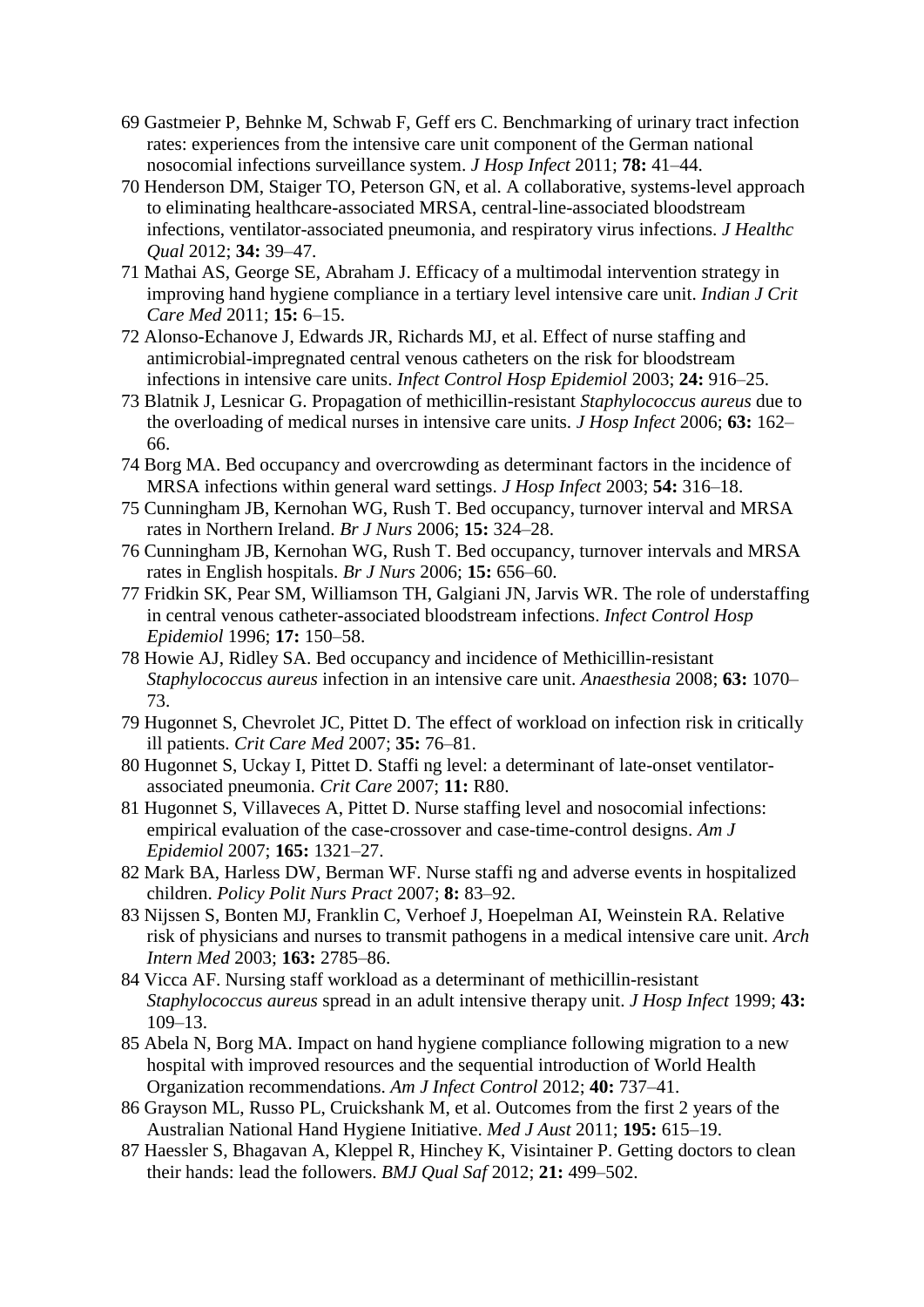69 Gastmeier P, Behnke M, Schwab F, Geff ers C. Benchmarking of urinary tract infection rates: experiences from the intensive care unit component of the German national nosocomial infections surveillance system. *J Hosp Infect* 2011; **78:** 41–44.

70 Henderson DM, Staiger TO, Peterson GN, et al. A collaborative, systems-level approach to eliminating healthcare-associated MRSA, central-line-associated bloodstream infections, ventilator-associated pneumonia, and respiratory virus infections. *J Healthc Qual* 2012; **34:** 39–47.

71 Mathai AS, George SE, Abraham J. Efficacy of a multimodal intervention strategy in improving hand hygiene compliance in a tertiary level intensive care unit. *Indian J Crit Care Med* 2011; **15:** 6–15.

72 Alonso-Echanove J, Edwards JR, Richards MJ, et al. Effect of nurse staffing and antimicrobial-impregnated central venous catheters on the risk for bloodstream infections in intensive care units. *Infect Control Hosp Epidemiol* 2003; **24:** 916–25.

73 Blatnik J, Lesnicar G. Propagation of methicillin-resistant *Staphylococcus aureus* due to the overloading of medical nurses in intensive care units. *J Hosp Infect* 2006; **63:** 162–66.

74 Borg MA. Bed occupancy and overcrowding as determinant factors in the incidence of MRSA infections within general ward settings. *J Hosp Infect* 2003; **54:** 316–18.

75 Cunningham JB, Kernohan WG, Rush T. Bed occupancy, turnover interval and MRSA rates in Northern Ireland. *Br J Nurs* 2006; **15:** 324–28.

76 Cunningham JB, Kernohan WG, Rush T. Bed occupancy, turnover intervals and MRSA rates in English hospitals. *Br J Nurs* 2006; **15:** 656–60.

77 Fridkin SK, Pear SM, Williamson TH, Galgiani JN, Jarvis WR. The role of understaffing in central venous catheter-associated bloodstream infections. *Infect Control Hosp Epidemiol* 1996; **17:** 150–58.

78 Howie AJ, Ridley SA. Bed occupancy and incidence of Methicillin-resistant *Staphylococcus aureus* infection in an intensive care unit. *Anaesthesia* 2008; **63:** 1070–73.

79 Hugonnet S, Chevrolet JC, Pittet D. The effect of workload on infection risk in critically ill patients. *Crit Care Med* 2007; **35:** 76–81.

80 Hugonnet S, Uckay I, Pittet D. Staffi ng level: a determinant of late-onset ventilator-associated pneumonia. *Crit Care* 2007; **11:** R80.

81 Hugonnet S, Villaveces A, Pittet D. Nurse staffing level and nosocomial infections: empirical evaluation of the case-crossover and case-time-control designs. *Am J Epidemiol* 2007; **165:** 1321–27.

82 Mark BA, Harless DW, Berman WF. Nurse staffi ng and adverse events in hospitalized children. *Policy Polit Nurs Pract* 2007; **8:** 83–92.

83 Nijssen S, Bonten MJ, Franklin C, Verhoef J, Hoepelman AI, Weinstein RA. Relative risk of physicians and nurses to transmit pathogens in a medical intensive care unit. *Arch Intern Med* 2003; **163:** 2785–86.

84 Vicca AF. Nursing staff workload as a determinant of methicillin-resistant *Staphylococcus aureus* spread in an adult intensive therapy unit. *J Hosp Infect* 1999; **43:** 109–13.

85 Abela N, Borg MA. Impact on hand hygiene compliance following migration to a new hospital with improved resources and the sequential introduction of World Health Organization recommendations. *Am J Infect Control* 2012; **40:** 737–41.

86 Grayson ML, Russo PL, Cruickshank M, et al. Outcomes from the first 2 years of the Australian National Hand Hygiene Initiative. *Med J Aust* 2011; **195:** 615–19.

87 Haessler S, Bhagavan A, Kleppel R, Hinchey K, Visintainer P. Getting doctors to clean their hands: lead the followers. *BMJ Qual Saf* 2012; **21:** 499–502.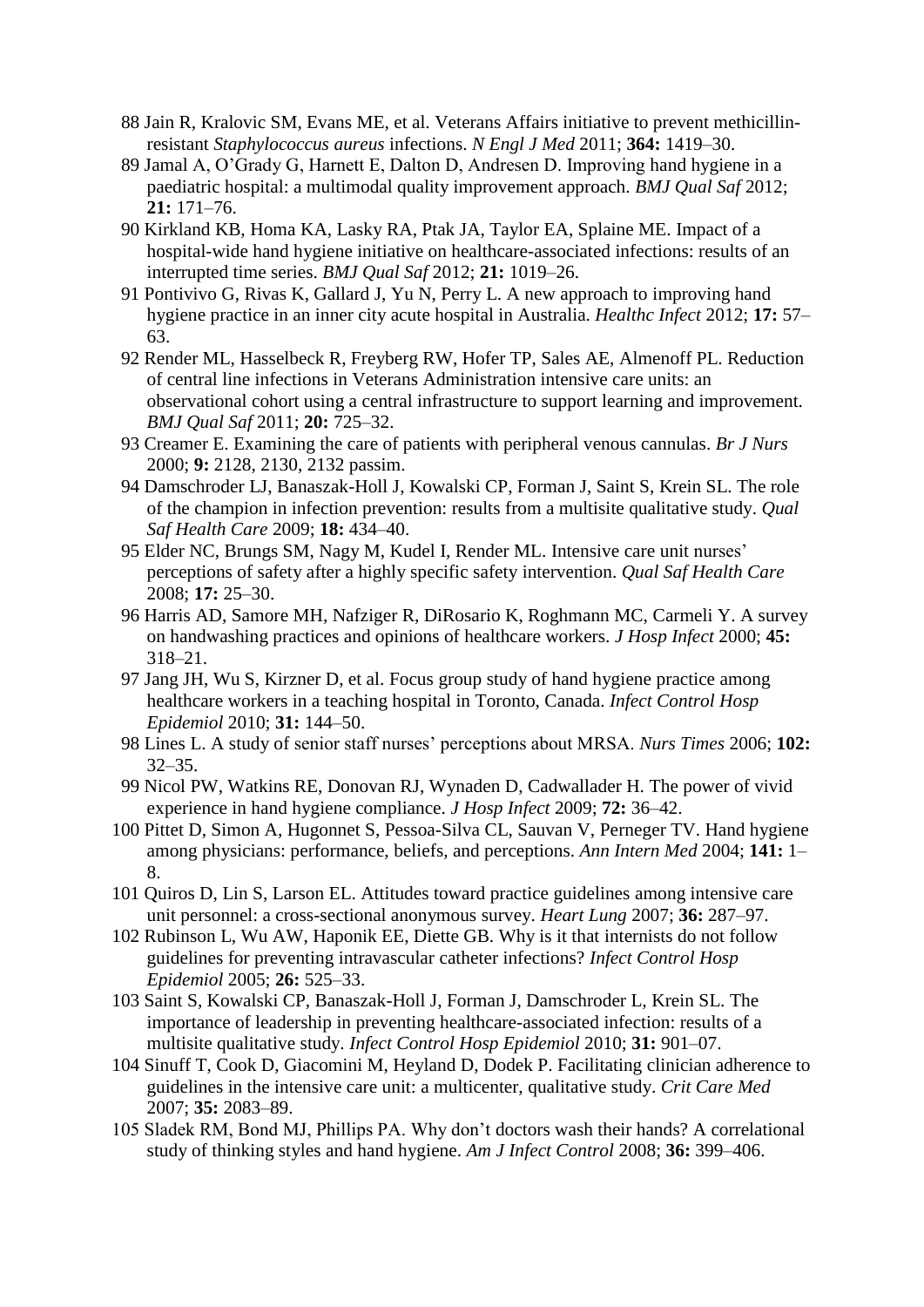88 Jain R, Kralovic SM, Evans ME, et al. Veterans Affairs initiative to prevent methicillin-resistant *Staphylococcus aureus* infections. *N Engl J Med* 2011; **364:** 1419–30.

89 Jamal A, O'Grady G, Harnett E, Dalton D, Andresen D. Improving hand hygiene in a paediatric hospital: a multimodal quality improvement approach. *BMJ Qual Saf* 2012; **21:** 171–76.

90 Kirkland KB, Homa KA, Lasky RA, Ptak JA, Taylor EA, Splaine ME. Impact of a hospital-wide hand hygiene initiative on healthcare-associated infections: results of an interrupted time series. *BMJ Qual Saf* 2012; **21:** 1019–26.

91 Pontivivo G, Rivas K, Gallard J, Yu N, Perry L. A new approach to improving hand hygiene practice in an inner city acute hospital in Australia. *Healthc Infect* 2012; **17:** 57–63.

92 Render ML, Hasselbeck R, Freyberg RW, Hofer TP, Sales AE, Almenoff PL. Reduction of central line infections in Veterans Administration intensive care units: an observational cohort using a central infrastructure to support learning and improvement. *BMJ Qual Saf* 2011; **20:** 725–32.

93 Creamer E. Examining the care of patients with peripheral venous cannulas. *Br J Nurs* 2000; **9:** 2128, 2130, 2132 passim.

94 Damschroder LJ, Banaszak-Holl J, Kowalski CP, Forman J, Saint S, Krein SL. The role of the champion in infection prevention: results from a multisite qualitative study. *Qual Saf Health Care* 2009; **18:** 434–40.

95 Elder NC, Brungs SM, Nagy M, Kudel I, Render ML. Intensive care unit nurses' perceptions of safety after a highly specific safety intervention. *Qual Saf Health Care* 2008; **17:** 25–30.

96 Harris AD, Samore MH, Nafziger R, DiRosario K, Roghmann MC, Carmeli Y. A survey on handwashing practices and opinions of healthcare workers. *J Hosp Infect* 2000; **45:** 318–21.

97 Jang JH, Wu S, Kirzner D, et al. Focus group study of hand hygiene practice among healthcare workers in a teaching hospital in Toronto, Canada. *Infect Control Hosp Epidemiol* 2010; **31:** 144–50.

98 Lines L. A study of senior staff nurses' perceptions about MRSA. *Nurs Times* 2006; **102:** 32–35.

99 Nicol PW, Watkins RE, Donovan RJ, Wynaden D, Cadwallader H. The power of vivid experience in hand hygiene compliance. *J Hosp Infect* 2009; **72:** 36–42.

100 Pittet D, Simon A, Hugonnet S, Pessoa-Silva CL, Sauvan V, Perneger TV. Hand hygiene among physicians: performance, beliefs, and perceptions. *Ann Intern Med* 2004; **141:** 1–8.

101 Quiros D, Lin S, Larson EL. Attitudes toward practice guidelines among intensive care unit personnel: a cross-sectional anonymous survey. *Heart Lung* 2007; **36:** 287–97.

102 Rubinson L, Wu AW, Haponik EE, Diette GB. Why is it that internists do not follow guidelines for preventing intravascular catheter infections? *Infect Control Hosp Epidemiol* 2005; **26:** 525–33.

103 Saint S, Kowalski CP, Banaszak-Holl J, Forman J, Damschroder L, Krein SL. The importance of leadership in preventing healthcare-associated infection: results of a multisite qualitative study. *Infect Control Hosp Epidemiol* 2010; **31:** 901–07.

104 Sinuff T, Cook D, Giacomini M, Heyland D, Dodek P. Facilitating clinician adherence to guidelines in the intensive care unit: a multicenter, qualitative study. *Crit Care Med* 2007; **35:** 2083–89.

105 Sladek RM, Bond MJ, Phillips PA. Why don't doctors wash their hands? A correlational study of thinking styles and hand hygiene. *Am J Infect Control* 2008; **36:** 399–406.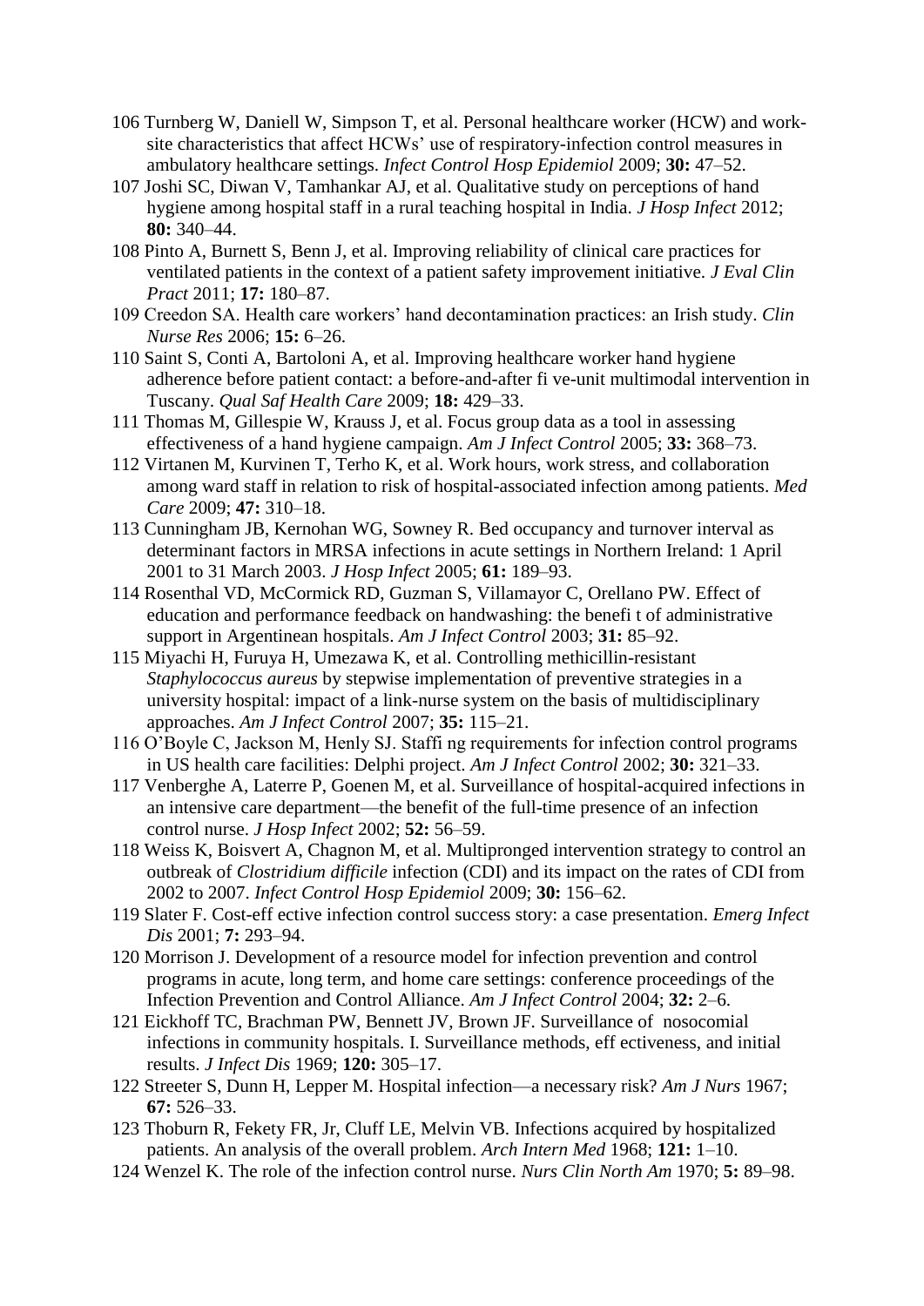106 Turnberg W, Daniell W, Simpson T, et al. Personal healthcare worker (HCW) and work-site characteristics that affect HCWs' use of respiratory-infection control measures in ambulatory healthcare settings. *Infect Control Hosp Epidemiol* 2009; **30:** 47–52.

107 Joshi SC, Diwan V, Tamhankar AJ, et al. Qualitative study on perceptions of hand hygiene among hospital staff in a rural teaching hospital in India. *J Hosp Infect* 2012; **80:** 340–44.

108 Pinto A, Burnett S, Benn J, et al. Improving reliability of clinical care practices for ventilated patients in the context of a patient safety improvement initiative. *J Eval Clin Pract* 2011; **17:** 180–87.

109 Creedon SA. Health care workers' hand decontamination practices: an Irish study. *Clin Nurse Res* 2006; **15:** 6–26.

110 Saint S, Conti A, Bartoloni A, et al. Improving healthcare worker hand hygiene adherence before patient contact: a before-and-after fi ve-unit multimodal intervention in Tuscany. *Qual Saf Health Care* 2009; **18:** 429–33.

111 Thomas M, Gillespie W, Krauss J, et al. Focus group data as a tool in assessing effectiveness of a hand hygiene campaign. *Am J Infect Control* 2005; **33:** 368–73.

112 Virtanen M, Kurvinen T, Terho K, et al. Work hours, work stress, and collaboration among ward staff in relation to risk of hospital-associated infection among patients. *Med Care* 2009; **47:** 310–18.

113 Cunningham JB, Kernohan WG, Sowney R. Bed occupancy and turnover interval as determinant factors in MRSA infections in acute settings in Northern Ireland: 1 April 2001 to 31 March 2003. *J Hosp Infect* 2005; **61:** 189–93.

114 Rosenthal VD, McCormick RD, Guzman S, Villamayor C, Orellano PW. Effect of education and performance feedback on handwashing: the benefi t of administrative support in Argentinean hospitals. *Am J Infect Control* 2003; **31:** 85–92.

115 Miyachi H, Furuya H, Umezawa K, et al. Controlling methicillin-resistant *Staphylococcus aureus* by stepwise implementation of preventive strategies in a university hospital: impact of a link-nurse system on the basis of multidisciplinary approaches. *Am J Infect Control* 2007; **35:** 115–21.

116 O'Boyle C, Jackson M, Henly SJ. Staffi ng requirements for infection control programs in US health care facilities: Delphi project. *Am J Infect Control* 2002; **30:** 321–33.

117 Venberghe A, Laterre P, Goenen M, et al. Surveillance of hospital-acquired infections in an intensive care department—the benefit of the full-time presence of an infection control nurse. *J Hosp Infect* 2002; **52:** 56–59.

118 Weiss K, Boisvert A, Chagnon M, et al. Multipronged intervention strategy to control an outbreak of *Clostridium difficile* infection (CDI) and its impact on the rates of CDI from 2002 to 2007. *Infect Control Hosp Epidemiol* 2009; **30:** 156–62.

119 Slater F. Cost-eff ective infection control success story: a case presentation. *Emerg Infect Dis* 2001; **7:** 293–94.

120 Morrison J. Development of a resource model for infection prevention and control programs in acute, long term, and home care settings: conference proceedings of the Infection Prevention and Control Alliance. *Am J Infect Control* 2004; **32:** 2–6.

121 Eickhoff TC, Brachman PW, Bennett JV, Brown JF. Surveillance of nosocomial infections in community hospitals. I. Surveillance methods, eff ectiveness, and initial results. *J Infect Dis* 1969; **120:** 305–17.

122 Streeter S, Dunn H, Lepper M. Hospital infection—a necessary risk? *Am J Nurs* 1967; **67:** 526–33.

123 Thoburn R, Fekety FR, Jr, Cluff LE, Melvin VB. Infections acquired by hospitalized patients. An analysis of the overall problem. *Arch Intern Med* 1968; **121:** 1–10.

124 Wenzel K. The role of the infection control nurse. *Nurs Clin North Am* 1970; **5:** 89–98.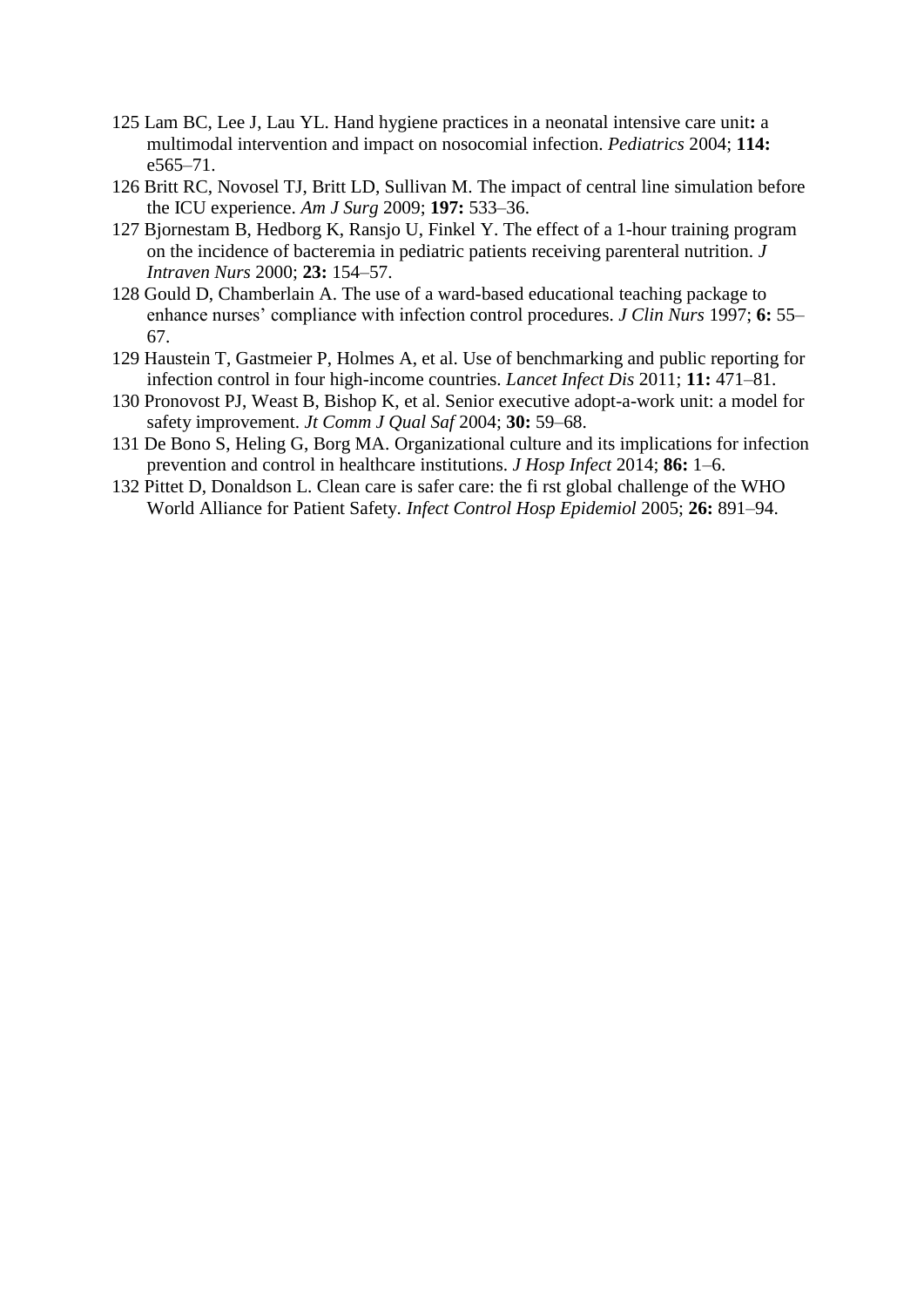125 Lam BC, Lee J, Lau YL. Hand hygiene practices in a neonatal intensive care unit**:** a multimodal intervention and impact on nosocomial infection. *Pediatrics* 2004; **114:** e565–71.

126 Britt RC, Novosel TJ, Britt LD, Sullivan M. The impact of central line simulation before the ICU experience. *Am J Surg* 2009; **197:** 533–36.

127 Bjornestam B, Hedborg K, Ransjo U, Finkel Y. The effect of a 1-hour training program on the incidence of bacteremia in pediatric patients receiving parenteral nutrition. *J Intraven Nurs* 2000; **23:** 154–57.

128 Gould D, Chamberlain A. The use of a ward-based educational teaching package to enhance nurses' compliance with infection control procedures. *J Clin Nurs* 1997; **6:** 55–67.

129 Haustein T, Gastmeier P, Holmes A, et al. Use of benchmarking and public reporting for infection control in four high-income countries. *Lancet Infect Dis* 2011; **11:** 471–81.

130 Pronovost PJ, Weast B, Bishop K, et al. Senior executive adopt-a-work unit: a model for safety improvement. *Jt Comm J Qual Saf* 2004; **30:** 59–68.

131 De Bono S, Heling G, Borg MA. Organizational culture and its implications for infection prevention and control in healthcare institutions. *J Hosp Infect* 2014; **86:** 1–6.

132 Pittet D, Donaldson L. Clean care is safer care: the fi rst global challenge of the WHO World Alliance for Patient Safety. *Infect Control Hosp Epidemiol* 2005; **26:** 891–94.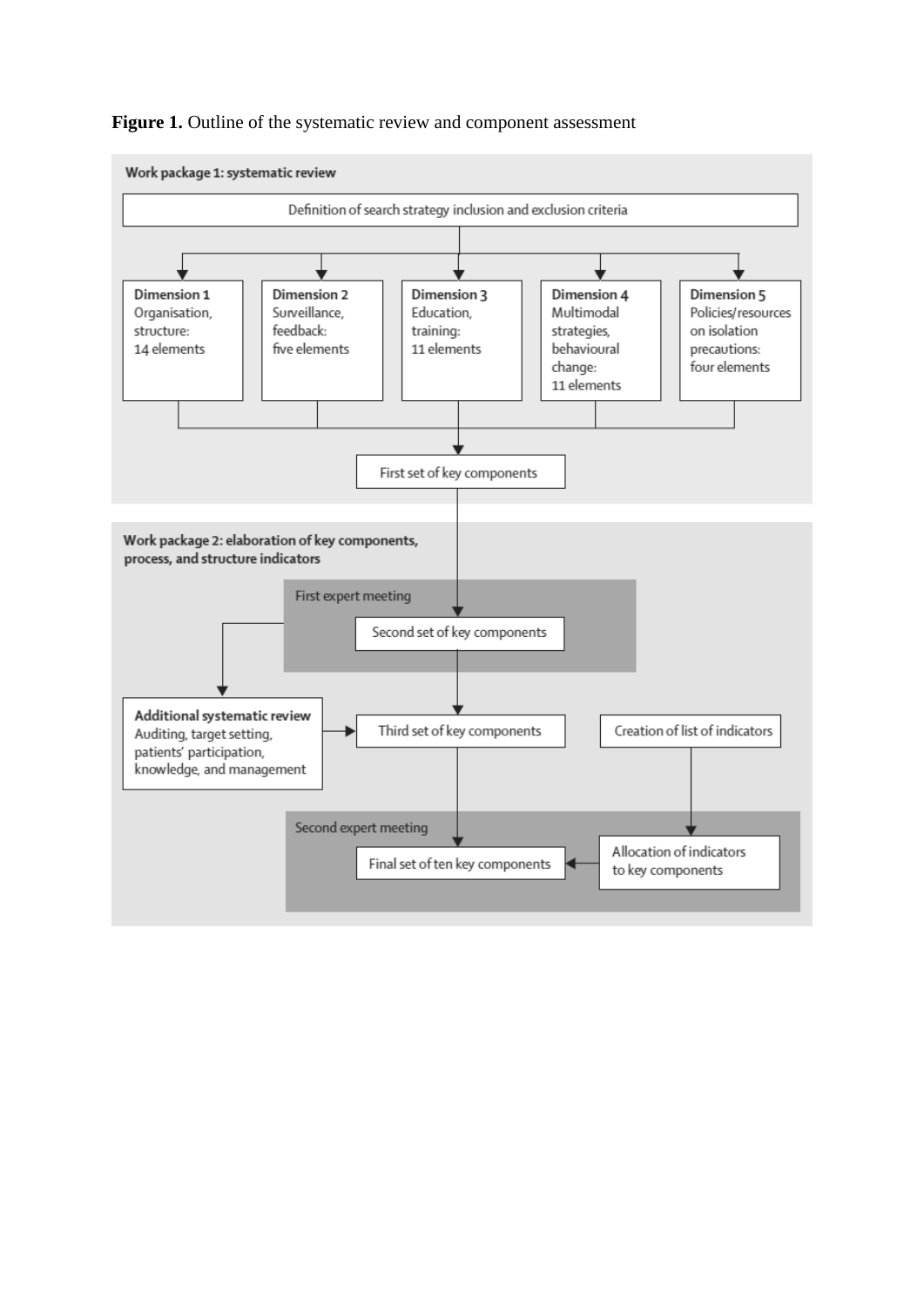**Figure 1.** Outline of the systematic review and component assessment

**Work package 1: systematic review**

Definition of search strategy inclusion and exclusion criteria

- **Dimension 1** Organisation, structure: 14 elements
- **Dimension 2** Surveillance, feedback: five elements
- **Dimension 3** Education, training: 11 elements
- **Dimension 4** Multimodal strategies, behavioural change: 11 elements
- **Dimension 5** Policies/resources on isolation precautions: four elements

First set of key components

**Work package 2: elaboration of key components, process, and structure indicators**

First expert meeting

Second set of key components

**Additional systematic review** Auditing, target setting, patients' participation, knowledge, and management

Third set of key components

Creation of list of indicators

Second expert meeting

Final set of ten key components

Allocation of indicators to key components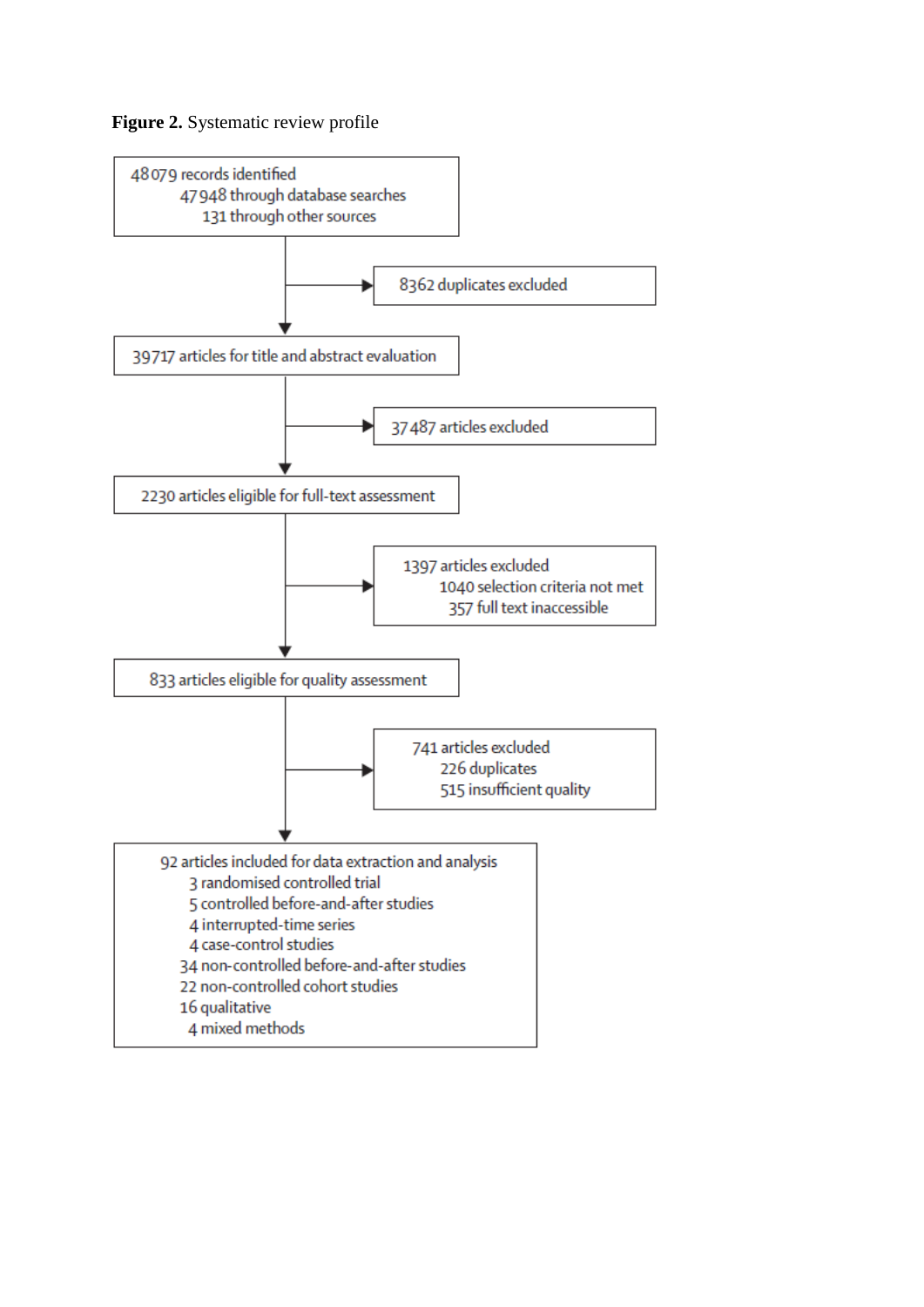**Figure 2.** Systematic review profile

48 079 records identified
- 47 948 through database searches
- 131 through other sources

→ 8362 duplicates excluded

39 717 articles for title and abstract evaluation

→ 37 487 articles excluded

2230 articles eligible for full-text assessment

→ 1397 articles excluded
- 1040 selection criteria not met
- 357 full text inaccessible

833 articles eligible for quality assessment

→ 741 articles excluded
- 226 duplicates
- 515 insufficient quality

92 articles included for data extraction and analysis
- 3 randomised controlled trial
- 5 controlled before-and-after studies
- 4 interrupted-time series
- 4 case-control studies
- 34 non-controlled before-and-after studies
- 22 non-controlled cohort studies
- 16 qualitative
- 4 mixed methods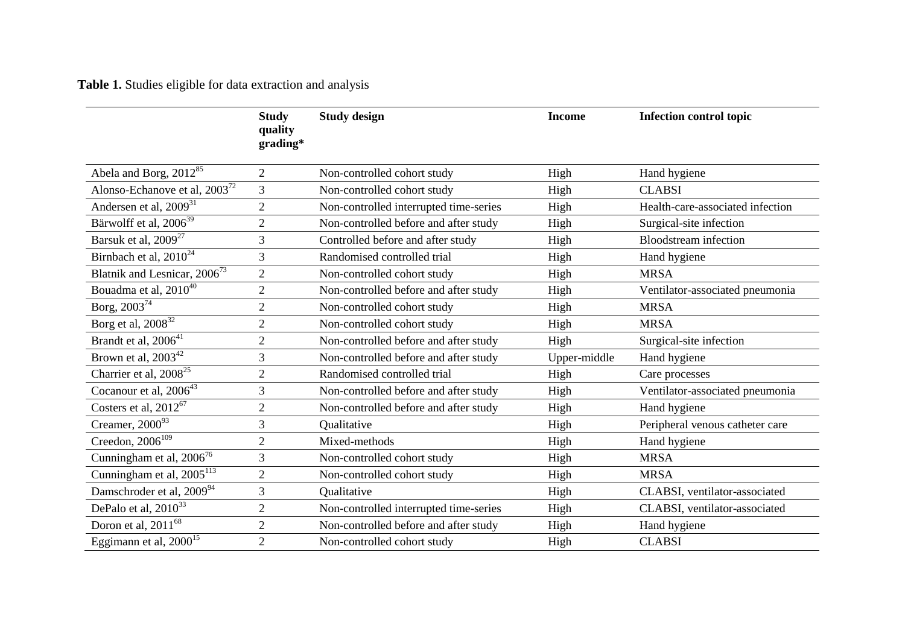**Table 1.** Studies eligible for data extraction and analysis

| | Study quality grading* | Study design | Income | Infection control topic |
|---|---|---|---|---|
| Abela and Borg, 2012[85] | 2 | Non-controlled cohort study | High | Hand hygiene |
| Alonso-Echanove et al, 2003[72] | 3 | Non-controlled cohort study | High | CLABSI |
| Andersen et al, 2009[31] | 2 | Non-controlled interrupted time-series | High | Health-care-associated infection |
| Bärwolff et al, 2006[39] | 2 | Non-controlled before and after study | High | Surgical-site infection |
| Barsuk et al, 2009[27] | 3 | Controlled before and after study | High | Bloodstream infection |
| Birnbach et al, 2010[24] | 3 | Randomised controlled trial | High | Hand hygiene |
| Blatnik and Lesnicar, 2006[73] | 2 | Non-controlled cohort study | High | MRSA |
| Bouadma et al, 2010[40] | 2 | Non-controlled before and after study | High | Ventilator-associated pneumonia |
| Borg, 2003[74] | 2 | Non-controlled cohort study | High | MRSA |
| Borg et al, 2008[32] | 2 | Non-controlled cohort study | High | MRSA |
| Brandt et al, 2006[41] | 2 | Non-controlled before and after study | High | Surgical-site infection |
| Brown et al, 2003[42] | 3 | Non-controlled before and after study | Upper-middle | Hand hygiene |
| Charrier et al, 2008[25] | 2 | Randomised controlled trial | High | Care processes |
| Cocanour et al, 2006[43] | 3 | Non-controlled before and after study | High | Ventilator-associated pneumonia |
| Costers et al, 2012[67] | 2 | Non-controlled before and after study | High | Hand hygiene |
| Creamer, 2000[93] | 3 | Qualitative | High | Peripheral venous catheter care |
| Creedon, 2006[109] | 2 | Mixed-methods | High | Hand hygiene |
| Cunningham et al, 2006[76] | 3 | Non-controlled cohort study | High | MRSA |
| Cunningham et al, 2005[113] | 2 | Non-controlled cohort study | High | MRSA |
| Damschroder et al, 2009[94] | 3 | Qualitative | High | CLABSI, ventilator-associated |
| DePalo et al, 2010[33] | 2 | Non-controlled interrupted time-series | High | CLABSI, ventilator-associated |
| Doron et al, 2011[68] | 2 | Non-controlled before and after study | High | Hand hygiene |
| Eggimann et al, 2000[15] | 2 | Non-controlled cohort study | High | CLABSI |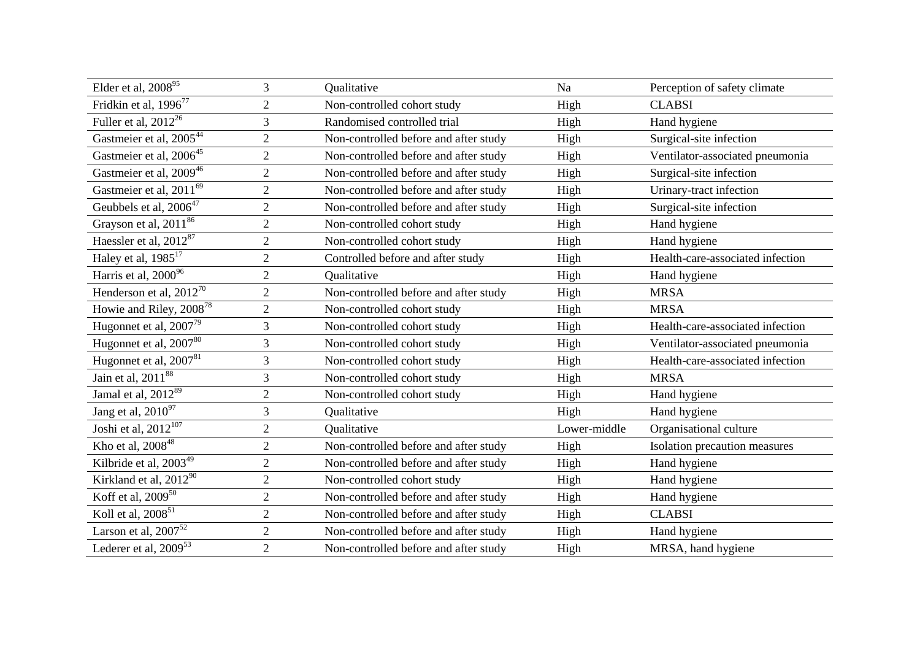| | | | | |
|---|---|---|---|---|
| Elder et al, 2008[95] | 3 | Qualitative | Na | Perception of safety climate |
| Fridkin et al, 1996[77] | 2 | Non-controlled cohort study | High | CLABSI |
| Fuller et al, 2012[26] | 3 | Randomised controlled trial | High | Hand hygiene |
| Gastmeier et al, 2005[44] | 2 | Non-controlled before and after study | High | Surgical-site infection |
| Gastmeier et al, 2006[45] | 2 | Non-controlled before and after study | High | Ventilator-associated pneumonia |
| Gastmeier et al, 2009[46] | 2 | Non-controlled before and after study | High | Surgical-site infection |
| Gastmeier et al, 2011[69] | 2 | Non-controlled before and after study | High | Urinary-tract infection |
| Geubbels et al, 2006[47] | 2 | Non-controlled before and after study | High | Surgical-site infection |
| Grayson et al, 2011[86] | 2 | Non-controlled cohort study | High | Hand hygiene |
| Haessler et al, 2012[87] | 2 | Non-controlled cohort study | High | Hand hygiene |
| Haley et al, 1985[17] | 2 | Controlled before and after study | High | Health-care-associated infection |
| Harris et al, 2000[96] | 2 | Qualitative | High | Hand hygiene |
| Henderson et al, 2012[70] | 2 | Non-controlled before and after study | High | MRSA |
| Howie and Riley, 2008[78] | 2 | Non-controlled cohort study | High | MRSA |
| Hugonnet et al, 2007[79] | 3 | Non-controlled cohort study | High | Health-care-associated infection |
| Hugonnet et al, 2007[80] | 3 | Non-controlled cohort study | High | Ventilator-associated pneumonia |
| Hugonnet et al, 2007[81] | 3 | Non-controlled cohort study | High | Health-care-associated infection |
| Jain et al, 2011[88] | 3 | Non-controlled cohort study | High | MRSA |
| Jamal et al, 2012[89] | 2 | Non-controlled cohort study | High | Hand hygiene |
| Jang et al, 2010[97] | 3 | Qualitative | High | Hand hygiene |
| Joshi et al, 2012[107] | 2 | Qualitative | Lower-middle | Organisational culture |
| Kho et al, 2008[48] | 2 | Non-controlled before and after study | High | Isolation precaution measures |
| Kilbride et al, 2003[49] | 2 | Non-controlled before and after study | High | Hand hygiene |
| Kirkland et al, 2012[90] | 2 | Non-controlled cohort study | High | Hand hygiene |
| Koff et al, 2009[50] | 2 | Non-controlled before and after study | High | Hand hygiene |
| Koll et al, 2008[51] | 2 | Non-controlled before and after study | High | CLABSI |
| Larson et al, 2007[52] | 2 | Non-controlled before and after study | High | Hand hygiene |
| Lederer et al, 2009[53] | 2 | Non-controlled before and after study | High | MRSA, hand hygiene |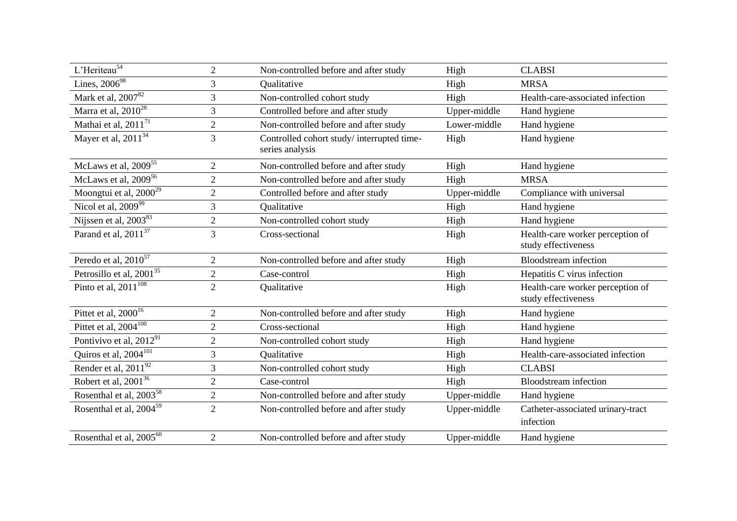| | | | | |
|---|---|---|---|---|
| L'Heriteau[54] | 2 | Non-controlled before and after study | High | CLABSI |
| Lines, 2006[98] | 3 | Qualitative | High | MRSA |
| Mark et al, 2007[82] | 3 | Non-controlled cohort study | High | Health-care-associated infection |
| Marra et al, 2010[28] | 3 | Controlled before and after study | Upper-middle | Hand hygiene |
| Mathai et al, 2011[71] | 2 | Non-controlled before and after study | Lower-middle | Hand hygiene |
| Mayer et al, 2011[34] | 3 | Controlled cohort study/ interrupted time-series analysis | High | Hand hygiene |
| McLaws et al, 2009[55] | 2 | Non-controlled before and after study | High | Hand hygiene |
| McLaws et al, 2009[56] | 2 | Non-controlled before and after study | High | MRSA |
| Moongtui et al, 2000[29] | 2 | Controlled before and after study | Upper-middle | Compliance with universal |
| Nicol et al, 2009[99] | 3 | Qualitative | High | Hand hygiene |
| Nijssen et al, 2003[83] | 2 | Non-controlled cohort study | High | Hand hygiene |
| Parand et al, 2011[37] | 3 | Cross-sectional | High | Health-care worker perception of study effectiveness |
| Peredo et al, 2010[57] | 2 | Non-controlled before and after study | High | Bloodstream infection |
| Petrosillo et al, 2001[35] | 2 | Case-control | High | Hepatitis C virus infection |
| Pinto et al, 2011[108] | 2 | Qualitative | High | Health-care worker perception of study effectiveness |
| Pittet et al, 2000[16] | 2 | Non-controlled before and after study | High | Hand hygiene |
| Pittet et al, 2004[100] | 2 | Cross-sectional | High | Hand hygiene |
| Pontivivo et al, 2012[91] | 2 | Non-controlled cohort study | High | Hand hygiene |
| Quiros et al, 2004[101] | 3 | Qualitative | High | Health-care-associated infection |
| Render et al, 2011[92] | 3 | Non-controlled cohort study | High | CLABSI |
| Robert et al, 2001[36] | 2 | Case-control | High | Bloodstream infection |
| Rosenthal et al, 2003[58] | 2 | Non-controlled before and after study | Upper-middle | Hand hygiene |
| Rosenthal et al, 2004[59] | 2 | Non-controlled before and after study | Upper-middle | Catheter-associated urinary-tract infection |
| Rosenthal et al, 2005[60] | 2 | Non-controlled before and after study | Upper-middle | Hand hygiene |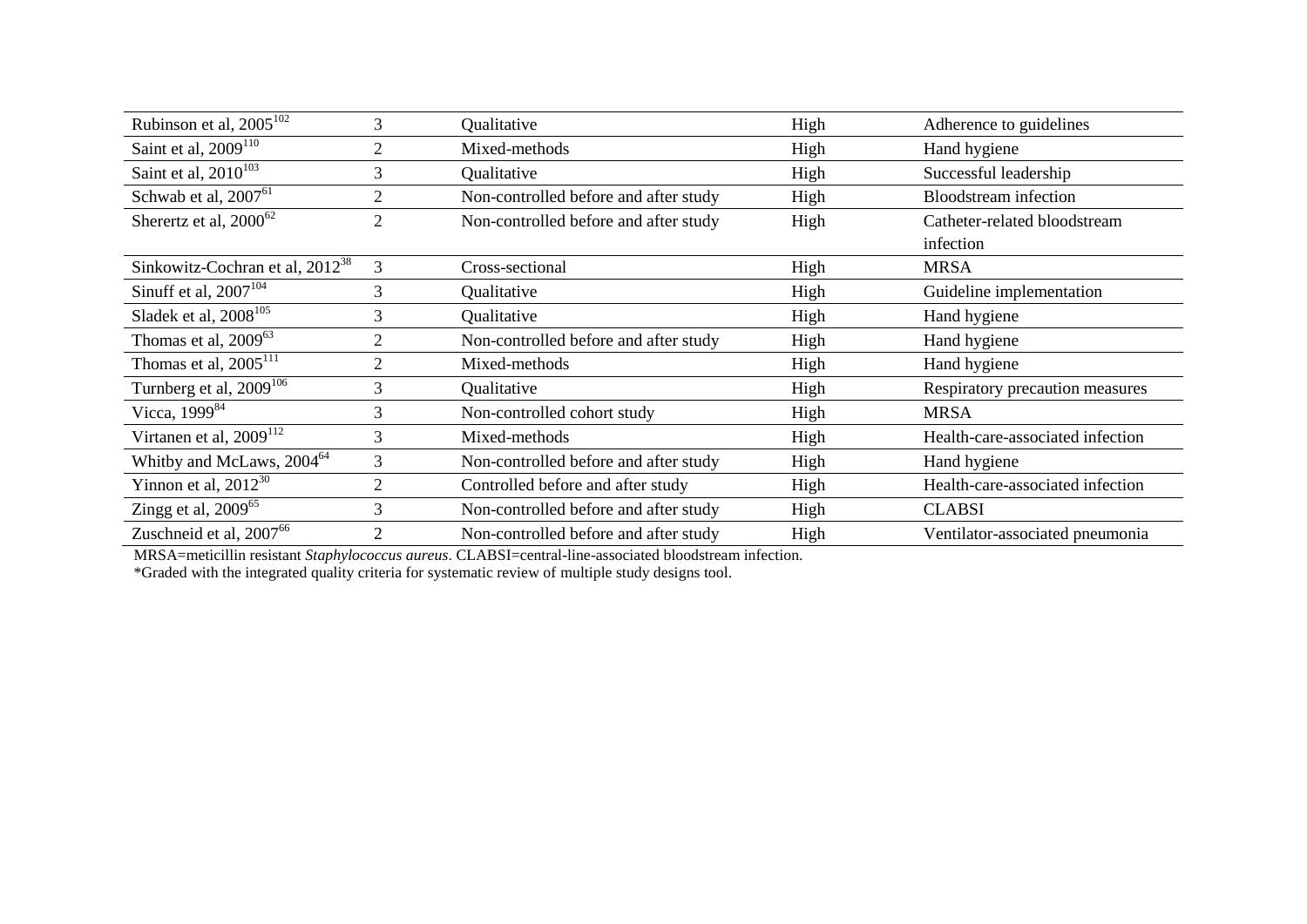| | | | | |
|---|---|---|---|---|
| Rubinson et al, 2005[102] | 3 | Qualitative | High | Adherence to guidelines |
| Saint et al, 2009[110] | 2 | Mixed-methods | High | Hand hygiene |
| Saint et al, 2010[103] | 3 | Qualitative | High | Successful leadership |
| Schwab et al, 2007[61] | 2 | Non-controlled before and after study | High | Bloodstream infection |
| Sherertz et al, 2000[62] | 2 | Non-controlled before and after study | High | Catheter-related bloodstream infection |
| Sinkowitz-Cochran et al, 2012[38] | 3 | Cross-sectional | High | MRSA |
| Sinuff et al, 2007[104] | 3 | Qualitative | High | Guideline implementation |
| Sladek et al, 2008[105] | 3 | Qualitative | High | Hand hygiene |
| Thomas et al, 2009[63] | 2 | Non-controlled before and after study | High | Hand hygiene |
| Thomas et al, 2005[111] | 2 | Mixed-methods | High | Hand hygiene |
| Turnberg et al, 2009[106] | 3 | Qualitative | High | Respiratory precaution measures |
| Vicca, 1999[84] | 3 | Non-controlled cohort study | High | MRSA |
| Virtanen et al, 2009[112] | 3 | Mixed-methods | High | Health-care-associated infection |
| Whitby and McLaws, 2004[64] | 3 | Non-controlled before and after study | High | Hand hygiene |
| Yinnon et al, 2012[30] | 2 | Controlled before and after study | High | Health-care-associated infection |
| Zingg et al, 2009[65] | 3 | Non-controlled before and after study | High | CLABSI |
| Zuschneid et al, 2007[66] | 2 | Non-controlled before and after study | High | Ventilator-associated pneumonia |

MRSA=meticillin resistant *Staphylococcus aureus*. CLABSI=central-line-associated bloodstream infection.
*Graded with the integrated quality criteria for systematic review of multiple study designs tool.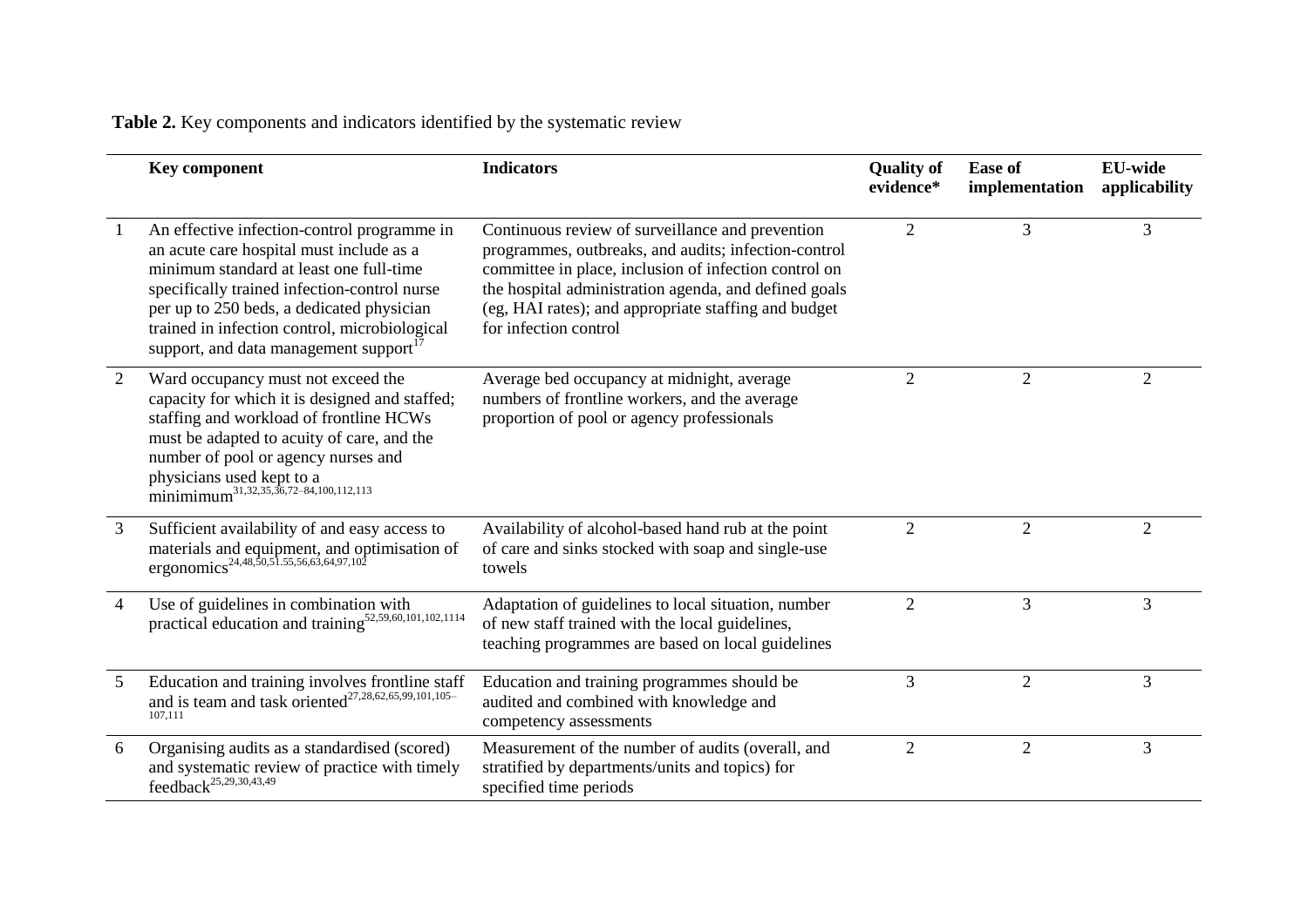**Table 2.** Key components and indicators identified by the systematic review

| | Key component | Indicators | Quality of evidence* | Ease of implementation | EU-wide applicability |
|---|---|---|---|---|---|
| 1 | An effective infection-control programme in an acute care hospital must include as a minimum standard at least one full-time specifically trained infection-control nurse per up to 250 beds, a dedicated physician trained in infection control, microbiological support, and data management support[17] | Continuous review of surveillance and prevention programmes, outbreaks, and audits; infection-control committee in place, inclusion of infection control on the hospital administration agenda, and defined goals (eg, HAI rates); and appropriate staffing and budget for infection control | 2 | 3 | 3 |
| 2 | Ward occupancy must not exceed the capacity for which it is designed and staffed; staffing and workload of frontline HCWs must be adapted to acuity of care, and the number of pool or agency nurses and physicians used kept to a minimimum[31,32,35,36,72–84,100,112,113] | Average bed occupancy at midnight, average numbers of frontline workers, and the average proportion of pool or agency professionals | 2 | 2 | 2 |
| 3 | Sufficient availability of and easy access to materials and equipment, and optimisation of ergonomics[24,48,50,51.55,56,63,64,97,102] | Availability of alcohol-based hand rub at the point of care and sinks stocked with soap and single-use towels | 2 | 2 | 2 |
| 4 | Use of guidelines in combination with practical education and training[52,59,60,101,102,1114] | Adaptation of guidelines to local situation, number of new staff trained with the local guidelines, teaching programmes are based on local guidelines | 2 | 3 | 3 |
| 5 | Education and training involves frontline staff and is team and task oriented[27,28,62,65,99,101,105–107,111] | Education and training programmes should be audited and combined with knowledge and competency assessments | 3 | 2 | 3 |
| 6 | Organising audits as a standardised (scored) and systematic review of practice with timely feedback[25,29,30,43,49] | Measurement of the number of audits (overall, and stratified by departments/units and topics) for specified time periods | 2 | 2 | 3 |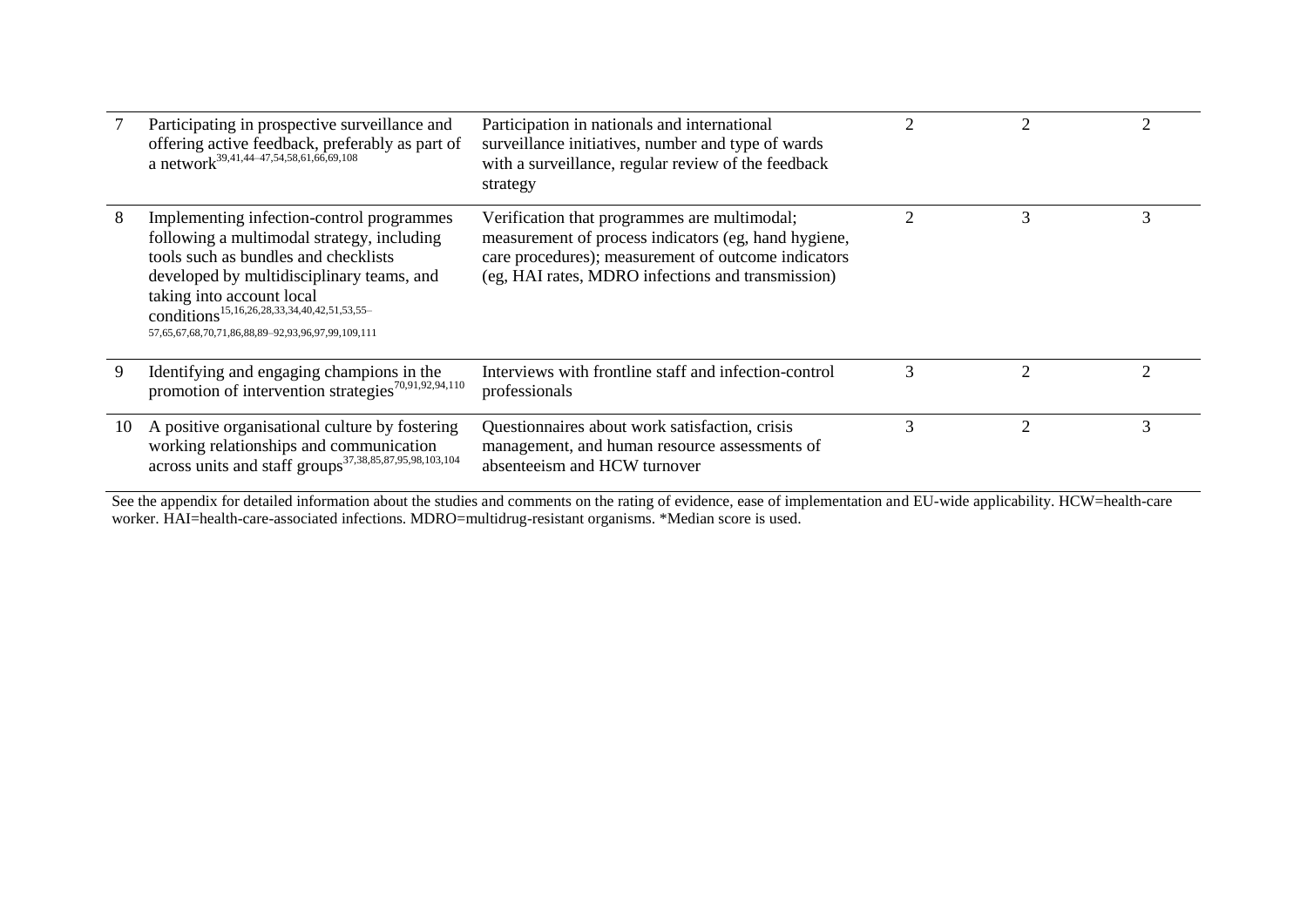| | | | | | |
|---|---|---|---|---|---|
| 7 | Participating in prospective surveillance and offering active feedback, preferably as part of a network[39,41,44–47,54,58,61,66,69,108] | Participation in nationals and international surveillance initiatives, number and type of wards with a surveillance, regular review of the feedback strategy | 2 | 2 | 2 |
| 8 | Implementing infection-control programmes following a multimodal strategy, including tools such as bundles and checklists developed by multidisciplinary teams, and taking into account local conditions[15,16,26,28,33,34,40,42,51,53,55–57,65,67,68,70,71,86,88,89–92,93,96,97,99,109,111] | Verification that programmes are multimodal; measurement of process indicators (eg, hand hygiene, care procedures); measurement of outcome indicators (eg, HAI rates, MDRO infections and transmission) | 2 | 3 | 3 |
| 9 | Identifying and engaging champions in the promotion of intervention strategies[70,91,92,94,110] | Interviews with frontline staff and infection-control professionals | 3 | 2 | 2 |
| 10 | A positive organisational culture by fostering working relationships and communication across units and staff groups[37,38,85,87,95,98,103,104] | Questionnaires about work satisfaction, crisis management, and human resource assessments of absenteeism and HCW turnover | 3 | 2 | 3 |

See the appendix for detailed information about the studies and comments on the rating of evidence, ease of implementation and EU-wide applicability. HCW=health-care worker. HAI=health-care-associated infections. MDRO=multidrug-resistant organisms. *Median score is used.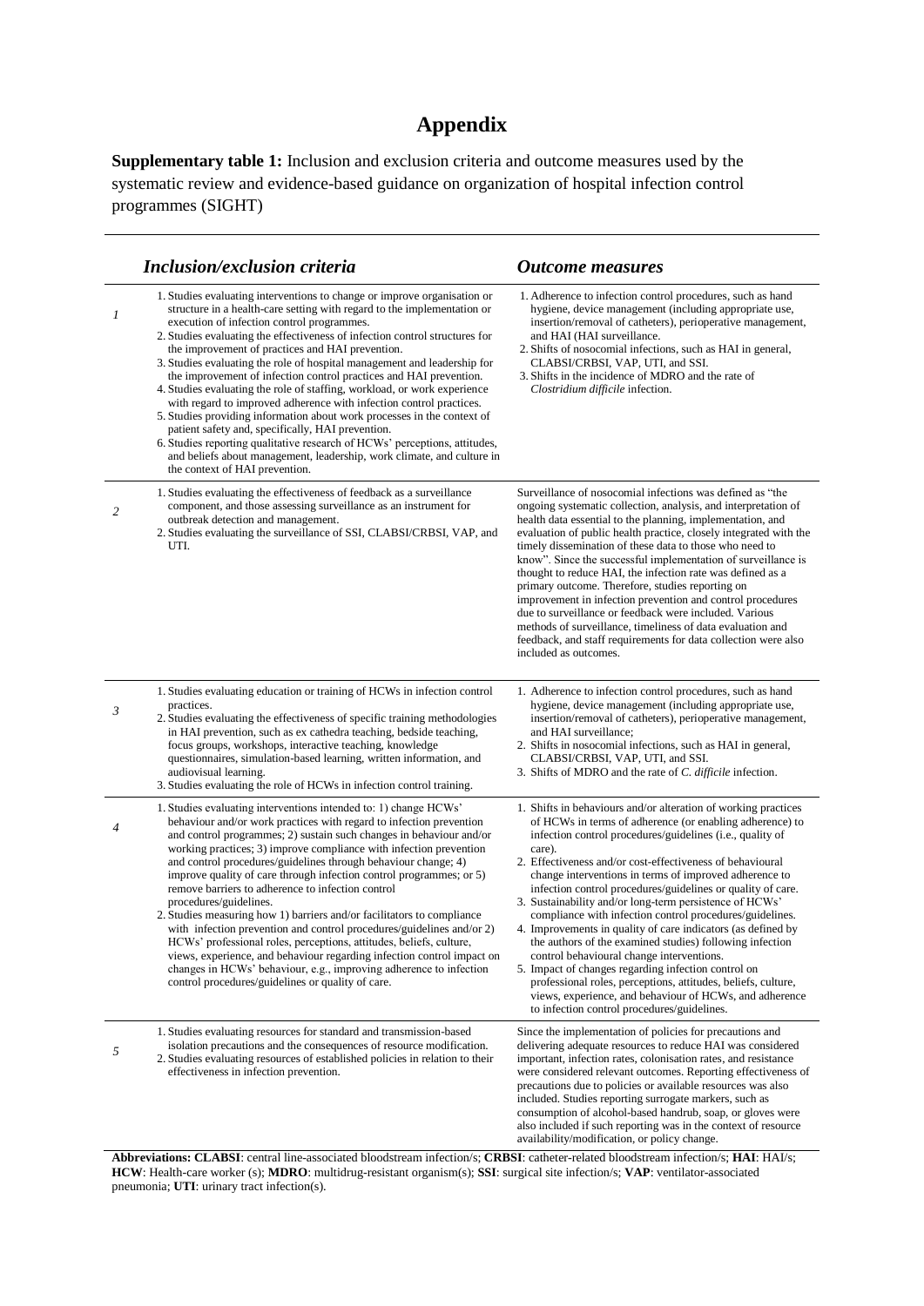# Appendix

**Supplementary table 1:** Inclusion and exclusion criteria and outcome measures used by the systematic review and evidence-based guidance on organization of hospital infection control programmes (SIGHT)

| | *Inclusion/exclusion criteria* | *Outcome measures* |
|---|---|---|
| *1* | 1. Studies evaluating interventions to change or improve organisation or structure in a health-care setting with regard to the implementation or execution of infection control programmes.<br>2. Studies evaluating the effectiveness of infection control structures for the improvement of practices and HAI prevention.<br>3. Studies evaluating the role of hospital management and leadership for the improvement of infection control practices and HAI prevention.<br>4. Studies evaluating the role of staffing, workload, or work experience with regard to improved adherence with infection control practices.<br>5. Studies providing information about work processes in the context of patient safety and, specifically, HAI prevention.<br>6. Studies reporting qualitative research of HCWs' perceptions, attitudes, and beliefs about management, leadership, work climate, and culture in the context of HAI prevention. | 1. Adherence to infection control procedures, such as hand hygiene, device management (including appropriate use, insertion/removal of catheters), perioperative management, and HAI (HAI surveillance.<br>2. Shifts of nosocomial infections, such as HAI in general, CLABSI/CRBSI, VAP, UTI, and SSI.<br>3. Shifts in the incidence of MDRO and the rate of *Clostridium difficile* infection. |
| *2* | 1. Studies evaluating the effectiveness of feedback as a surveillance component, and those assessing surveillance as an instrument for outbreak detection and management.<br>2. Studies evaluating the surveillance of SSI, CLABSI/CRBSI, VAP, and UTI. | Surveillance of nosocomial infections was defined as "the ongoing systematic collection, analysis, and interpretation of health data essential to the planning, implementation, and evaluation of public health practice, closely integrated with the timely dissemination of these data to those who need to know". Since the successful implementation of surveillance is thought to reduce HAI, the infection rate was defined as a primary outcome. Therefore, studies reporting on improvement in infection prevention and control procedures due to surveillance or feedback were included. Various methods of surveillance, timeliness of data evaluation and feedback, and staff requirements for data collection were also included as outcomes. |
| *3* | 1. Studies evaluating education or training of HCWs in infection control practices.<br>2. Studies evaluating the effectiveness of specific training methodologies in HAI prevention, such as ex cathedra teaching, bedside teaching, focus groups, workshops, interactive teaching, knowledge questionnaires, simulation-based learning, written information, and audiovisual learning.<br>3. Studies evaluating the role of HCWs in infection control training. | 1. Adherence to infection control procedures, such as hand hygiene, device management (including appropriate use, insertion/removal of catheters), perioperative management, and HAI surveillance;<br>2. Shifts in nosocomial infections, such as HAI in general, CLABSI/CRBSI, VAP, UTI, and SSI.<br>3. Shifts of MDRO and the rate of *C. difficile* infection. |
| *4* | 1. Studies evaluating interventions intended to: 1) change HCWs' behaviour and/or work practices with regard to infection prevention and control programmes; 2) sustain such changes in behaviour and/or working practices; 3) improve compliance with infection prevention and control procedures/guidelines through behaviour change; 4) improve quality of care through infection control programmes; or 5) remove barriers to adherence to infection control procedures/guidelines.<br>2. Studies measuring how 1) barriers and/or facilitators to compliance with infection prevention and control procedures/guidelines and/or 2) HCWs' professional roles, perceptions, attitudes, beliefs, culture, views, experience, and behaviour regarding infection control impact on changes in HCWs' behaviour, e.g., improving adherence to infection control procedures/guidelines or quality of care. | 1. Shifts in behaviours and/or alteration of working practices of HCWs in terms of adherence (or enabling adherence) to infection control procedures/guidelines (i.e., quality of care).<br>2. Effectiveness and/or cost-effectiveness of behavioural change interventions in terms of improved adherence to infection control procedures/guidelines or quality of care.<br>3. Sustainability and/or long-term persistence of HCWs' compliance with infection control procedures/guidelines.<br>4. Improvements in quality of care indicators (as defined by the authors of the examined studies) following infection control behavioural change interventions.<br>5. Impact of changes regarding infection control on professional roles, perceptions, attitudes, beliefs, culture, views, experience, and behaviour of HCWs, and adherence to infection control procedures/guidelines. |
| *5* | 1. Studies evaluating resources for standard and transmission-based isolation precautions and the consequences of resource modification.<br>2. Studies evaluating resources of established policies in relation to their effectiveness in infection prevention. | Since the implementation of policies for precautions and delivering adequate resources to reduce HAI was considered important, infection rates, colonisation rates, and resistance were considered relevant outcomes. Reporting effectiveness of precautions due to policies or available resources was also included. Studies reporting surrogate markers, such as consumption of alcohol-based handrub, soap, or gloves were also included if such reporting was in the context of resource availability/modification, or policy change. |

**Abbreviations: CLABSI**: central line-associated bloodstream infection/s; **CRBSI**: catheter-related bloodstream infection/s; **HAI**: HAI/s; **HCW**: Health-care worker (s); **MDRO**: multidrug-resistant organism(s); **SSI**: surgical site infection/s; **VAP**: ventilator-associated pneumonia; **UTI**: urinary tract infection(s).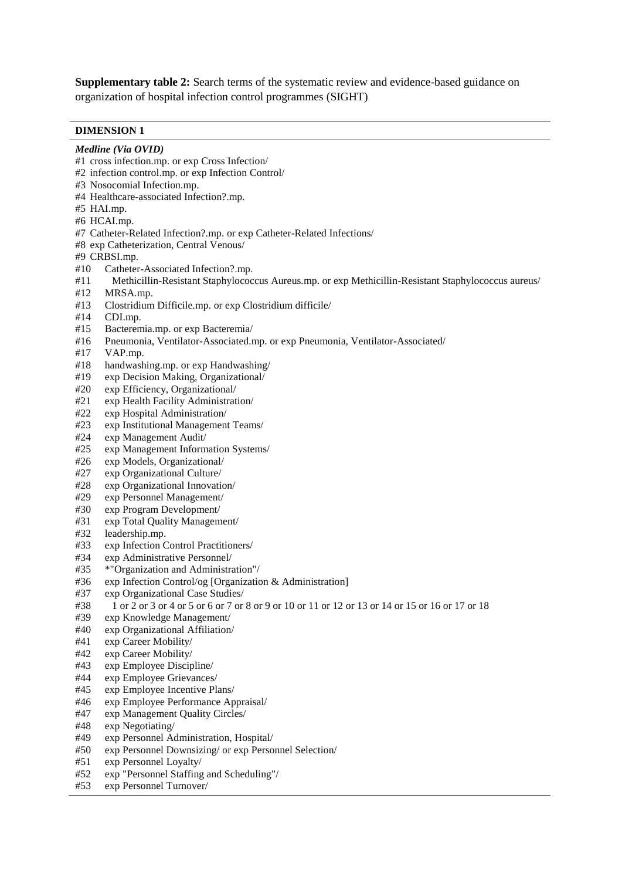**Supplementary table 2:** Search terms of the systematic review and evidence-based guidance on organization of hospital infection control programmes (SIGHT)

**DIMENSION 1**

***Medline (Via OVID)***

#1 cross infection.mp. or exp Cross Infection/
#2 infection control.mp. or exp Infection Control/
#3 Nosocomial Infection.mp.
#4 Healthcare-associated Infection?.mp.
#5 HAI.mp.
#6 HCAI.mp.
#7 Catheter-Related Infection?.mp. or exp Catheter-Related Infections/
#8 exp Catheterization, Central Venous/
#9 CRBSI.mp.
#10 Catheter-Associated Infection?.mp.
#11 Methicillin-Resistant Staphylococcus Aureus.mp. or exp Methicillin-Resistant Staphylococcus aureus/
#12 MRSA.mp.
#13 Clostridium Difficile.mp. or exp Clostridium difficile/
#14 CDI.mp.
#15 Bacteremia.mp. or exp Bacteremia/
#16 Pneumonia, Ventilator-Associated.mp. or exp Pneumonia, Ventilator-Associated/
#17 VAP.mp.
#18 handwashing.mp. or exp Handwashing/
#19 exp Decision Making, Organizational/
#20 exp Efficiency, Organizational/
#21 exp Health Facility Administration/
#22 exp Hospital Administration/
#23 exp Institutional Management Teams/
#24 exp Management Audit/
#25 exp Management Information Systems/
#26 exp Models, Organizational/
#27 exp Organizational Culture/
#28 exp Organizational Innovation/
#29 exp Personnel Management/
#30 exp Program Development/
#31 exp Total Quality Management/
#32 leadership.mp.
#33 exp Infection Control Practitioners/
#34 exp Administrative Personnel/
#35 *"Organization and Administration"/
#36 exp Infection Control/og [Organization & Administration]
#37 exp Organizational Case Studies/
#38 1 or 2 or 3 or 4 or 5 or 6 or 7 or 8 or 9 or 10 or 11 or 12 or 13 or 14 or 15 or 16 or 17 or 18
#39 exp Knowledge Management/
#40 exp Organizational Affiliation/
#41 exp Career Mobility/
#42 exp Career Mobility/
#43 exp Employee Discipline/
#44 exp Employee Grievances/
#45 exp Employee Incentive Plans/
#46 exp Employee Performance Appraisal/
#47 exp Management Quality Circles/
#48 exp Negotiating/
#49 exp Personnel Administration, Hospital/
#50 exp Personnel Downsizing/ or exp Personnel Selection/
#51 exp Personnel Loyalty/
#52 exp "Personnel Staffing and Scheduling"/
#53 exp Personnel Turnover/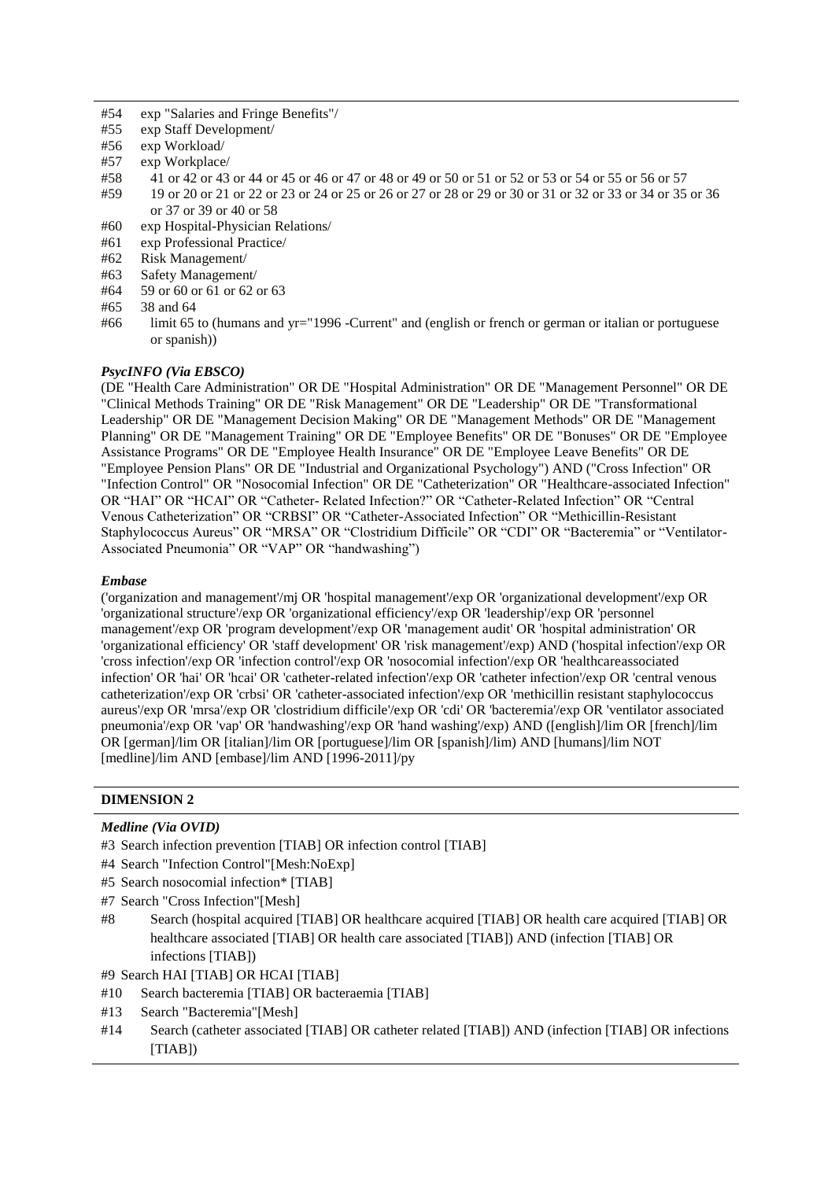#54 exp "Salaries and Fringe Benefits"/
#55 exp Staff Development/
#56 exp Workload/
#57 exp Workplace/
#58 41 or 42 or 43 or 44 or 45 or 46 or 47 or 48 or 49 or 50 or 51 or 52 or 53 or 54 or 55 or 56 or 57
#59 19 or 20 or 21 or 22 or 23 or 24 or 25 or 26 or 27 or 28 or 29 or 30 or 31 or 32 or 33 or 34 or 35 or 36 or 37 or 39 or 40 or 58
#60 exp Hospital-Physician Relations/
#61 exp Professional Practice/
#62 Risk Management/
#63 Safety Management/
#64 59 or 60 or 61 or 62 or 63
#65 38 and 64
#66 limit 65 to (humans and yr="1996 -Current" and (english or french or german or italian or portuguese or spanish))

***PsycINFO (Via EBSCO)***

(DE "Health Care Administration" OR DE "Hospital Administration" OR DE "Management Personnel" OR DE "Clinical Methods Training" OR DE "Risk Management" OR DE "Leadership" OR DE "Transformational Leadership" OR DE "Management Decision Making" OR DE "Management Methods" OR DE "Management Planning" OR DE "Management Training" OR DE "Employee Benefits" OR DE "Bonuses" OR DE "Employee Assistance Programs" OR DE "Employee Health Insurance" OR DE "Employee Leave Benefits" OR DE "Employee Pension Plans" OR DE "Industrial and Organizational Psychology") AND ("Cross Infection" OR "Infection Control" OR "Nosocomial Infection" OR DE "Catheterization" OR "Healthcare-associated Infection" OR "HAI" OR "HCAI" OR "Catheter- Related Infection?" OR "Catheter-Related Infection" OR "Central Venous Catheterization" OR "CRBSI" OR "Catheter-Associated Infection" OR "Methicillin-Resistant Staphylococcus Aureus" OR "MRSA" OR "Clostridium Difficile" OR "CDI" OR "Bacteremia" or "Ventilator-Associated Pneumonia" OR "VAP" OR "handwashing")

***Embase***

('organization and management'/mj OR 'hospital management'/exp OR 'organizational development'/exp OR 'organizational structure'/exp OR 'organizational efficiency'/exp OR 'leadership'/exp OR 'personnel management'/exp OR 'program development'/exp OR 'management audit' OR 'hospital administration' OR 'organizational efficiency' OR 'staff development' OR 'risk management'/exp) AND ('hospital infection'/exp OR 'cross infection'/exp OR 'infection control'/exp OR 'nosocomial infection'/exp OR 'healthcareassociated infection' OR 'hai' OR 'hcai' OR 'catheter-related infection'/exp OR 'catheter infection'/exp OR 'central venous catheterization'/exp OR 'crbsi' OR 'catheter-associated infection'/exp OR 'methicillin resistant staphylococcus aureus'/exp OR 'mrsa'/exp OR 'clostridium difficile'/exp OR 'cdi' OR 'bacteremia'/exp OR 'ventilator associated pneumonia'/exp OR 'vap' OR 'handwashing'/exp OR 'hand washing'/exp) AND ([english]/lim OR [french]/lim OR [german]/lim OR [italian]/lim OR [portuguese]/lim OR [spanish]/lim) AND [humans]/lim NOT [medline]/lim AND [embase]/lim AND [1996-2011]/py

**DIMENSION 2**

***Medline (Via OVID)***

#3 Search infection prevention [TIAB] OR infection control [TIAB]
#4 Search "Infection Control"[Mesh:NoExp]
#5 Search nosocomial infection* [TIAB]
#7 Search "Cross Infection"[Mesh]
#8 Search (hospital acquired [TIAB] OR healthcare acquired [TIAB] OR health care acquired [TIAB] OR healthcare associated [TIAB] OR health care associated [TIAB]) AND (infection [TIAB] OR infections [TIAB])
#9 Search HAI [TIAB] OR HCAI [TIAB]
#10 Search bacteremia [TIAB] OR bacteraemia [TIAB]
#13 Search "Bacteremia"[Mesh]
#14 Search (catheter associated [TIAB] OR catheter related [TIAB]) AND (infection [TIAB] OR infections [TIAB])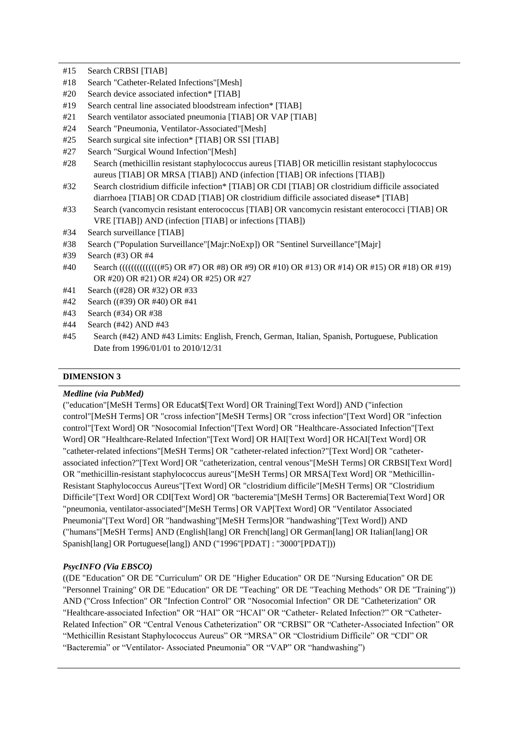#15 Search CRBSI [TIAB]

#18 Search "Catheter-Related Infections"[Mesh]

#20 Search device associated infection* [TIAB]

#19 Search central line associated bloodstream infection* [TIAB]

#21 Search ventilator associated pneumonia [TIAB] OR VAP [TIAB]

#24 Search "Pneumonia, Ventilator-Associated"[Mesh]

#25 Search surgical site infection* [TIAB] OR SSI [TIAB]

#27 Search "Surgical Wound Infection"[Mesh]

#28 Search (methicillin resistant staphylococcus aureus [TIAB] OR meticillin resistant staphylococcus aureus [TIAB] OR MRSA [TIAB]) AND (infection [TIAB] OR infections [TIAB])

#32 Search clostridium difficile infection* [TIAB] OR CDI [TIAB] OR clostridium difficile associated diarrhoea [TIAB] OR CDAD [TIAB] OR clostridium difficile associated disease* [TIAB]

#33 Search (vancomycin resistant enterococcus [TIAB] OR vancomycin resistant enterococci [TIAB] OR VRE [TIAB]) AND (infection [TIAB] or infections [TIAB])

#34 Search surveillance [TIAB]

#38 Search ("Population Surveillance"[Majr:NoExp]) OR "Sentinel Surveillance"[Majr]

#39 Search (#3) OR #4

#40 Search ((((((((((((#5) OR #7) OR #8) OR #9) OR #10) OR #13) OR #14) OR #15) OR #18) OR #19) OR #20) OR #21) OR #24) OR #25) OR #27

#41 Search ((#28) OR #32) OR #33

#42 Search ((#39) OR #40) OR #41

#43 Search (#34) OR #38

#44 Search (#42) AND #43

#45 Search (#42) AND #43 Limits: English, French, German, Italian, Spanish, Portuguese, Publication Date from 1996/01/01 to 2010/12/31

**DIMENSION 3**

***Medline (via PubMed)***

("education"[MeSH Terms] OR Educat$[Text Word] OR Training[Text Word]) AND ("infection control"[MeSH Terms] OR "cross infection"[MeSH Terms] OR "cross infection"[Text Word] OR "infection control"[Text Word] OR "Nosocomial Infection"[Text Word] OR "Healthcare-Associated Infection"[Text Word] OR "Healthcare-Related Infection"[Text Word] OR HAI[Text Word] OR HCAI[Text Word] OR "catheter-related infections"[MeSH Terms] OR "catheter-related infection?"[Text Word] OR "catheter-associated infection?"[Text Word] OR "catheterization, central venous"[MeSH Terms] OR CRBSI[Text Word] OR "methicillin-resistant staphylococcus aureus"[MeSH Terms] OR MRSA[Text Word] OR "Methicillin-Resistant Staphylococcus Aureus"[Text Word] OR "clostridium difficile"[MeSH Terms] OR "Clostridium Difficile"[Text Word] OR CDI[Text Word] OR "bacteremia"[MeSH Terms] OR Bacteremia[Text Word] OR "pneumonia, ventilator-associated"[MeSH Terms] OR VAP[Text Word] OR "Ventilator Associated Pneumonia"[Text Word] OR "handwashing"[MeSH Terms]OR "handwashing"[Text Word]) AND ("humans"[MeSH Terms] AND (English[lang] OR French[lang] OR German[lang] OR Italian[lang] OR Spanish[lang] OR Portuguese[lang]) AND ("1996"[PDAT] : "3000"[PDAT]))

***PsycINFO (Via EBSCO)***

((DE "Education" OR DE "Curriculum" OR DE "Higher Education" OR DE "Nursing Education" OR DE "Personnel Training" OR DE "Education" OR DE "Teaching" OR DE "Teaching Methods" OR DE "Training")) AND ("Cross Infection" OR "Infection Control" OR "Nosocomial Infection" OR DE "Catheterization" OR "Healthcare-associated Infection" OR "HAI" OR "HCAI" OR "Catheter- Related Infection?" OR "Catheter-Related Infection" OR "Central Venous Catheterization" OR "CRBSI" OR "Catheter-Associated Infection" OR "Methicillin Resistant Staphylococcus Aureus" OR "MRSA" OR "Clostridium Difficile" OR "CDI" OR "Bacteremia" or "Ventilator- Associated Pneumonia" OR "VAP" OR "handwashing")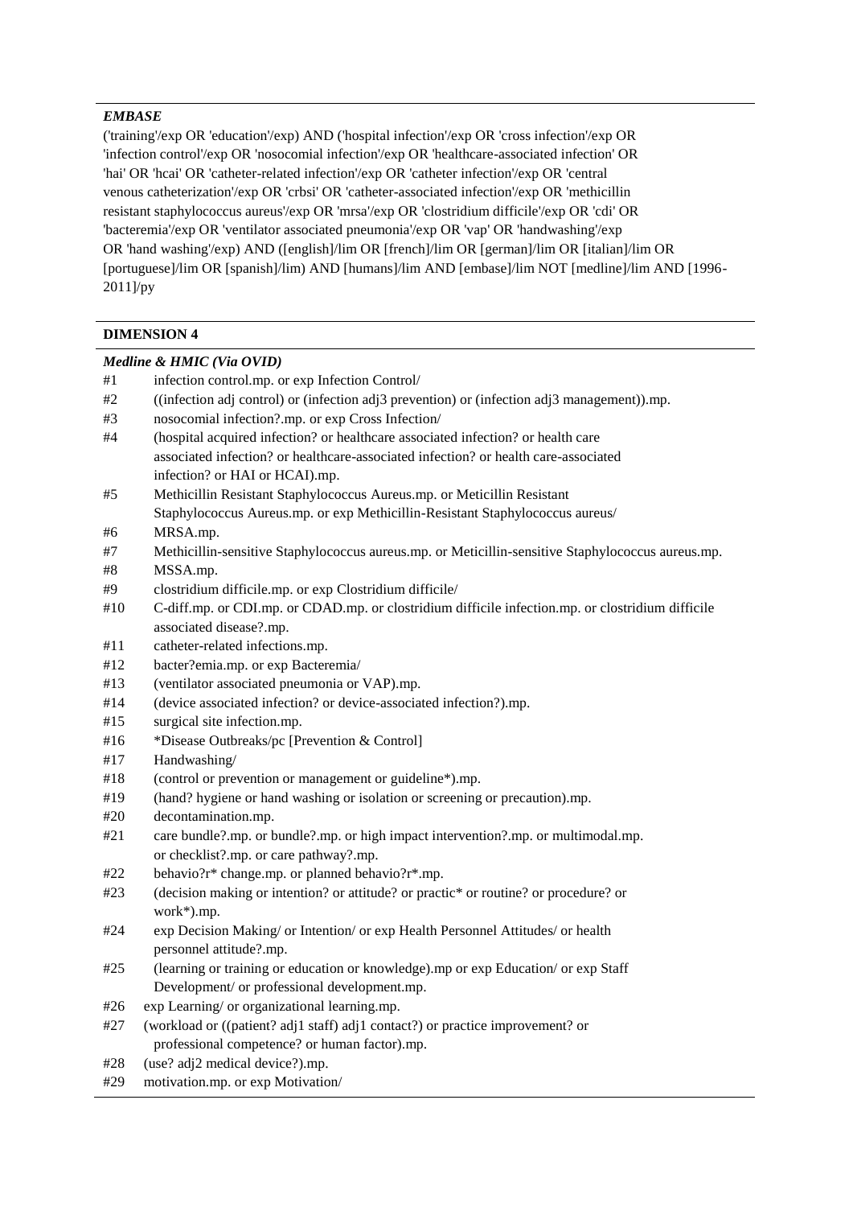*EMBASE*

('training'/exp OR 'education'/exp) AND ('hospital infection'/exp OR 'cross infection'/exp OR 'infection control'/exp OR 'nosocomial infection'/exp OR 'healthcare-associated infection' OR 'hai' OR 'hcai' OR 'catheter-related infection'/exp OR 'catheter infection'/exp OR 'central venous catheterization'/exp OR 'crbsi' OR 'catheter-associated infection'/exp OR 'methicillin resistant staphylococcus aureus'/exp OR 'mrsa'/exp OR 'clostridium difficile'/exp OR 'cdi' OR 'bacteremia'/exp OR 'ventilator associated pneumonia'/exp OR 'vap' OR 'handwashing'/exp OR 'hand washing'/exp) AND ([english]/lim OR [french]/lim OR [german]/lim OR [italian]/lim OR [portuguese]/lim OR [spanish]/lim) AND [humans]/lim AND [embase]/lim NOT [medline]/lim AND [1996-2011]/py

**DIMENSION 4**

*Medline & HMIC (Via OVID)*

| | |
|---|---|
| #1 | infection control.mp. or exp Infection Control/ |
| #2 | ((infection adj control) or (infection adj3 prevention) or (infection adj3 management)).mp. |
| #3 | nosocomial infection?.mp. or exp Cross Infection/ |
| #4 | (hospital acquired infection? or healthcare associated infection? or health care associated infection? or healthcare-associated infection? or health care-associated infection? or HAI or HCAI).mp. |
| #5 | Methicillin Resistant Staphylococcus Aureus.mp. or Meticillin Resistant Staphylococcus Aureus.mp. or exp Methicillin-Resistant Staphylococcus aureus/ |
| #6 | MRSA.mp. |
| #7 | Methicillin-sensitive Staphylococcus aureus.mp. or Meticillin-sensitive Staphylococcus aureus.mp. |
| #8 | MSSA.mp. |
| #9 | clostridium difficile.mp. or exp Clostridium difficile/ |
| #10 | C-diff.mp. or CDI.mp. or CDAD.mp. or clostridium difficile infection.mp. or clostridium difficile associated disease?.mp. |
| #11 | catheter-related infections.mp. |
| #12 | bacter?emia.mp. or exp Bacteremia/ |
| #13 | (ventilator associated pneumonia or VAP).mp. |
| #14 | (device associated infection? or device-associated infection?).mp. |
| #15 | surgical site infection.mp. |
| #16 | *Disease Outbreaks/pc [Prevention & Control] |
| #17 | Handwashing/ |
| #18 | (control or prevention or management or guideline*).mp. |
| #19 | (hand? hygiene or hand washing or isolation or screening or precaution).mp. |
| #20 | decontamination.mp. |
| #21 | care bundle?.mp. or bundle?.mp. or high impact intervention?.mp. or multimodal.mp. or checklist?.mp. or care pathway?.mp. |
| #22 | behavio?r* change.mp. or planned behavio?r*.mp. |
| #23 | (decision making or intention? or attitude? or practic* or routine? or procedure? or work*).mp. |
| #24 | exp Decision Making/ or Intention/ or exp Health Personnel Attitudes/ or health personnel attitude?.mp. |
| #25 | (learning or training or education or knowledge).mp or exp Education/ or exp Staff Development/ or professional development.mp. |
| #26 | exp Learning/ or organizational learning.mp. |
| #27 | (workload or ((patient? adj1 staff) adj1 contact?) or practice improvement? or professional competence? or human factor).mp. |
| #28 | (use? adj2 medical device?).mp. |
| #29 | motivation.mp. or exp Motivation/ |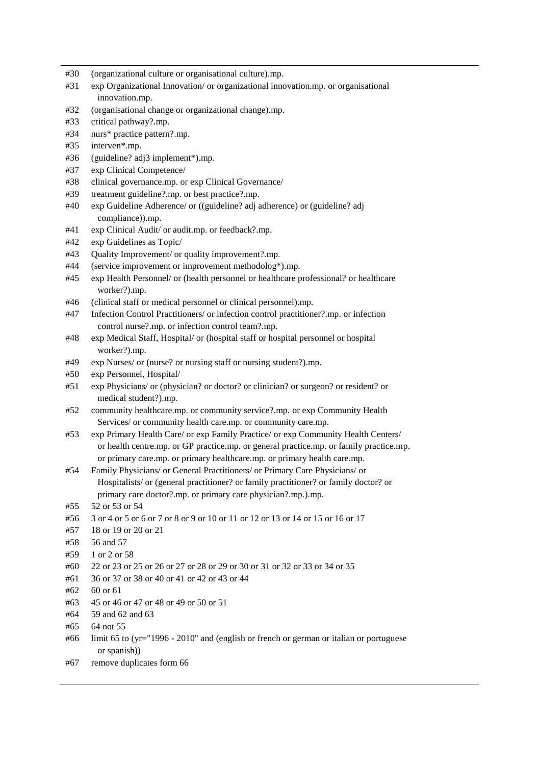| | |
|---|---|
| #30 | (organizational culture or organisational culture).mp. |
| #31 | exp Organizational Innovation/ or organizational innovation.mp. or organisational innovation.mp. |
| #32 | (organisational change or organizational change).mp. |
| #33 | critical pathway?.mp. |
| #34 | nurs* practice pattern?.mp. |
| #35 | interven*.mp. |
| #36 | (guideline? adj3 implement*).mp. |
| #37 | exp Clinical Competence/ |
| #38 | clinical governance.mp. or exp Clinical Governance/ |
| #39 | treatment guideline?.mp. or best practice?.mp. |
| #40 | exp Guideline Adherence/ or ((guideline? adj adherence) or (guideline? adj compliance)).mp. |
| #41 | exp Clinical Audit/ or audit.mp. or feedback?.mp. |
| #42 | exp Guidelines as Topic/ |
| #43 | Quality Improvement/ or quality improvement?.mp. |
| #44 | (service improvement or improvement methodolog*).mp. |
| #45 | exp Health Personnel/ or (health personnel or healthcare professional? or healthcare worker?).mp. |
| #46 | (clinical staff or medical personnel or clinical personnel).mp. |
| #47 | Infection Control Practitioners/ or infection control practitioner?.mp. or infection control nurse?.mp. or infection control team?.mp. |
| #48 | exp Medical Staff, Hospital/ or (hospital staff or hospital personnel or hospital worker?).mp. |
| #49 | exp Nurses/ or (nurse? or nursing staff or nursing student?).mp. |
| #50 | exp Personnel, Hospital/ |
| #51 | exp Physicians/ or (physician? or doctor? or clinician? or surgeon? or resident? or medical student?).mp. |
| #52 | community healthcare.mp. or community service?.mp. or exp Community Health Services/ or community health care.mp. or community care.mp. |
| #53 | exp Primary Health Care/ or exp Family Practice/ or exp Community Health Centers/ or health centre.mp. or GP practice.mp. or general practice.mp. or family practice.mp. or primary care.mp. or primary healthcare.mp. or primary health care.mp. |
| #54 | Family Physicians/ or General Practitioners/ or Primary Care Physicians/ or Hospitalists/ or (general practitioner? or family practitioner? or family doctor? or primary care doctor?.mp. or primary care physician?.mp.).mp. |
| #55 | 52 or 53 or 54 |
| #56 | 3 or 4 or 5 or 6 or 7 or 8 or 9 or 10 or 11 or 12 or 13 or 14 or 15 or 16 or 17 |
| #57 | 18 or 19 or 20 or 21 |
| #58 | 56 and 57 |
| #59 | 1 or 2 or 58 |
| #60 | 22 or 23 or 25 or 26 or 27 or 28 or 29 or 30 or 31 or 32 or 33 or 34 or 35 |
| #61 | 36 or 37 or 38 or 40 or 41 or 42 or 43 or 44 |
| #62 | 60 or 61 |
| #63 | 45 or 46 or 47 or 48 or 49 or 50 or 51 |
| #64 | 59 and 62 and 63 |
| #65 | 64 not 55 |
| #66 | limit 65 to (yr="1996 - 2010" and (english or french or german or italian or portuguese or spanish)) |
| #67 | remove duplicates form 66 |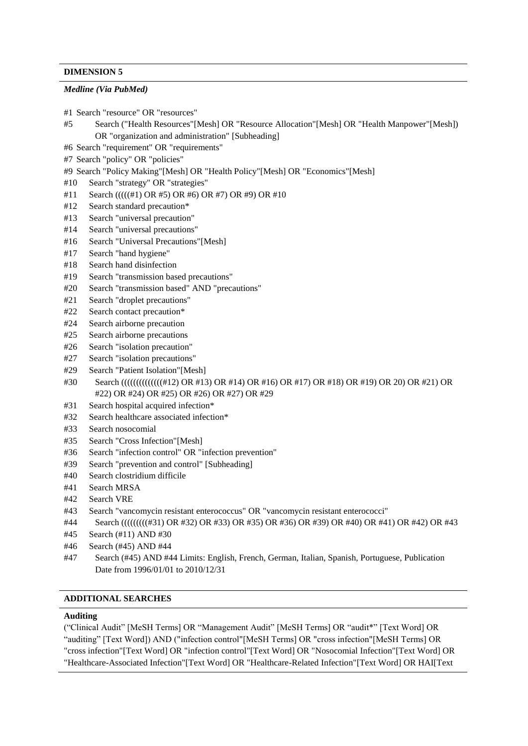**DIMENSION 5**

***Medline (Via PubMed)***

#1 Search "resource" OR "resources"

#5 Search ("Health Resources"[Mesh] OR "Resource Allocation"[Mesh] OR "Health Manpower"[Mesh]) OR "organization and administration" [Subheading]

#6 Search "requirement" OR "requirements"

#7 Search "policy" OR "policies"

#9 Search "Policy Making"[Mesh] OR "Health Policy"[Mesh] OR "Economics"[Mesh]

#10 Search "strategy" OR "strategies"

#11 Search (((((#1) OR #5) OR #6) OR #7) OR #9) OR #10

#12 Search standard precaution*

#13 Search "universal precaution"

#14 Search "universal precautions"

#16 Search "Universal Precautions"[Mesh]

#17 Search "hand hygiene"

#18 Search hand disinfection

#19 Search "transmission based precautions"

#20 Search "transmission based" AND "precautions"

#21 Search "droplet precautions"

#22 Search contact precaution*

#24 Search airborne precaution

#25 Search airborne precautions

#26 Search "isolation precaution"

#27 Search "isolation precautions"

#29 Search "Patient Isolation"[Mesh]

#30 Search ((((((((((((((#12) OR #13) OR #14) OR #16) OR #17) OR #18) OR #19) OR 20) OR #21) OR #22) OR #24) OR #25) OR #26) OR #27) OR #29

#31 Search hospital acquired infection*

#32 Search healthcare associated infection*

#33 Search nosocomial

#35 Search "Cross Infection"[Mesh]

#36 Search "infection control" OR "infection prevention"

#39 Search "prevention and control" [Subheading]

#40 Search clostridium difficile

#41 Search MRSA

#42 Search VRE

#43 Search "vancomycin resistant enterococcus" OR "vancomycin resistant enterococci"

#44 Search (((((((((#31) OR #32) OR #33) OR #35) OR #36) OR #39) OR #40) OR #41) OR #42) OR #43

#45 Search (#11) AND #30

#46 Search (#45) AND #44

#47 Search (#45) AND #44 Limits: English, French, German, Italian, Spanish, Portuguese, Publication Date from 1996/01/01 to 2010/12/31

**ADDITIONAL SEARCHES**

**Auditing**

("Clinical Audit" [MeSH Terms] OR "Management Audit" [MeSH Terms] OR "audit*" [Text Word] OR "auditing" [Text Word]) AND ("infection control"[MeSH Terms] OR "cross infection"[MeSH Terms] OR "cross infection"[Text Word] OR "infection control"[Text Word] OR "Nosocomial Infection"[Text Word] OR "Healthcare-Associated Infection"[Text Word] OR "Healthcare-Related Infection"[Text Word] OR HAI[Text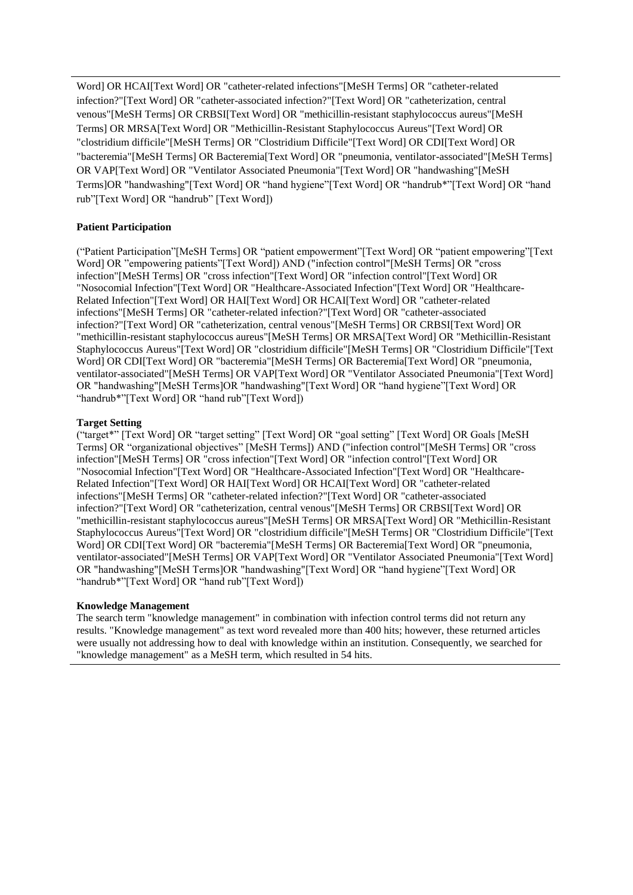Word] OR HCAI[Text Word] OR "catheter-related infections"[MeSH Terms] OR "catheter-related infection?"[Text Word] OR "catheter-associated infection?"[Text Word] OR "catheterization, central venous"[MeSH Terms] OR CRBSI[Text Word] OR "methicillin-resistant staphylococcus aureus"[MeSH Terms] OR MRSA[Text Word] OR "Methicillin-Resistant Staphylococcus Aureus"[Text Word] OR "clostridium difficile"[MeSH Terms] OR "Clostridium Difficile"[Text Word] OR CDI[Text Word] OR "bacteremia"[MeSH Terms] OR Bacteremia[Text Word] OR "pneumonia, ventilator-associated"[MeSH Terms] OR VAP[Text Word] OR "Ventilator Associated Pneumonia"[Text Word] OR "handwashing"[MeSH Terms]OR "handwashing"[Text Word] OR "hand hygiene"[Text Word] OR "handrub*"[Text Word] OR "hand rub"[Text Word] OR "handrub" [Text Word])

**Patient Participation**

("Patient Participation"[MeSH Terms] OR "patient empowerment"[Text Word] OR "patient empowering"[Text Word] OR "empowering patients"[Text Word]) AND ("infection control"[MeSH Terms] OR "cross infection"[MeSH Terms] OR "cross infection"[Text Word] OR "infection control"[Text Word] OR "Nosocomial Infection"[Text Word] OR "Healthcare-Associated Infection"[Text Word] OR "Healthcare-Related Infection"[Text Word] OR HAI[Text Word] OR HCAI[Text Word] OR "catheter-related infections"[MeSH Terms] OR "catheter-related infection?"[Text Word] OR "catheter-associated infection?"[Text Word] OR "catheterization, central venous"[MeSH Terms] OR CRBSI[Text Word] OR "methicillin-resistant staphylococcus aureus"[MeSH Terms] OR MRSA[Text Word] OR "Methicillin-Resistant Staphylococcus Aureus"[Text Word] OR "clostridium difficile"[MeSH Terms] OR "Clostridium Difficile"[Text Word] OR CDI[Text Word] OR "bacteremia"[MeSH Terms] OR Bacteremia[Text Word] OR "pneumonia, ventilator-associated"[MeSH Terms] OR VAP[Text Word] OR "Ventilator Associated Pneumonia"[Text Word] OR "handwashing"[MeSH Terms]OR "handwashing"[Text Word] OR "hand hygiene"[Text Word] OR "handrub*"[Text Word] OR "hand rub"[Text Word])

**Target Setting**

("target*" [Text Word] OR "target setting" [Text Word] OR "goal setting" [Text Word] OR Goals [MeSH Terms] OR "organizational objectives" [MeSH Terms]) AND ("infection control"[MeSH Terms] OR "cross infection"[MeSH Terms] OR "cross infection"[Text Word] OR "infection control"[Text Word] OR "Nosocomial Infection"[Text Word] OR "Healthcare-Associated Infection"[Text Word] OR "Healthcare-Related Infection"[Text Word] OR HAI[Text Word] OR HCAI[Text Word] OR "catheter-related infections"[MeSH Terms] OR "catheter-related infection?"[Text Word] OR "catheter-associated infection?"[Text Word] OR "catheterization, central venous"[MeSH Terms] OR CRBSI[Text Word] OR "methicillin-resistant staphylococcus aureus"[MeSH Terms] OR MRSA[Text Word] OR "Methicillin-Resistant Staphylococcus Aureus"[Text Word] OR "clostridium difficile"[MeSH Terms] OR "Clostridium Difficile"[Text Word] OR CDI[Text Word] OR "bacteremia"[MeSH Terms] OR Bacteremia[Text Word] OR "pneumonia, ventilator-associated"[MeSH Terms] OR VAP[Text Word] OR "Ventilator Associated Pneumonia"[Text Word] OR "handwashing"[MeSH Terms]OR "handwashing"[Text Word] OR "hand hygiene"[Text Word] OR "handrub*"[Text Word] OR "hand rub"[Text Word])

**Knowledge Management**

The search term "knowledge management" in combination with infection control terms did not return any results. "Knowledge management" as text word revealed more than 400 hits; however, these returned articles were usually not addressing how to deal with knowledge within an institution. Consequently, we searched for "knowledge management" as a MeSH term, which resulted in 54 hits.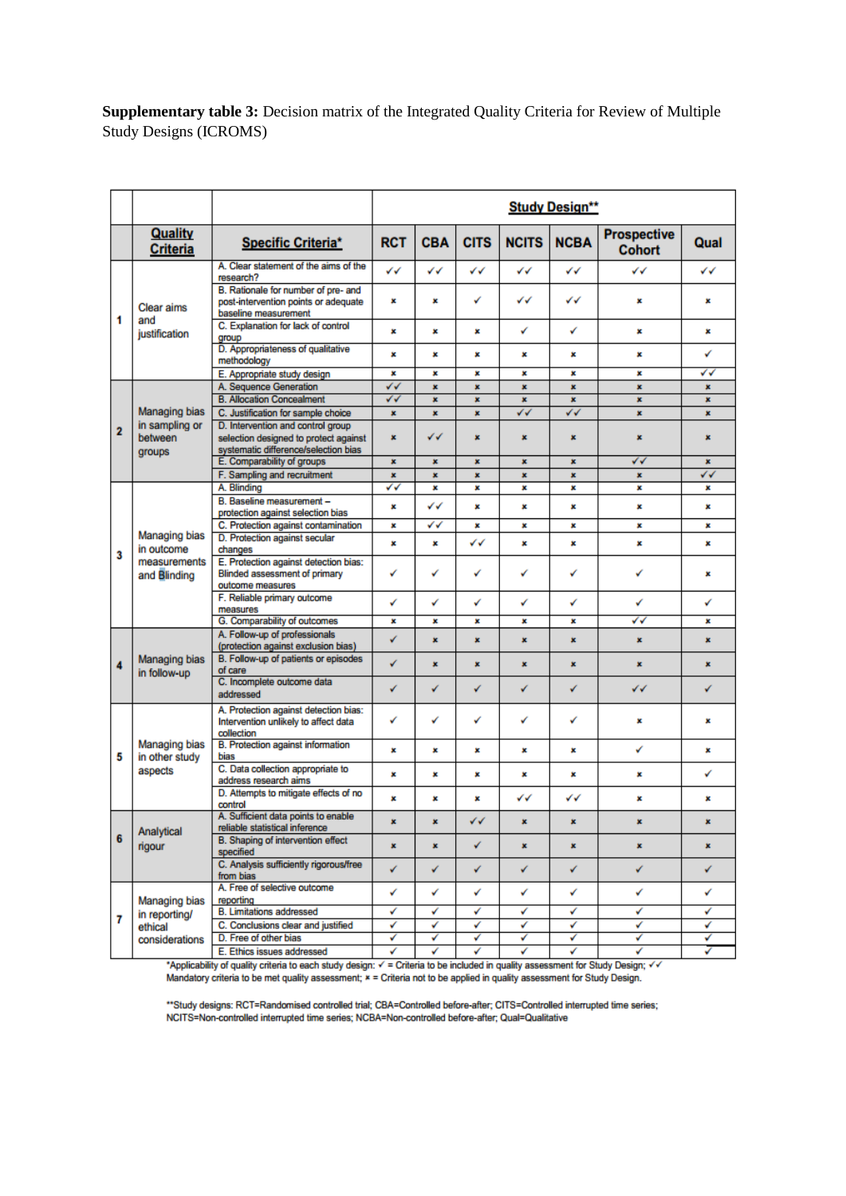**Supplementary table 3:** Decision matrix of the Integrated Quality Criteria for Review of Multiple Study Designs (ICROMS)

| | Quality Criteria | Specific Criteria* | RCT | CBA | CITS | NCITS | NCBA | Prospective Cohort | Qual |
|---|---|---|---|---|---|---|---|---|---|
| | | | Study Design** | | | | | | |
| 1 | Clear aims and justification | A. Clear statement of the aims of the research? | ✓✓ | ✓✓ | ✓✓ | ✓✓ | ✓✓ | ✓✓ | ✓✓ |
| | | B. Rationale for number of pre- and post-intervention points or adequate baseline measurement | ✗ | ✗ | ✓ | ✓✓ | ✓✓ | ✗ | ✗ |
| | | C. Explanation for lack of control group | ✗ | ✗ | ✗ | ✓ | ✓ | ✗ | ✗ |
| | | D. Appropriateness of qualitative methodology | ✗ | ✗ | ✗ | ✗ | ✗ | ✗ | ✓ |
| | | E. Appropriate study design | ✗ | ✗ | ✗ | ✗ | ✗ | ✗ | ✓✓ |
| 2 | Managing bias in sampling or between groups | A. Sequence Generation | ✓✓ | ✗ | ✗ | ✗ | ✗ | ✗ | ✗ |
| | | B. Allocation Concealment | ✓✓ | ✗ | ✗ | ✗ | ✗ | ✗ | ✗ |
| | | C. Justification for sample choice | ✗ | ✗ | ✗ | ✓✓ | ✓✓ | ✗ | ✗ |
| | | D. Intervention and control group selection designed to protect against systematic difference/selection bias | ✗ | ✓✓ | ✗ | ✗ | ✗ | ✗ | ✗ |
| | | E. Comparability of groups | ✗ | ✗ | ✗ | ✗ | ✗ | ✓✓ | ✗ |
| | | F. Sampling and recruitment | ✗ | ✗ | ✗ | ✗ | ✗ | ✗ | ✓✓ |
| 3 | Managing bias in outcome measurements and Blinding | A. Blinding | ✓✓ | ✗ | ✗ | ✗ | ✗ | ✗ | ✗ |
| | | B. Baseline measurement – protection against selection bias | ✗ | ✓✓ | ✗ | ✗ | ✗ | ✗ | ✗ |
| | | C. Protection against contamination | ✗ | ✓✓ | ✗ | ✗ | ✗ | ✗ | ✗ |
| | | D. Protection against secular changes | ✗ | ✗ | ✓✓ | ✗ | ✗ | ✗ | ✗ |
| | | E. Protection against detection bias: Blinded assessment of primary outcome measures | ✓ | ✓ | ✓ | ✓ | ✓ | ✓ | ✗ |
| | | F. Reliable primary outcome measures | ✓ | ✓ | ✓ | ✓ | ✓ | ✓ | ✓ |
| | | G. Comparability of outcomes | ✗ | ✗ | ✗ | ✗ | ✗ | ✓✓ | ✗ |
| 4 | Managing bias in follow-up | A. Follow-up of professionals (protection against exclusion bias) | ✓ | ✗ | ✗ | ✗ | ✗ | ✗ | ✗ |
| | | B. Follow-up of patients or episodes of care | ✓ | ✗ | ✗ | ✗ | ✗ | ✗ | ✗ |
| | | C. Incomplete outcome data addressed | ✓ | ✓ | ✓ | ✓ | ✓ | ✓✓ | ✓ |
| 5 | Managing bias in other study aspects | A. Protection against detection bias: Intervention unlikely to affect data collection | ✓ | ✓ | ✓ | ✓ | ✓ | ✗ | ✗ |
| | | B. Protection against information bias | ✗ | ✗ | ✗ | ✗ | ✗ | ✓ | ✗ |
| | | C. Data collection appropriate to address research aims | ✗ | ✗ | ✗ | ✗ | ✗ | ✗ | ✓ |
| | | D. Attempts to mitigate effects of no control | ✗ | ✗ | ✗ | ✓✓ | ✓✓ | ✗ | ✗ |
| 6 | Analytical rigour | A. Sufficient data points to enable reliable statistical inference | ✗ | ✗ | ✓✓ | ✗ | ✗ | ✗ | ✗ |
| | | B. Shaping of intervention effect specified | ✗ | ✗ | ✓ | ✗ | ✗ | ✗ | ✗ |
| | | C. Analysis sufficiently rigorous/free from bias | ✓ | ✓ | ✓ | ✓ | ✓ | ✓ | ✓ |
| 7 | Managing bias in reporting/ ethical considerations | A. Free of selective outcome reporting | ✓ | ✓ | ✓ | ✓ | ✓ | ✓ | ✓ |
| | | B. Limitations addressed | ✓ | ✓ | ✓ | ✓ | ✓ | ✓ | ✓ |
| | | C. Conclusions clear and justified | ✓ | ✓ | ✓ | ✓ | ✓ | ✓ | ✓ |
| | | D. Free of other bias | ✓ | ✓ | ✓ | ✓ | ✓ | ✓ | ✓ |
| | | E. Ethics issues addressed | ✓ | ✓ | ✓ | ✓ | ✓ | ✓ | ✓ |

*Applicability of quality criteria to each study design: ✓ = Criteria to be included in quality assessment for Study Design; ✓✓ Mandatory criteria to be met quality assessment; ✗ = Criteria not to be applied in quality assessment for Study Design.

**Study designs: RCT=Randomised controlled trial; CBA=Controlled before-after; CITS=Controlled interrupted time series; NCITS=Non-controlled interrupted time series; NCBA=Non-controlled before-after; Qual=Qualitative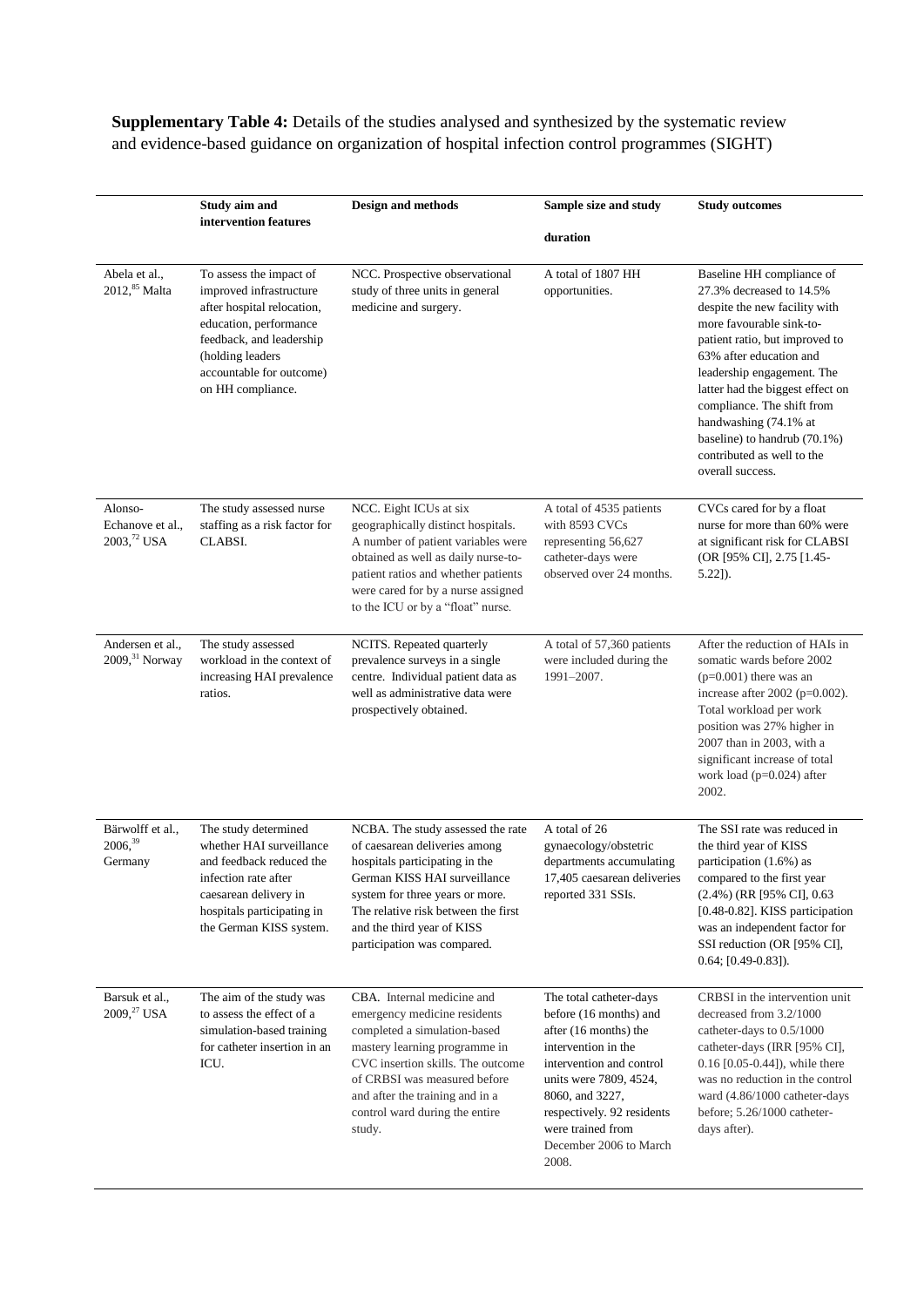**Supplementary Table 4:** Details of the studies analysed and synthesized by the systematic review and evidence-based guidance on organization of hospital infection control programmes (SIGHT)

| | Study aim and intervention features | Design and methods | Sample size and study duration | Study outcomes |
|---|---|---|---|---|
| Abela et al., 2012,[85] Malta | To assess the impact of improved infrastructure after hospital relocation, education, performance feedback, and leadership (holding leaders accountable for outcome) on HH compliance. | NCC. Prospective observational study of three units in general medicine and surgery. | A total of 1807 HH opportunities. | Baseline HH compliance of 27.3% decreased to 14.5% despite the new facility with more favourable sink-to-patient ratio, but improved to 63% after education and leadership engagement. The latter had the biggest effect on compliance. The shift from handwashing (74.1% at baseline) to handrub (70.1%) contributed as well to the overall success. |
| Alonso-Echanove et al., 2003,[72] USA | The study assessed nurse staffing as a risk factor for CLABSI. | NCC. Eight ICUs at six geographically distinct hospitals. A number of patient variables were obtained as well as daily nurse-to-patient ratios and whether patients were cared for by a nurse assigned to the ICU or by a "float" nurse. | A total of 4535 patients with 8593 CVCs representing 56,627 catheter-days were observed over 24 months. | CVCs cared for by a float nurse for more than 60% were at significant risk for CLABSI (OR [95% CI], 2.75 [1.45-5.22]). |
| Andersen et al., 2009,[31] Norway | The study assessed workload in the context of increasing HAI prevalence ratios. | NCITS. Repeated quarterly prevalence surveys in a single centre. Individual patient data as well as administrative data were prospectively obtained. | A total of 57,360 patients were included during the 1991–2007. | After the reduction of HAIs in somatic wards before 2002 (p=0.001) there was an increase after 2002 (p=0.002). Total workload per work position was 27% higher in 2007 than in 2003, with a significant increase of total work load (p=0.024) after 2002. |
| Bärwolff et al., 2006,[39] Germany | The study determined whether HAI surveillance and feedback reduced the infection rate after caesarean delivery in hospitals participating in the German KISS system. | NCBA. The study assessed the rate of caesarean deliveries among hospitals participating in the German KISS HAI surveillance system for three years or more. The relative risk between the first and the third year of KISS participation was compared. | A total of 26 gynaecology/obstetric departments accumulating 17,405 caesarean deliveries reported 331 SSIs. | The SSI rate was reduced in the third year of KISS participation (1.6%) as compared to the first year (2.4%) (RR [95% CI], 0.63 [0.48-0.82]. KISS participation was an independent factor for SSI reduction (OR [95% CI], 0.64; [0.49-0.83]). |
| Barsuk et al., 2009,[27] USA | The aim of the study was to assess the effect of a simulation-based training for catheter insertion in an ICU. | CBA. Internal medicine and emergency medicine residents completed a simulation-based mastery learning programme in CVC insertion skills. The outcome of CRBSI was measured before and after the training and in a control ward during the entire study. | The total catheter-days before (16 months) and after (16 months) the intervention in the intervention and control units were 7809, 4524, 8060, and 3227, respectively. 92 residents were trained from December 2006 to March 2008. | CRBSI in the intervention unit decreased from 3.2/1000 catheter-days to 0.5/1000 catheter-days (IRR [95% CI], 0.16 [0.05-0.44]), while there was no reduction in the control ward (4.86/1000 catheter-days before; 5.26/1000 catheter-days after). |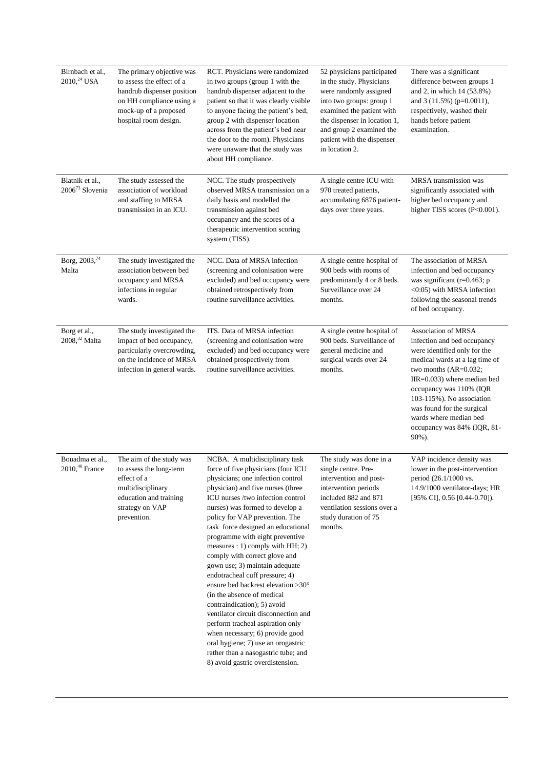| | | | | |
|---|---|---|---|---|
| Birnbach et al., 2010,[24] USA | The primary objective was to assess the effect of a handrub dispenser position on HH compliance using a mock-up of a proposed hospital room design. | RCT. Physicians were randomized in two groups (group 1 with the handrub dispenser adjacent to the patient so that it was clearly visible to anyone facing the patient's bed; group 2 with dispenser location across from the patient's bed near the door to the room). Physicians were unaware that the study was about HH compliance. | 52 physicians participated in the study. Physicians were randomly assigned into two groups: group 1 examined the patient with the dispenser in location 1, and group 2 examined the patient with the dispenser in location 2. | There was a significant difference between groups 1 and 2, in which 14 (53.8%) and 3 (11.5%) ($p=0.0011$), respectively, washed their hands before patient examination. |
| Blatnik et al., 2006[73] Slovenia | The study assessed the association of workload and staffing to MRSA transmission in an ICU. | NCC. The study prospectively observed MRSA transmission on a daily basis and modelled the transmission against bed occupancy and the scores of a therapeutic intervention scoring system (TISS). | A single centre ICU with 970 treated patients, accumulating 6876 patient-days over three years. | MRSA transmission was significantly associated with higher bed occupancy and higher TISS scores ($P<0.001$). |
| Borg, 2003,[74] Malta | The study investigated the association between bed occupancy and MRSA infections in regular wards. | NCC. Data of MRSA infection (screening and colonisation were excluded) and bed occupancy were obtained retrospectively from routine surveillance activities. | A single centre hospital of 900 beds with rooms of predominantly 4 or 8 beds. Surveillance over 24 months. | The association of MRSA infection and bed occupancy was significant ($r=0.463$; $p <0{:}05$) with MRSA infection following the seasonal trends of bed occupancy. |
| Borg et al., 2008,[32] Malta | The study investigated the impact of bed occupancy, particularly overcrowding, on the incidence of MRSA infection in general wards. | ITS. Data of MRSA infection (screening and colonisation were excluded) and bed occupancy were obtained prospectively from routine surveillance activities. | A single centre hospital of 900 beds. Surveillance of general medicine and surgical wards over 24 months. | Association of MRSA infection and bed occupancy were identified only for the medical wards at a lag time of two months (AR=0.032; IIR=0.033) where median bed occupancy was 110% (IQR 103-115%). No association was found for the surgical wards where median bed occupancy was 84% (IQR, 81-90%). |
| Bouadma et al., 2010,[40] France | The aim of the study was to assess the long-term effect of a multidisciplinary education and training strategy on VAP prevention. | NCBA. A multidisciplinary task force of five physicians (four ICU physicians; one infection control physician) and five nurses (three ICU nurses /two infection control nurses) was formed to develop a policy for VAP prevention. The task force designed an educational programme with eight preventive measures : 1) comply with HH; 2) comply with correct glove and gown use; 3) maintain adequate endotracheal cuff pressure; 4) ensure bed backrest elevation >30° (in the absence of medical contraindication); 5) avoid ventilator circuit disconnection and perform tracheal aspiration only when necessary; 6) provide good oral hygiene; 7) use an orogastric rather than a nasogastric tube; and 8) avoid gastric overdistension. | The study was done in a single centre. Pre-intervention and post-intervention periods included 882 and 871 ventilation sessions over a study duration of 75 months. | VAP incidence density was lower in the post-intervention period (26.1/1000 vs. 14.9/1000 ventilator-days; HR [95% CI], 0.56 [0.44-0.70]). |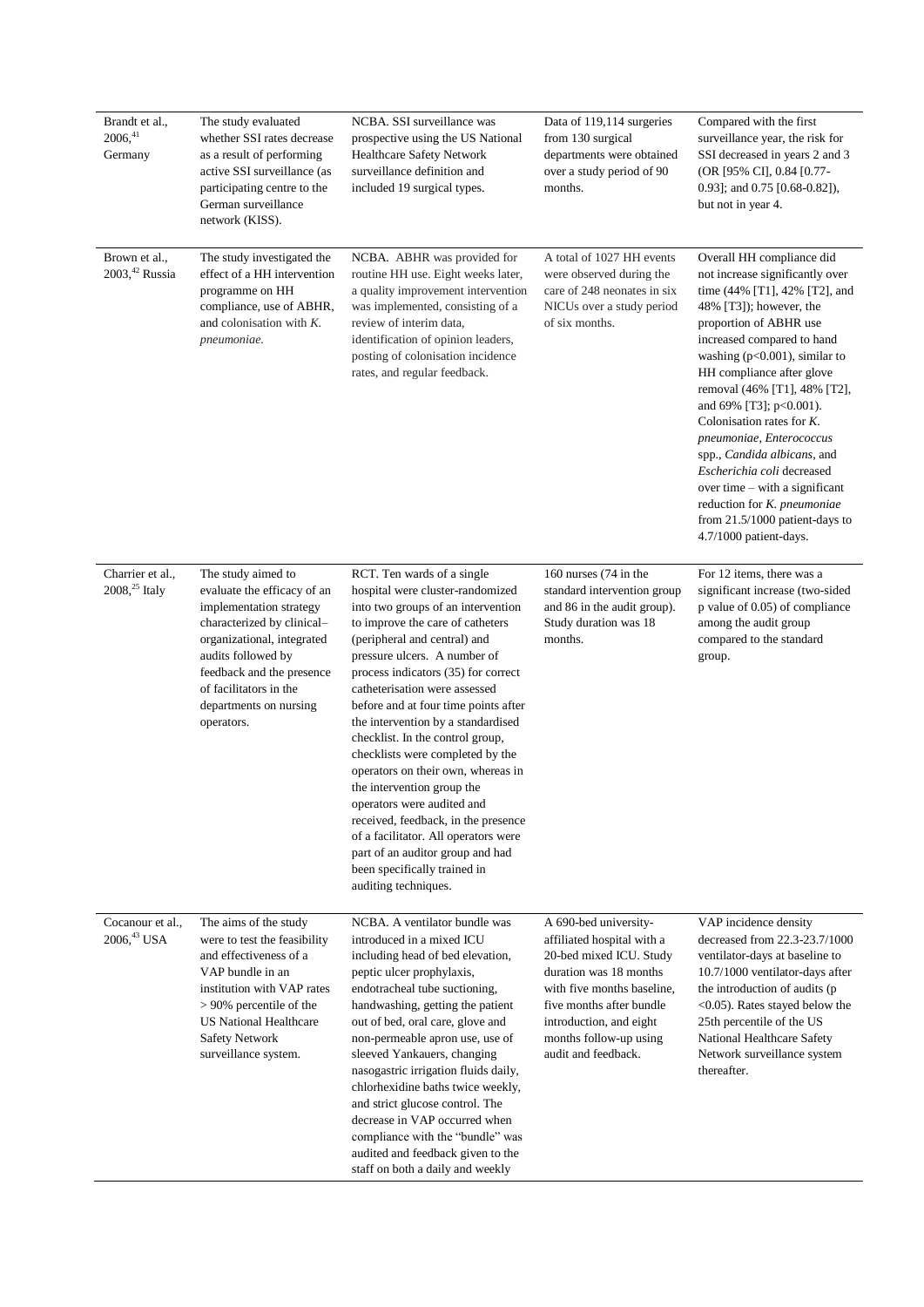| | | | | |
|---|---|---|---|---|
| Brandt et al., 2006,[41] Germany | The study evaluated whether SSI rates decrease as a result of performing active SSI surveillance (as participating centre to the German surveillance network (KISS). | NCBA. SSI surveillance was prospective using the US National Healthcare Safety Network surveillance definition and included 19 surgical types. | Data of 119,114 surgeries from 130 surgical departments were obtained over a study period of 90 months. | Compared with the first surveillance year, the risk for SSI decreased in years 2 and 3 (OR [95% CI], 0.84 [0.77-0.93]; and 0.75 [0.68-0.82]), but not in year 4. |
| Brown et al., 2003,[42] Russia | The study investigated the effect of a HH intervention programme on HH compliance, use of ABHR, and colonisation with *K. pneumoniae.* | NCBA. ABHR was provided for routine HH use. Eight weeks later, a quality improvement intervention was implemented, consisting of a review of interim data, identification of opinion leaders, posting of colonisation incidence rates, and regular feedback. | A total of 1027 HH events were observed during the care of 248 neonates in six NICUs over a study period of six months. | Overall HH compliance did not increase significantly over time (44% [T1], 42% [T2], and 48% [T3]); however, the proportion of ABHR use increased compared to hand washing ($p<0.001$), similar to HH compliance after glove removal (46% [T1], 48% [T2], and 69% [T3]; $p<0.001$). Colonisation rates for *K. pneumoniae*, *Enterococcus* spp., *Candida albicans*, and *Escherichia coli* decreased over time – with a significant reduction for *K. pneumoniae* from 21.5/1000 patient-days to 4.7/1000 patient-days. |
| Charrier et al., 2008,[25] Italy | The study aimed to evaluate the efficacy of an implementation strategy characterized by clinical–organizational, integrated audits followed by feedback and the presence of facilitators in the departments on nursing operators. | RCT. Ten wards of a single hospital were cluster-randomized into two groups of an intervention to improve the care of catheters (peripheral and central) and pressure ulcers. A number of process indicators (35) for correct catheterisation were assessed before and at four time points after the intervention by a standardised checklist. In the control group, checklists were completed by the operators on their own, whereas in the intervention group the operators were audited and received, feedback, in the presence of a facilitator. All operators were part of an auditor group and had been specifically trained in auditing techniques. | 160 nurses (74 in the standard intervention group and 86 in the audit group). Study duration was 18 months. | For 12 items, there was a significant increase (two-sided p value of 0.05) of compliance among the audit group compared to the standard group. |
| Cocanour et al., 2006,[43] USA | The aims of the study were to test the feasibility and effectiveness of a VAP bundle in an institution with VAP rates > 90% percentile of the US National Healthcare Safety Network surveillance system. | NCBA. A ventilator bundle was introduced in a mixed ICU including head of bed elevation, peptic ulcer prophylaxis, endotracheal tube suctioning, handwashing, getting the patient out of bed, oral care, glove and non-permeable apron use, use of sleeved Yankauers, changing nasogastric irrigation fluids daily, chlorhexidine baths twice weekly, and strict glucose control. The decrease in VAP occurred when compliance with the "bundle" was audited and feedback given to the staff on both a daily and weekly | A 690-bed university-affiliated hospital with a 20-bed mixed ICU. Study duration was 18 months with five months baseline, five months after bundle introduction, and eight months follow-up using audit and feedback. | VAP incidence density decreased from 22.3-23.7/1000 ventilator-days at baseline to 10.7/1000 ventilator-days after the introduction of audits ($p<0.05$). Rates stayed below the 25th percentile of the US National Healthcare Safety Network surveillance system thereafter. |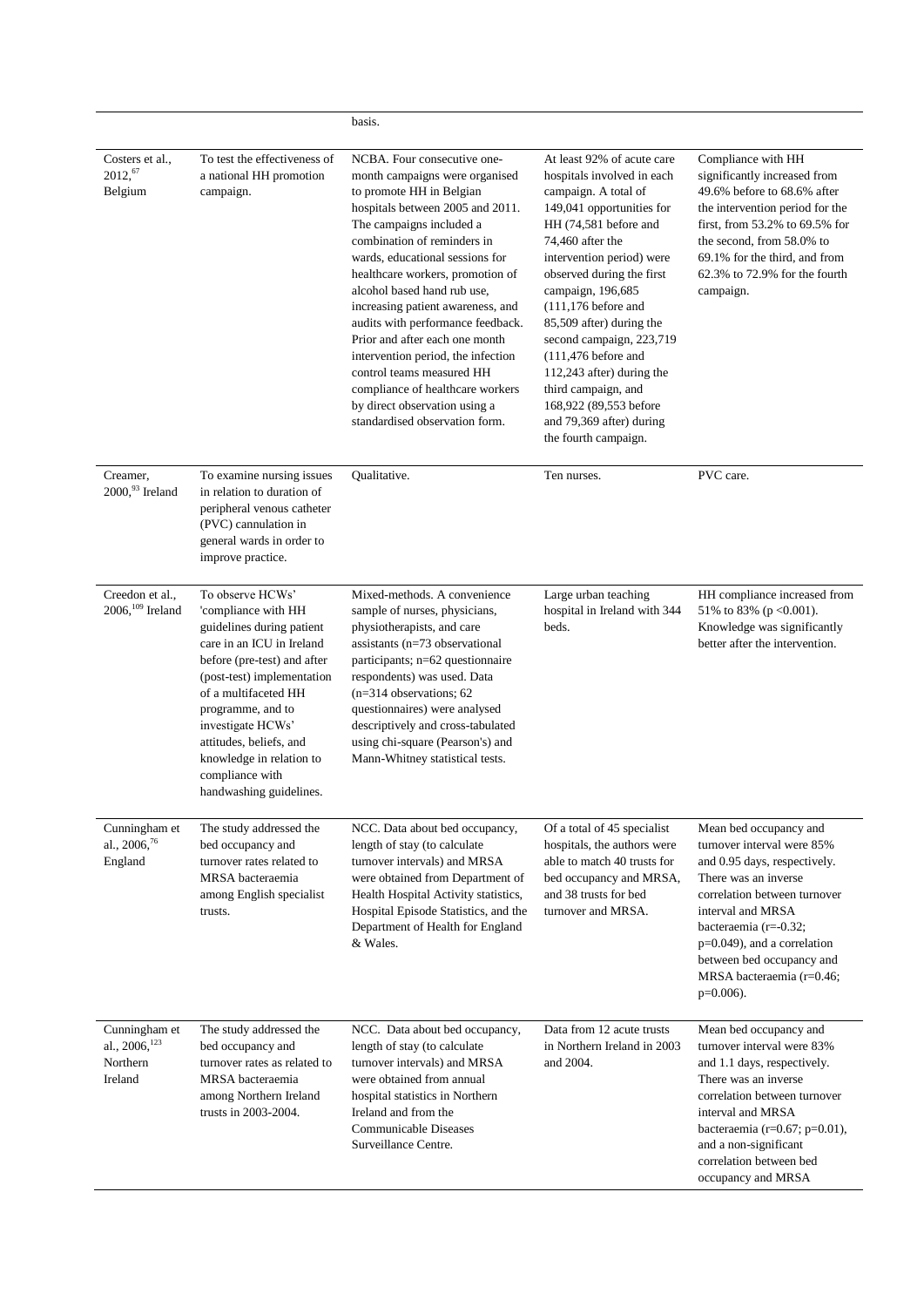| | | basis. | | |
|---|---|---|---|---|
| Costers et al., 2012,[67] Belgium | To test the effectiveness of a national HH promotion campaign. | NCBA. Four consecutive one-month campaigns were organised to promote HH in Belgian hospitals between 2005 and 2011. The campaigns included a combination of reminders in wards, educational sessions for healthcare workers, promotion of alcohol based hand rub use, increasing patient awareness, and audits with performance feedback. Prior and after each one month intervention period, the infection control teams measured HH compliance of healthcare workers by direct observation using a standardised observation form. | At least 92% of acute care hospitals involved in each campaign. A total of 149,041 opportunities for HH (74,581 before and 74,460 after the intervention period) were observed during the first campaign, 196,685 (111,176 before and 85,509 after) during the second campaign, 223,719 (111,476 before and 112,243 after) during the third campaign, and 168,922 (89,553 before and 79,369 after) during the fourth campaign. | Compliance with HH significantly increased from 49.6% before to 68.6% after the intervention period for the first, from 53.2% to 69.5% for the second, from 58.0% to 69.1% for the third, and from 62.3% to 72.9% for the fourth campaign. |
| Creamer, 2000,[93] Ireland | To examine nursing issues in relation to duration of peripheral venous catheter (PVC) cannulation in general wards in order to improve practice. | Qualitative. | Ten nurses. | PVC care. |
| Creedon et al., 2006,[109] Ireland | To observe HCWs' 'compliance with HH guidelines during patient care in an ICU in Ireland before (pre-test) and after (post-test) implementation of a multifaceted HH programme, and to investigate HCWs' attitudes, beliefs, and knowledge in relation to compliance with handwashing guidelines. | Mixed-methods. A convenience sample of nurses, physicians, physiotherapists, and care assistants (n=73 observational participants; n=62 questionnaire respondents) was used. Data (n=314 observations; 62 questionnaires) were analysed descriptively and cross-tabulated using chi-square (Pearson's) and Mann-Whitney statistical tests. | Large urban teaching hospital in Ireland with 344 beds. | HH compliance increased from 51% to 83% ($p < 0.001$). Knowledge was significantly better after the intervention. |
| Cunningham et al., 2006,[76] England | The study addressed the bed occupancy and turnover rates related to MRSA bacteraemia among English specialist trusts. | NCC. Data about bed occupancy, length of stay (to calculate turnover intervals) and MRSA were obtained from Department of Health Hospital Activity statistics, Hospital Episode Statistics, and the Department of Health for England & Wales. | Of a total of 45 specialist hospitals, the authors were able to match 40 trusts for bed occupancy and MRSA, and 38 trusts for bed turnover and MRSA. | Mean bed occupancy and turnover interval were 85% and 0.95 days, respectively. There was an inverse correlation between turnover interval and MRSA bacteraemia ($r=-0.32$; $p=0.049$), and a correlation between bed occupancy and MRSA bacteraemia ($r=0.46$; $p=0.006$). |
| Cunningham et al., 2006,[123] Northern Ireland | The study addressed the bed occupancy and turnover rates as related to MRSA bacteraemia among Northern Ireland trusts in 2003-2004. | NCC. Data about bed occupancy, length of stay (to calculate turnover intervals) and MRSA were obtained from annual hospital statistics in Northern Ireland and from the Communicable Diseases Surveillance Centre. | Data from 12 acute trusts in Northern Ireland in 2003 and 2004. | Mean bed occupancy and turnover interval were 83% and 1.1 days, respectively. There was an inverse correlation between turnover interval and MRSA bacteraemia ($r=0.67$; $p=0.01$), and a non-significant correlation between bed occupancy and MRSA |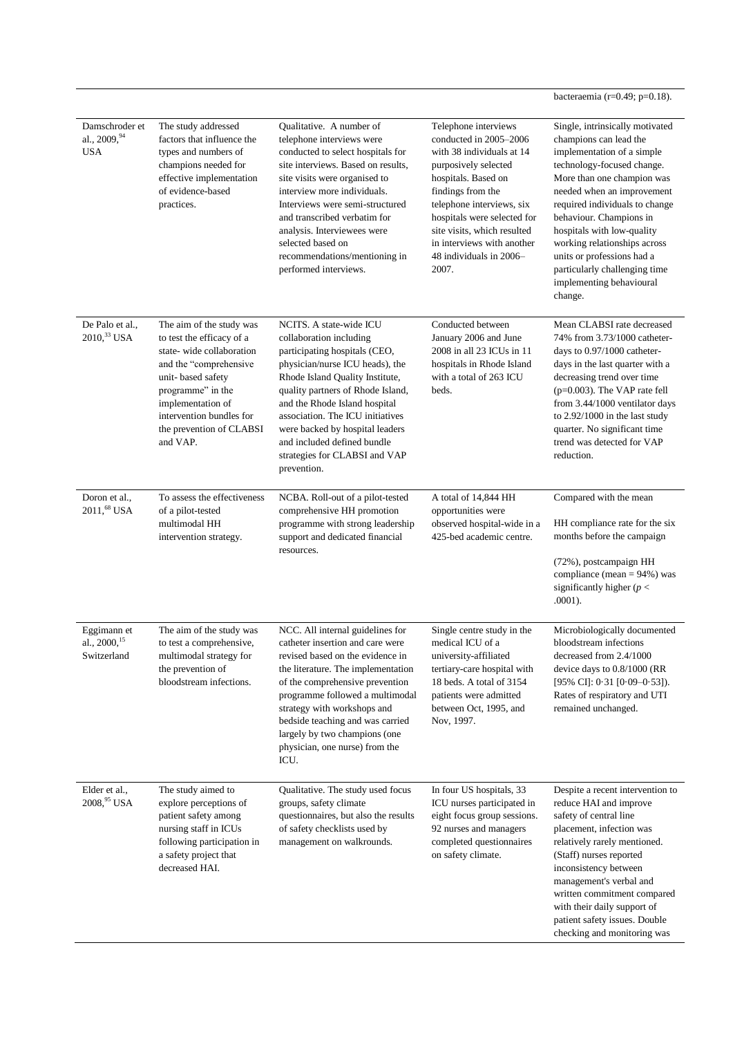| | | | | bacteraemia (r=0.49; p=0.18). |
|---|---|---|---|---|
| Damschroder et al., 2009,[94] USA | The study addressed factors that influence the types and numbers of champions needed for effective implementation of evidence-based practices. | Qualitative. A number of telephone interviews were conducted to select hospitals for site interviews. Based on results, site visits were organised to interview more individuals. Interviews were semi-structured and transcribed verbatim for analysis. Interviewees were selected based on recommendations/mentioning in performed interviews. | Telephone interviews conducted in 2005–2006 with 38 individuals at 14 purposively selected hospitals. Based on findings from the telephone interviews, six hospitals were selected for site visits, which resulted in interviews with another 48 individuals in 2006–2007. | Single, intrinsically motivated champions can lead the implementation of a simple technology-focused change. More than one champion was needed when an improvement required individuals to change behaviour. Champions in hospitals with low-quality working relationships across units or professions had a particularly challenging time implementing behavioural change. |
| De Palo et al., 2010,[33] USA | The aim of the study was to test the efficacy of a state- wide collaboration and the "comprehensive unit- based safety programme" in the implementation of intervention bundles for the prevention of CLABSI and VAP. | NCITS. A state-wide ICU collaboration including participating hospitals (CEO, physician/nurse ICU heads), the Rhode Island Quality Institute, quality partners of Rhode Island, and the Rhode Island hospital association. The ICU initiatives were backed by hospital leaders and included defined bundle strategies for CLABSI and VAP prevention. | Conducted between January 2006 and June 2008 in all 23 ICUs in 11 hospitals in Rhode Island with a total of 263 ICU beds. | Mean CLABSI rate decreased 74% from 3.73/1000 catheter-days to 0.97/1000 catheter-days in the last quarter with a decreasing trend over time (p=0.003). The VAP rate fell from 3.44/1000 ventilator days to 2.92/1000 in the last study quarter. No significant time trend was detected for VAP reduction. |
| Doron et al., 2011,[68] USA | To assess the effectiveness of a pilot-tested multimodal HH intervention strategy. | NCBA. Roll-out of a pilot-tested comprehensive HH promotion programme with strong leadership support and dedicated financial resources. | A total of 14,844 HH opportunities were observed hospital-wide in a 425-bed academic centre. | Compared with the mean HH compliance rate for the six months before the campaign (72%), postcampaign HH compliance (mean = 94%) was significantly higher ($p < .0001$). |
| Eggimann et al., 2000,[15] Switzerland | The aim of the study was to test a comprehensive, multimodal strategy for the prevention of bloodstream infections. | NCC. All internal guidelines for catheter insertion and care were revised based on the evidence in the literature. The implementation of the comprehensive prevention programme followed a multimodal strategy with workshops and bedside teaching and was carried largely by two champions (one physician, one nurse) from the ICU. | Single centre study in the medical ICU of a university-affiliated tertiary-care hospital with 18 beds. A total of 3154 patients were admitted between Oct, 1995, and Nov, 1997. | Microbiologically documented bloodstream infections decreased from 2.4/1000 device days to 0.8/1000 (RR [95% CI]: 0·31 [0·09–0·53]). Rates of respiratory and UTI remained unchanged. |
| Elder et al., 2008,[95] USA | The study aimed to explore perceptions of patient safety among nursing staff in ICUs following participation in a safety project that decreased HAI. | Qualitative. The study used focus groups, safety climate questionnaires, but also the results of safety checklists used by management on walkrounds. | In four US hospitals, 33 ICU nurses participated in eight focus group sessions. 92 nurses and managers completed questionnaires on safety climate. | Despite a recent intervention to reduce HAI and improve safety of central line placement, infection was relatively rarely mentioned. (Staff) nurses reported inconsistency between management's verbal and written commitment compared with their daily support of patient safety issues. Double checking and monitoring was |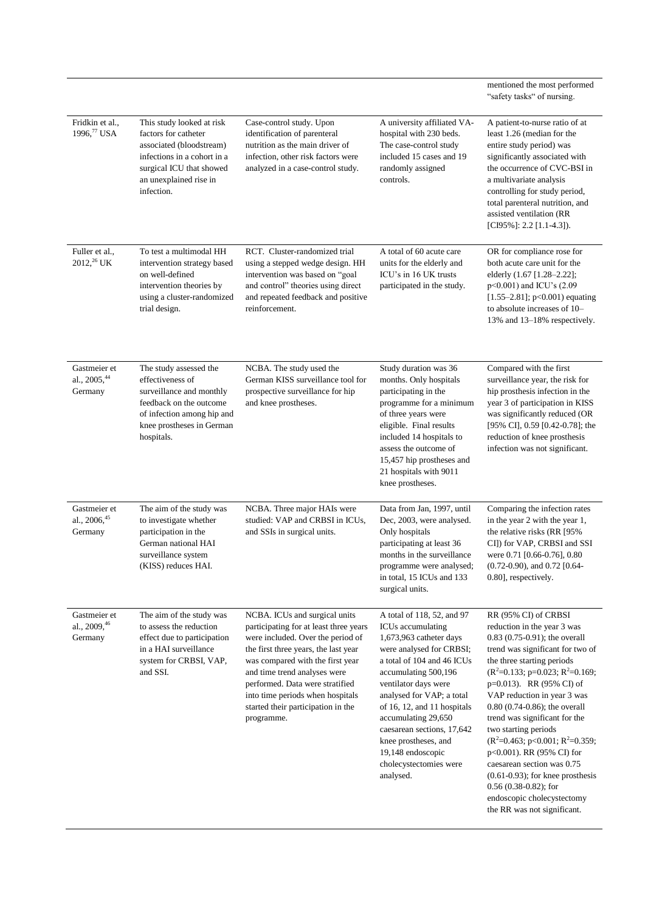| | | | | |
|---|---|---|---|---|
| | | | | mentioned the most performed "safety tasks" of nursing. |
| Fridkin et al., 1996,[77] USA | This study looked at risk factors for catheter associated (bloodstream) infections in a cohort in a surgical ICU that showed an unexplained rise in infection. | Case-control study. Upon identification of parenteral nutrition as the main driver of infection, other risk factors were analyzed in a case-control study. | A university affiliated VA-hospital with 230 beds. The case-control study included 15 cases and 19 randomly assigned controls. | A patient-to-nurse ratio of at least 1.26 (median for the entire study period) was significantly associated with the occurrence of CVC-BSI in a multivariate analysis controlling for study period, total parenteral nutrition, and assisted ventilation (RR [CI95%]: 2.2 [1.1-4.3]). |
| Fuller et al., 2012,[26] UK | To test a multimodal HH intervention strategy based on well-defined intervention theories by using a cluster-randomized trial design. | RCT. Cluster-randomized trial using a stepped wedge design. HH intervention was based on "goal and control" theories using direct and repeated feedback and positive reinforcement. | A total of 60 acute care units for the elderly and ICU's in 16 UK trusts participated in the study. | OR for compliance rose for both acute care unit for the elderly (1.67 [1.28–2.22]; $p<0.001$) and ICU's (2.09 [1.55–2.81]; $p<0.001$) equating to absolute increases of 10–13% and 13–18% respectively. |
| Gastmeier et al., 2005,[44] Germany | The study assessed the effectiveness of surveillance and monthly feedback on the outcome of infection among hip and knee prostheses in German hospitals. | NCBA. The study used the German KISS surveillance tool for prospective surveillance for hip and knee prostheses. | Study duration was 36 months. Only hospitals participating in the programme for a minimum of three years were eligible. Final results included 14 hospitals to assess the outcome of 15,457 hip prostheses and 21 hospitals with 9011 knee prostheses. | Compared with the first surveillance year, the risk for hip prosthesis infection in the year 3 of participation in KISS was significantly reduced (OR [95% CI], 0.59 [0.42-0.78]; the reduction of knee prosthesis infection was not significant. |
| Gastmeier et al., 2006,[45] Germany | The aim of the study was to investigate whether participation in the German national HAI surveillance system (KISS) reduces HAI. | NCBA. Three major HAIs were studied: VAP and CRBSI in ICUs, and SSIs in surgical units. | Data from Jan, 1997, until Dec, 2003, were analysed. Only hospitals participating at least 36 months in the surveillance programme were analysed; in total, 15 ICUs and 133 surgical units. | Comparing the infection rates in the year 2 with the year 1, the relative risks (RR [95% CI]) for VAP, CRBSI and SSI were 0.71 [0.66-0.76], 0.80 (0.72-0.90), and 0.72 [0.64-0.80], respectively. |
| Gastmeier et al., 2009,[46] Germany | The aim of the study was to assess the reduction effect due to participation in a HAI surveillance system for CRBSI, VAP, and SSI. | NCBA. ICUs and surgical units participating for at least three years were included. Over the period of the first three years, the last year was compared with the first year and time trend analyses were performed. Data were stratified into time periods when hospitals started their participation in the programme. | A total of 118, 52, and 97 ICUs accumulating 1,673,963 catheter days were analysed for CRBSI; a total of 104 and 46 ICUs accumulating 500,196 ventilator days were analysed for VAP; a total of 16, 12, and 11 hospitals accumulating 29,650 caesarean sections, 17,642 knee prostheses, and 19,148 endoscopic cholecystectomies were analysed. | RR (95% CI) of CRBSI reduction in the year 3 was 0.83 (0.75-0.91); the overall trend was significant for two of the three starting periods ($R^2$=0.133; p=0.023; $R^2$=0.169; p=0.013). RR (95% CI) of VAP reduction in year 3 was 0.80 (0.74-0.86); the overall trend was significant for the two starting periods ($R^2$=0.463; $p<0.001$; $R^2$=0.359; $p<0.001$). RR (95% CI) for caesarean section was 0.75 (0.61-0.93); for knee prosthesis 0.56 (0.38-0.82); for endoscopic cholecystectomy the RR was not significant. |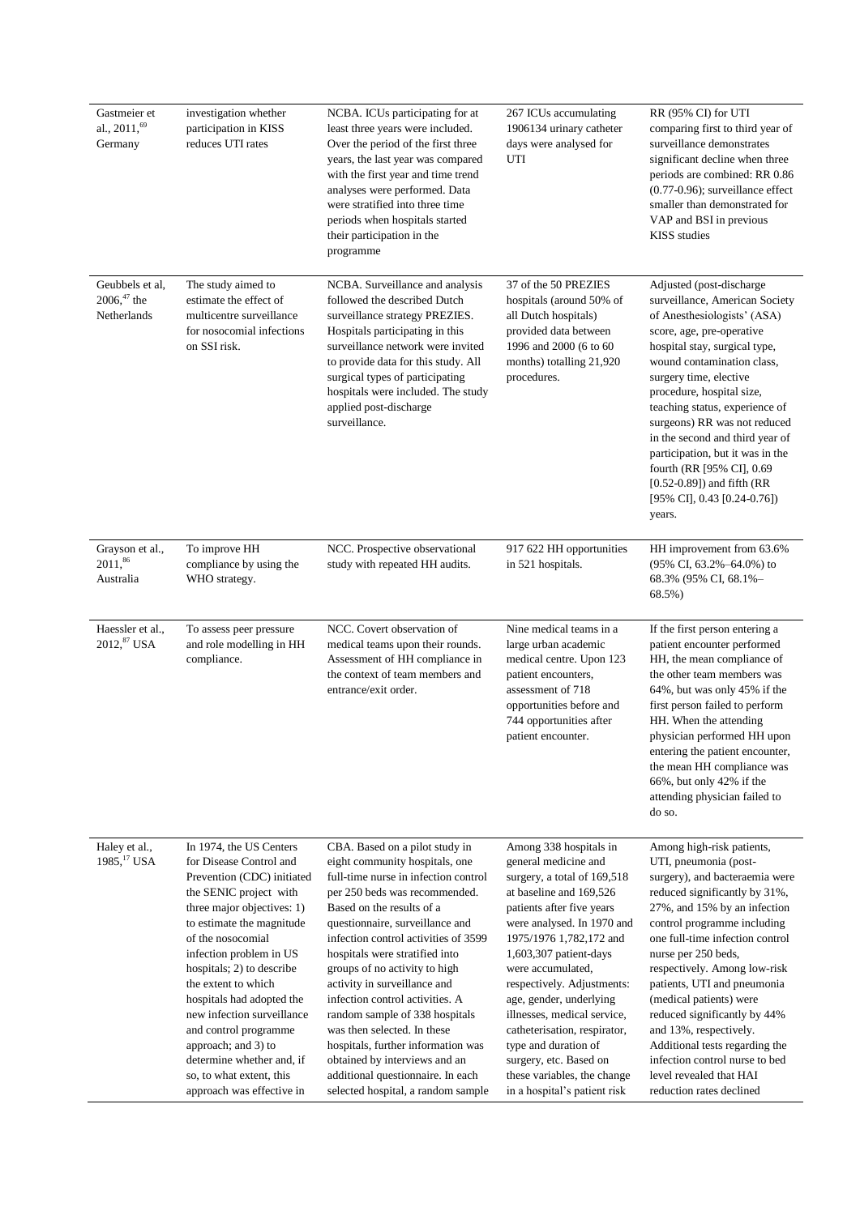| | | | | |
|---|---|---|---|---|
| Gastmeier et al., 2011,[69] Germany | investigation whether participation in KISS reduces UTI rates | NCBA. ICUs participating for at least three years were included. Over the period of the first three years, the last year was compared with the first year and time trend analyses were performed. Data were stratified into three time periods when hospitals started their participation in the programme | 267 ICUs accumulating 1906134 urinary catheter days were analysed for UTI | RR (95% CI) for UTI comparing first to third year of surveillance demonstrates significant decline when three periods are combined: RR 0.86 (0.77-0.96); surveillance effect smaller than demonstrated for VAP and BSI in previous KISS studies |
| Geubbels et al, 2006,[47] the Netherlands | The study aimed to estimate the effect of multicentre surveillance for nosocomial infections on SSI risk. | NCBA. Surveillance and analysis followed the described Dutch surveillance strategy PREZIES. Hospitals participating in this surveillance network were invited to provide data for this study. All surgical types of participating hospitals were included. The study applied post-discharge surveillance. | 37 of the 50 PREZIES hospitals (around 50% of all Dutch hospitals) provided data between 1996 and 2000 (6 to 60 months) totalling 21,920 procedures. | Adjusted (post-discharge surveillance, American Society of Anesthesiologists' (ASA) score, age, pre-operative hospital stay, surgical type, wound contamination class, surgery time, elective procedure, hospital size, teaching status, experience of surgeons) RR was not reduced in the second and third year of participation, but it was in the fourth (RR [95% CI], 0.69 [0.52-0.89]) and fifth (RR [95% CI], 0.43 [0.24-0.76]) years. |
| Grayson et al., 2011,[86] Australia | To improve HH compliance by using the WHO strategy. | NCC. Prospective observational study with repeated HH audits. | 917 622 HH opportunities in 521 hospitals. | HH improvement from 63.6% (95% CI, 63.2%–64.0%) to 68.3% (95% CI, 68.1%–68.5%) |
| Haessler et al., 2012,[87] USA | To assess peer pressure and role modelling in HH compliance. | NCC. Covert observation of medical teams upon their rounds. Assessment of HH compliance in the context of team members and entrance/exit order. | Nine medical teams in a large urban academic medical centre. Upon 123 patient encounters, assessment of 718 opportunities before and 744 opportunities after patient encounter. | If the first person entering a patient encounter performed HH, the mean compliance of the other team members was 64%, but was only 45% if the first person failed to perform HH. When the attending physician performed HH upon entering the patient encounter, the mean HH compliance was 66%, but only 42% if the attending physician failed to do so. |
| Haley et al., 1985,[17] USA | In 1974, the US Centers for Disease Control and Prevention (CDC) initiated the SENIC project with three major objectives: 1) to estimate the magnitude of the nosocomial infection problem in US hospitals; 2) to describe the extent to which hospitals had adopted the new infection surveillance and control programme approach; and 3) to determine whether and, if so, to what extent, this approach was effective in | CBA. Based on a pilot study in eight community hospitals, one full-time nurse in infection control per 250 beds was recommended. Based on the results of a questionnaire, surveillance and infection control activities of 3599 hospitals were stratified into groups of no activity to high activity in surveillance and infection control activities. A random sample of 338 hospitals was then selected. In these hospitals, further information was obtained by interviews and an additional questionnaire. In each selected hospital, a random sample | Among 338 hospitals in general medicine and surgery, a total of 169,518 at baseline and 169,526 patients after five years were analysed. In 1970 and 1975/1976 1,782,172 and 1,603,307 patient-days were accumulated, respectively. Adjustments: age, gender, underlying illnesses, medical service, catheterisation, respirator, type and duration of surgery, etc. Based on these variables, the change in a hospital's patient risk | Among high-risk patients, UTI, pneumonia (post-surgery), and bacteraemia were reduced significantly by 31%, 27%, and 15% by an infection control programme including one full-time infection control nurse per 250 beds, respectively. Among low-risk patients, UTI and pneumonia (medical patients) were reduced significantly by 44% and 13%, respectively. Additional tests regarding the infection control nurse to bed level revealed that HAI reduction rates declined |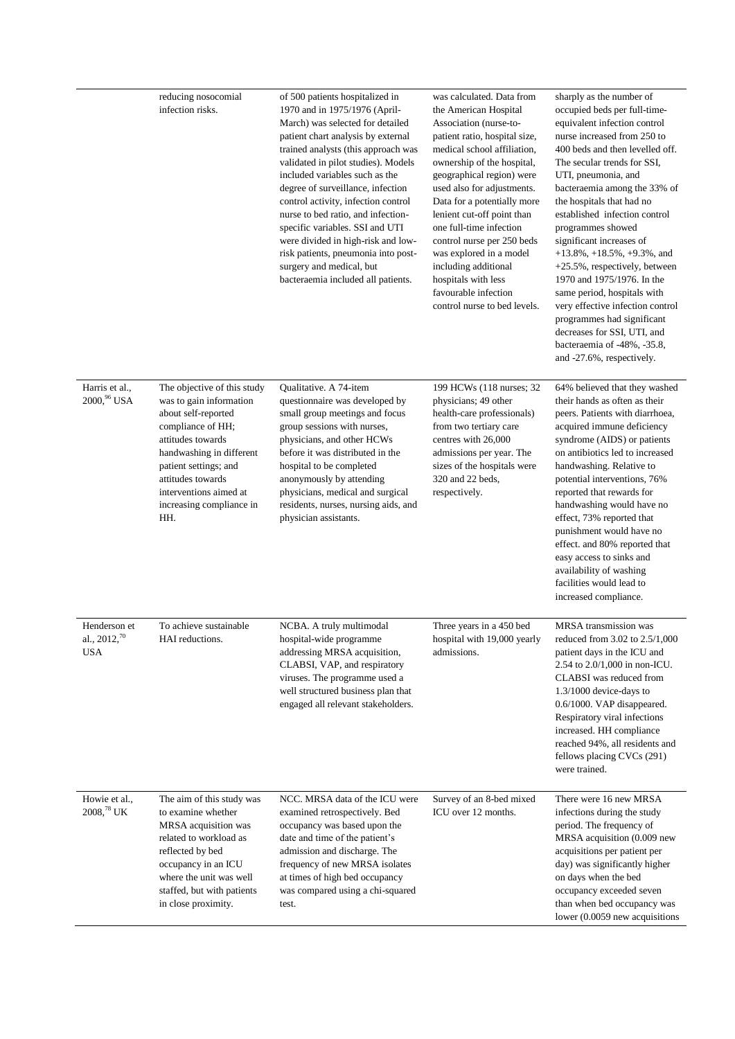| | | | | |
|---|---|---|---|---|
| | reducing nosocomial infection risks. | of 500 patients hospitalized in 1970 and in 1975/1976 (April-March) was selected for detailed patient chart analysis by external trained analysts (this approach was validated in pilot studies). Models included variables such as the degree of surveillance, infection control activity, infection control nurse to bed ratio, and infection-specific variables. SSI and UTI were divided in high-risk and low-risk patients, pneumonia into post-surgery and medical, but bacteraemia included all patients. | was calculated. Data from the American Hospital Association (nurse-to-patient ratio, hospital size, medical school affiliation, ownership of the hospital, geographical region) were used also for adjustments. Data for a potentially more lenient cut-off point than one full-time infection control nurse per 250 beds was explored in a model including additional hospitals with less favourable infection control nurse to bed levels. | sharply as the number of occupied beds per full-time-equivalent infection control nurse increased from 250 to 400 beds and then levelled off. The secular trends for SSI, UTI, pneumonia, and bacteraemia among the 33% of the hospitals that had no established infection control programmes showed significant increases of +13.8%, +18.5%, +9.3%, and +25.5%, respectively, between 1970 and 1975/1976. In the same period, hospitals with very effective infection control programmes had significant decreases for SSI, UTI, and bacteraemia of -48%, -35.8, and -27.6%, respectively. |
| Harris et al., 2000,[96] USA | The objective of this study was to gain information about self-reported compliance of HH; attitudes towards handwashing in different patient settings; and attitudes towards interventions aimed at increasing compliance in HH. | Qualitative. A 74-item questionnaire was developed by small group meetings and focus group sessions with nurses, physicians, and other HCWs before it was distributed in the hospital to be completed anonymously by attending physicians, medical and surgical residents, nurses, nursing aids, and physician assistants. | 199 HCWs (118 nurses; 32 physicians; 49 other health-care professionals) from two tertiary care centres with 26,000 admissions per year. The sizes of the hospitals were 320 and 22 beds, respectively. | 64% believed that they washed their hands as often as their peers. Patients with diarrhoea, acquired immune deficiency syndrome (AIDS) or patients on antibiotics led to increased handwashing. Relative to potential interventions, 76% reported that rewards for handwashing would have no effect, 73% reported that punishment would have no effect. and 80% reported that easy access to sinks and availability of washing facilities would lead to increased compliance. |
| Henderson et al., 2012,[70] USA | To achieve sustainable HAI reductions. | NCBA. A truly multimodal hospital-wide programme addressing MRSA acquisition, CLABSI, VAP, and respiratory viruses. The programme used a well structured business plan that engaged all relevant stakeholders. | Three years in a 450 bed hospital with 19,000 yearly admissions. | MRSA transmission was reduced from 3.02 to 2.5/1,000 patient days in the ICU and 2.54 to 2.0/1,000 in non-ICU. CLABSI was reduced from 1.3/1000 device-days to 0.6/1000. VAP disappeared. Respiratory viral infections increased. HH compliance reached 94%, all residents and fellows placing CVCs (291) were trained. |
| Howie et al., 2008,[78] UK | The aim of this study was to examine whether MRSA acquisition was related to workload as reflected by bed occupancy in an ICU where the unit was well staffed, but with patients in close proximity. | NCC. MRSA data of the ICU were examined retrospectively. Bed occupancy was based upon the date and time of the patient's admission and discharge. The frequency of new MRSA isolates at times of high bed occupancy was compared using a chi-squared test. | Survey of an 8-bed mixed ICU over 12 months. | There were 16 new MRSA infections during the study period. The frequency of MRSA acquisition (0.009 new acquisitions per patient per day) was significantly higher on days when the bed occupancy exceeded seven than when bed occupancy was lower (0.0059 new acquisitions |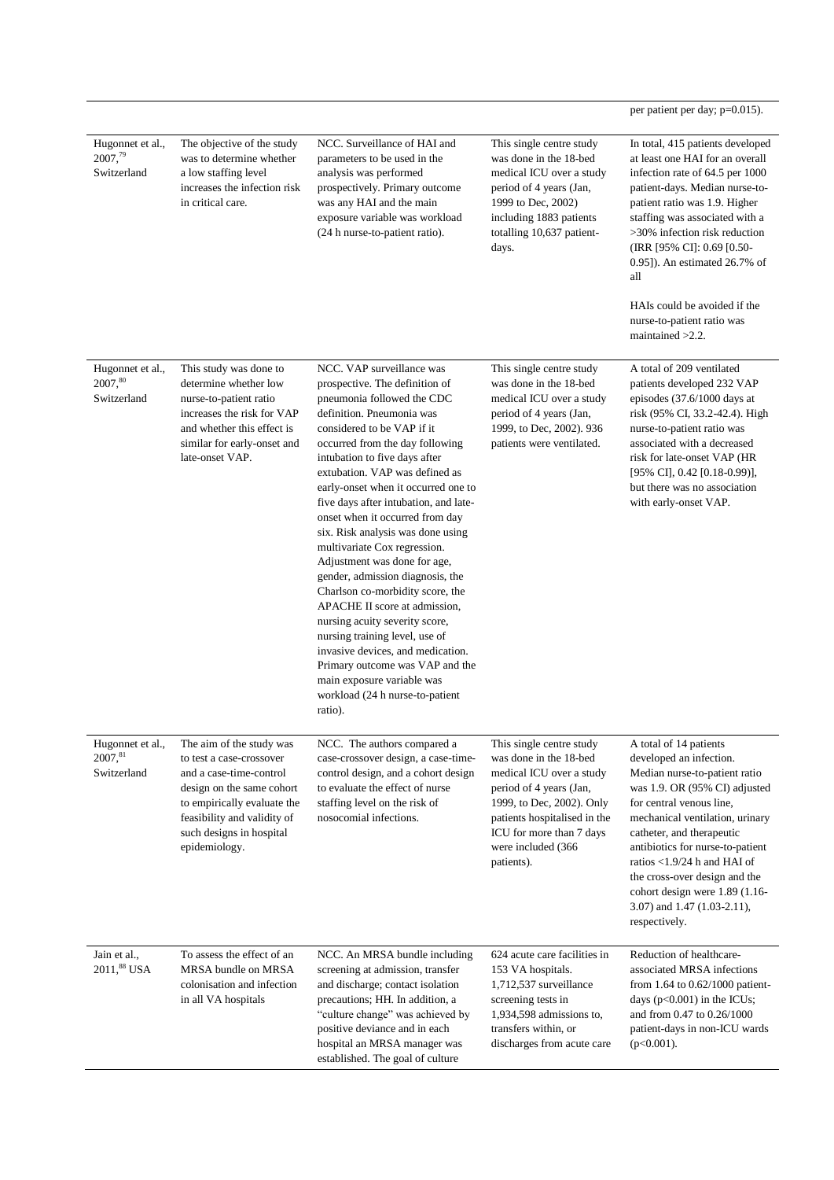| | | | | per patient per day; p=0.015). |
|---|---|---|---|---|
| Hugonnet et al., 2007,[79] Switzerland | The objective of the study was to determine whether a low staffing level increases the infection risk in critical care. | NCC. Surveillance of HAI and parameters to be used in the analysis was performed prospectively. Primary outcome was any HAI and the main exposure variable was workload (24 h nurse-to-patient ratio). | This single centre study was done in the 18-bed medical ICU over a study period of 4 years (Jan, 1999 to Dec, 2002) including 1883 patients totalling 10,637 patient-days. | In total, 415 patients developed at least one HAI for an overall infection rate of 64.5 per 1000 patient-days. Median nurse-to-patient ratio was 1.9. Higher staffing was associated with a >30% infection risk reduction (IRR [95% CI]: 0.69 [0.50-0.95]). An estimated 26.7% of all HAIs could be avoided if the nurse-to-patient ratio was maintained >2.2. |
| Hugonnet et al., 2007,[80] Switzerland | This study was done to determine whether low nurse-to-patient ratio increases the risk for VAP and whether this effect is similar for early-onset and late-onset VAP. | NCC. VAP surveillance was prospective. The definition of pneumonia followed the CDC definition. Pneumonia was considered to be VAP if it occurred from the day following intubation to five days after extubation. VAP was defined as early-onset when it occurred one to five days after intubation, and late-onset when it occurred from day six. Risk analysis was done using multivariate Cox regression. Adjustment was done for age, gender, admission diagnosis, the Charlson co-morbidity score, the APACHE II score at admission, nursing acuity severity score, nursing training level, use of invasive devices, and medication. Primary outcome was VAP and the main exposure variable was workload (24 h nurse-to-patient ratio). | This single centre study was done in the 18-bed medical ICU over a study period of 4 years (Jan, 1999, to Dec, 2002). 936 patients were ventilated. | A total of 209 ventilated patients developed 232 VAP episodes (37.6/1000 days at risk (95% CI, 33.2-42.4). High nurse-to-patient ratio was associated with a decreased risk for late-onset VAP (HR [95% CI], 0.42 [0.18-0.99)], but there was no association with early-onset VAP. |
| Hugonnet et al., 2007,[81] Switzerland | The aim of the study was to test a case-crossover and a case-time-control design and a case-time-control design on the same cohort to empirically evaluate the feasibility and validity of such designs in hospital epidemiology. | NCC. The authors compared a case-crossover design, a case-time-control design, and a cohort design to evaluate the effect of nurse staffing level on the risk of nosocomial infections. | This single centre study was done in the 18-bed medical ICU over a study period of 4 years (Jan, 1999, to Dec, 2002). Only patients hospitalised in the ICU for more than 7 days were included (366 patients). | A total of 14 patients developed an infection. Median nurse-to-patient ratio was 1.9. OR (95% CI) adjusted for central venous line, mechanical ventilation, urinary catheter, and therapeutic antibiotics for nurse-to-patient ratios <1.9/24 h and HAI of the cross-over design and the cohort design were 1.89 (1.16-3.07) and 1.47 (1.03-2.11), respectively. |
| Jain et al., 2011,[88] USA | To assess the effect of an MRSA bundle on MRSA colonisation and infection in all VA hospitals | NCC. An MRSA bundle including screening at admission, transfer and discharge; contact isolation precautions; HH. In addition, a "culture change" was achieved by positive deviance and in each hospital an MRSA manager was established. The goal of culture | 624 acute care facilities in 153 VA hospitals. 1,712,537 surveillance screening tests in 1,934,598 admissions to, transfers within, or discharges from acute care | Reduction of healthcare-associated MRSA infections from 1.64 to 0.62/1000 patient-days (p<0.001) in the ICUs; and from 0.47 to 0.26/1000 patient-days in non-ICU wards (p<0.001). |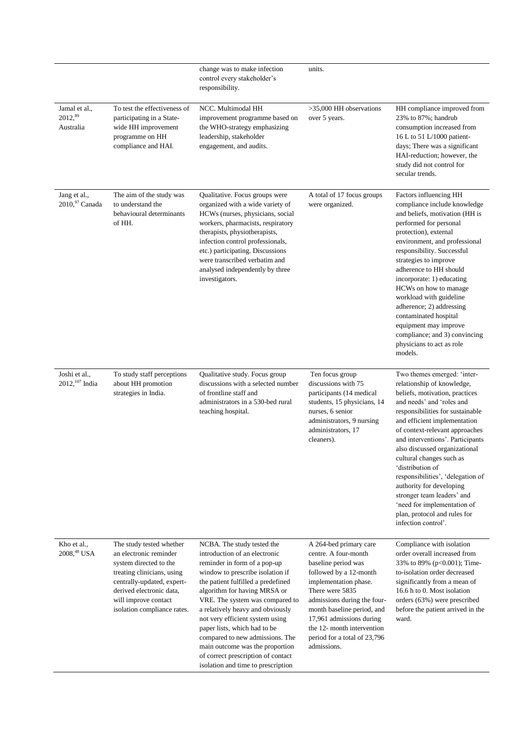| | | | | |
|---|---|---|---|---|
| | | change was to make infection control every stakeholder's responsibility. | units. | |
| Jamal et al., 2012,[89] Australia | To test the effectiveness of participating in a State-wide HH improvement programme on HH compliance and HAI. | NCC. Multimodal HH improvement programme based on the WHO-strategy emphasizing leadership, stakeholder engagement, and audits. | >35,000 HH observations over 5 years. | HH compliance improved from 23% to 87%; handrub consumption increased from 16 L to 51 L/1000 patient-days; There was a significant HAI-reduction; however, the study did not control for secular trends. |
| Jang et al., 2010,[97] Canada | The aim of the study was to understand the behavioural determinants of HH. | Qualitative. Focus groups were organized with a wide variety of HCWs (nurses, physicians, social workers, pharmacists, respiratory therapists, physiotherapists, infection control professionals, etc.) participating. Discussions were transcribed verbatim and analysed independently by three investigators. | A total of 17 focus groups were organized. | Factors influencing HH compliance include knowledge and beliefs, motivation (HH is performed for personal protection), external environment, and professional responsibility. Successful strategies to improve adherence to HH should incorporate: 1) educating HCWs on how to manage workload with guideline adherence; 2) addressing contaminated hospital equipment may improve compliance; and 3) convincing physicians to act as role models. |
| Joshi et al., 2012,[107] India | To study staff perceptions about HH promotion strategies in India. | Qualitative study. Focus group discussions with a selected number of frontline staff and administrators in a 530-bed rural teaching hospital. | Ten focus group discussions with 75 participants (14 medical students, 15 physicians, 14 nurses, 6 senior administrators, 9 nursing administrators, 17 cleaners). | Two themes emerged: 'inter-relationship of knowledge, beliefs, motivation, practices and needs' and 'roles and responsibilities for sustainable and efficient implementation of context-relevant approaches and interventions'. Participants also discussed organizational cultural changes such as 'distribution of responsibilities', 'delegation of authority for developing stronger team leaders' and 'need for implementation of plan, protocol and rules for infection control'. |
| Kho et al., 2008,[48] USA | The study tested whether an electronic reminder system directed to the treating clinicians, using centrally-updated, expert-derived electronic data, will improve contact isolation compliance rates. | NCBA. The study tested the introduction of an electronic reminder in form of a pop-up window to prescribe isolation if the patient fulfilled a predefined algorithm for having MRSA or VRE. The system was compared to a relatively heavy and obviously not very efficient system using paper lists, which had to be compared to new admissions. The main outcome was the proportion of correct prescription of contact isolation and time to prescription | A 264-bed primary care centre. A four-month baseline period was followed by a 12-month implementation phase. There were 5835 admissions during the four-month baseline period, and 17,961 admissions during the 12- month intervention period for a total of 23,796 admissions. | Compliance with isolation order overall increased from 33% to 89% ($p<0.001$); Time-to-isolation order decreased significantly from a mean of 16.6 h to 0. Most isolation orders (63%) were prescribed before the patient arrived in the ward. |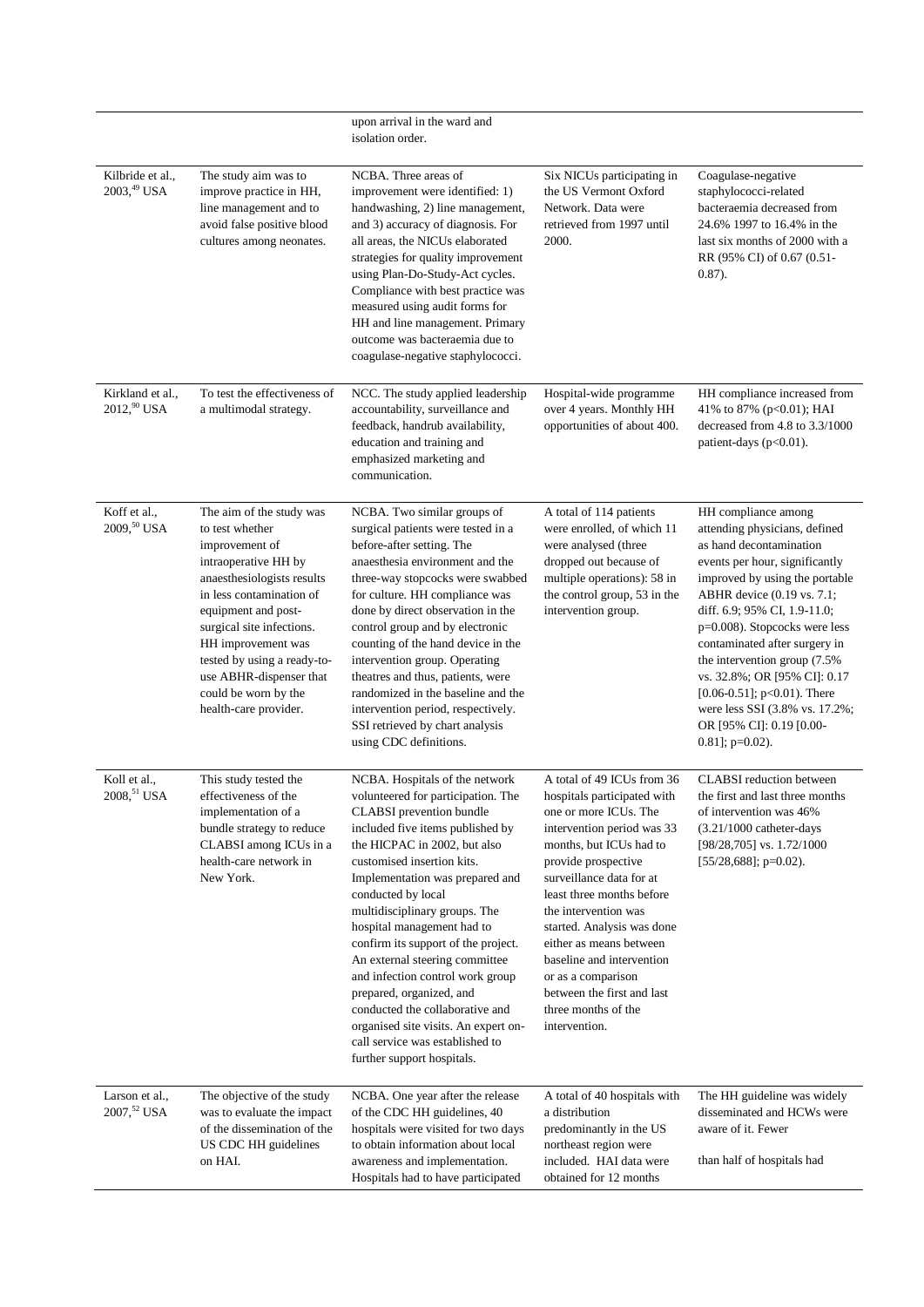| | | | | |
|---|---|---|---|---|
| | | upon arrival in the ward and isolation order. | | |
| Kilbride et al., 2003,[49] USA | The study aim was to improve practice in HH, line management and to avoid false positive blood cultures among neonates. | NCBA. Three areas of improvement were identified: 1) handwashing, 2) line management, and 3) accuracy of diagnosis. For all areas, the NICUs elaborated strategies for quality improvement using Plan-Do-Study-Act cycles. Compliance with best practice was measured using audit forms for HH and line management. Primary outcome was bacteraemia due to coagulase-negative staphylococci. | Six NICUs participating in the US Vermont Oxford Network. Data were retrieved from 1997 until 2000. | Coagulase-negative staphylococci-related bacteraemia decreased from 24.6% 1997 to 16.4% in the last six months of 2000 with a RR (95% CI) of 0.67 (0.51-0.87). |
| Kirkland et al., 2012,[90] USA | To test the effectiveness of a multimodal strategy. | NCC. The study applied leadership accountability, surveillance and feedback, handrub availability, education and training and emphasized marketing and communication. | Hospital-wide programme over 4 years. Monthly HH opportunities of about 400. | HH compliance increased from 41% to 87% ($p<0.01$); HAI decreased from 4.8 to 3.3/1000 patient-days ($p<0.01$). |
| Koff et al., 2009,[50] USA | The aim of the study was to test whether improvement of intraoperative HH by anaesthesiologists results in less contamination of equipment and post-surgical site infections. HH improvement was tested by using a ready-to-use ABHR-dispenser that could be worn by the health-care provider. | NCBA. Two similar groups of surgical patients were tested in a before-after setting. The anaesthesia environment and the three-way stopcocks were swabbed for culture. HH compliance was done by direct observation in the control group and by electronic counting of the hand device in the intervention group. Operating theatres and thus, patients, were randomized in the baseline and the intervention period, respectively. SSI retrieved by chart analysis using CDC definitions. | A total of 114 patients were enrolled, of which 11 were analysed (three dropped out because of multiple operations): 58 in the control group, 53 in the intervention group. | HH compliance among attending physicians, defined as hand decontamination events per hour, significantly improved by using the portable ABHR device (0.19 vs. 7.1; diff. 6.9; 95% CI, 1.9-11.0; $p=0.008$). Stopcocks were less contaminated after surgery in the intervention group (7.5% vs. 32.8%; OR [95% CI]: 0.17 [0.06-0.51]; $p<0.01$). There were less SSI (3.8% vs. 17.2%; OR [95% CI]: 0.19 [0.00-0.81]; $p=0.02$). |
| Koll et al., 2008,[51] USA | This study tested the effectiveness of the implementation of a bundle strategy to reduce CLABSI among ICUs in a health-care network in New York. | NCBA. Hospitals of the network volunteered for participation. The CLABSI prevention bundle included five items published by the HICPAC in 2002, but also customised insertion kits. Implementation was prepared and conducted by local multidisciplinary groups. The hospital management had to confirm its support of the project. An external steering committee and infection control work group prepared, organized, and conducted the collaborative and organised site visits. An expert on-call service was established to further support hospitals. | A total of 49 ICUs from 36 hospitals participated with one or more ICUs. The intervention period was 33 months, but ICUs had to provide prospective surveillance data for at least three months before the intervention was started. Analysis was done either as means between baseline and intervention or as a comparison between the first and last three months of the intervention. | CLABSI reduction between the first and last three months of intervention was 46% (3.21/1000 catheter-days [98/28,705] vs. 1.72/1000 [55/28,688]; $p=0.02$). |
| Larson et al., 2007,[52] USA | The objective of the study was to evaluate the impact of the dissemination of the US CDC HH guidelines on HAI. | NCBA. One year after the release of the CDC HH guidelines, 40 hospitals were visited for two days to obtain information about local awareness and implementation. Hospitals had to have participated | A total of 40 hospitals with a distribution predominantly in the US northeast region were included. HAI data were obtained for 12 months | The HH guideline was widely disseminated and HCWs were aware of it. Fewer than half of hospitals had |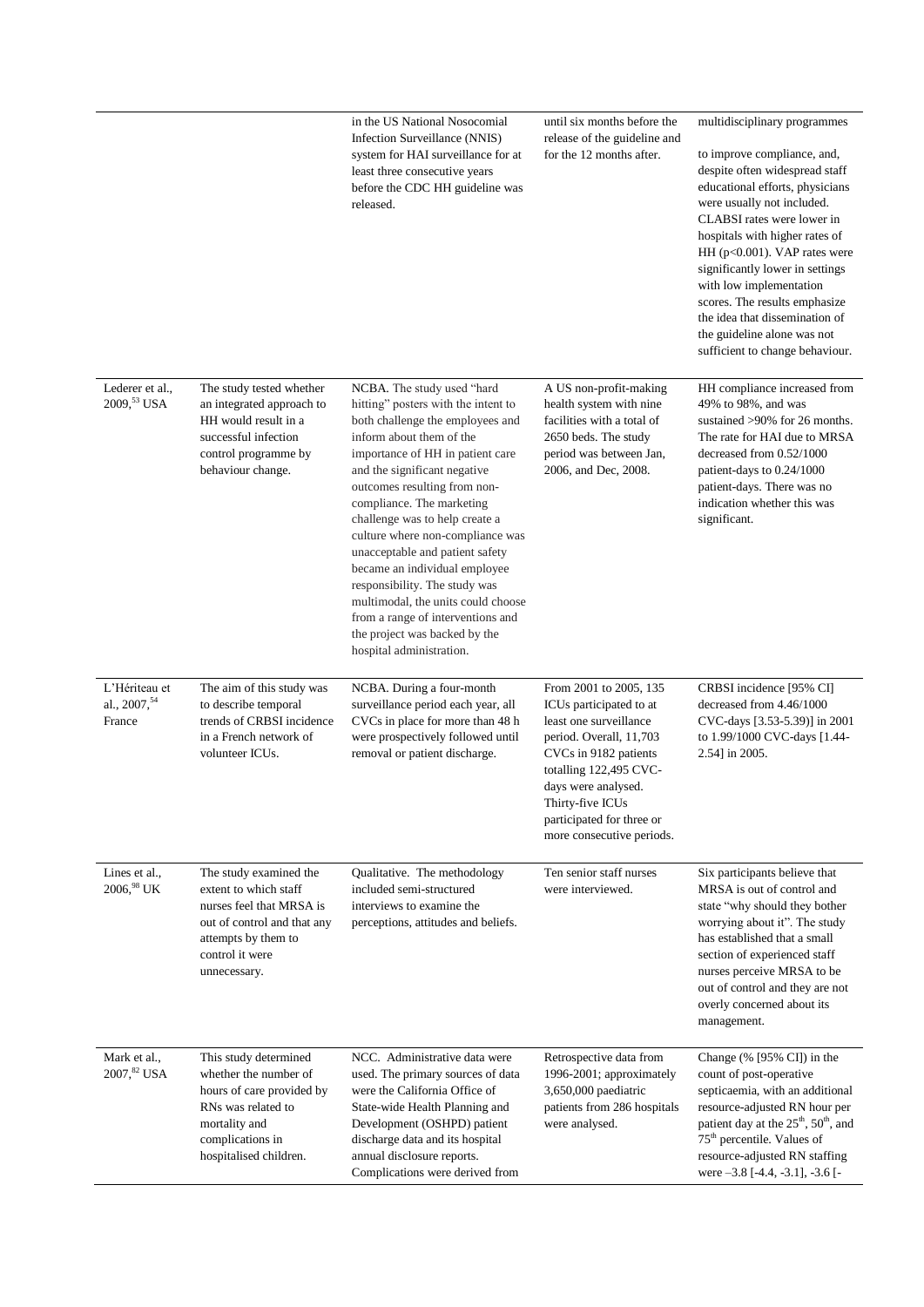| | | | | |
|---|---|---|---|---|
| | | in the US National Nosocomial Infection Surveillance (NNIS) system for HAI surveillance for at least three consecutive years before the CDC HH guideline was released. | until six months before the release of the guideline and for the 12 months after. | multidisciplinary programmes to improve compliance, and, despite often widespread staff educational efforts, physicians were usually not included. CLABSI rates were lower in hospitals with higher rates of HH (p<0.001). VAP rates were significantly lower in settings with low implementation scores. The results emphasize the idea that dissemination of the guideline alone was not sufficient to change behaviour. |
| Lederer et al., 2009,[53] USA | The study tested whether an integrated approach to HH would result in a successful infection control programme by behaviour change. | NCBA. The study used "hard hitting" posters with the intent to both challenge the employees and inform about them of the importance of HH in patient care and the significant negative outcomes resulting from non-compliance. The marketing challenge was to help create a culture where non-compliance was unacceptable and patient safety became an individual employee responsibility. The study was multimodal, the units could choose from a range of interventions and the project was backed by the hospital administration. | A US non-profit-making health system with nine facilities with a total of 2650 beds. The study period was between Jan, 2006, and Dec, 2008. | HH compliance increased from 49% to 98%, and was sustained >90% for 26 months. The rate for HAI due to MRSA decreased from 0.52/1000 patient-days to 0.24/1000 patient-days. There was no indication whether this was significant. |
| L'Hériteau et al., 2007,[54] France | The aim of this study was to describe temporal trends of CRBSI incidence in a French network of volunteer ICUs. | NCBA. During a four-month surveillance period each year, all CVCs in place for more than 48 h were prospectively followed until removal or patient discharge. | From 2001 to 2005, 135 ICUs participated to at least one surveillance period. Overall, 11,703 CVCs in 9182 patients totalling 122,495 CVC-days were analysed. Thirty-five ICUs participated for three or more consecutive periods. | CRBSI incidence [95% CI] decreased from 4.46/1000 CVC-days [3.53-5.39)] in 2001 to 1.99/1000 CVC-days [1.44-2.54] in 2005. |
| Lines et al., 2006,[98] UK | The study examined the extent to which staff nurses feel that MRSA is out of control and that any attempts by them to control it were unnecessary. | Qualitative. The methodology included semi-structured interviews to examine the perceptions, attitudes and beliefs. | Ten senior staff nurses were interviewed. | Six participants believe that MRSA is out of control and state "why should they bother worrying about it". The study has established that a small section of experienced staff nurses perceive MRSA to be out of control and they are not overly concerned about its management. |
| Mark et al., 2007,[82] USA | This study determined whether the number of hours of care provided by RNs was related to mortality and complications in hospitalised children. | NCC. Administrative data were used. The primary sources of data were the California Office of State-wide Health Planning and Development (OSHPD) patient discharge data and its hospital annual disclosure reports. Complications were derived from | Retrospective data from 1996-2001; approximately 3,650,000 paediatric patients from 286 hospitals were analysed. | Change (% [95% CI]) in the count of post-operative septicaemia, with an additional resource-adjusted RN hour per patient day at the 25$^{th}$, 50$^{th}$, and 75$^{th}$ percentile. Values of resource-adjusted RN staffing were –3.8 [-4.4, -3.1], -3.6 [- |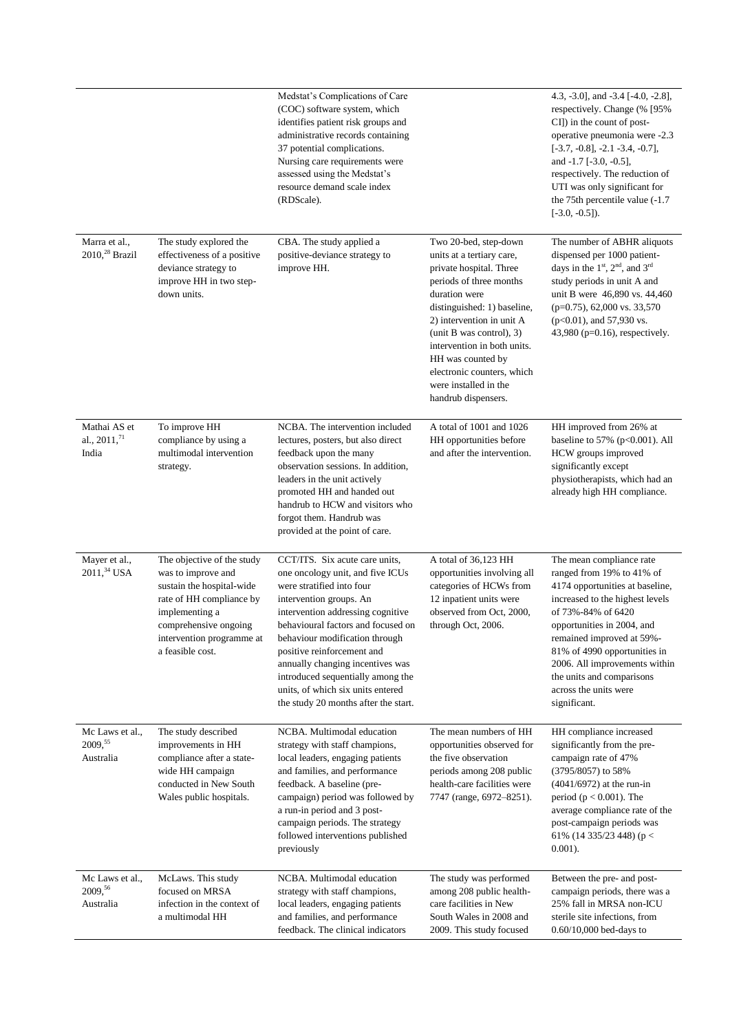| | | | | |
|---|---|---|---|---|
| | | Medstat's Complications of Care (COC) software system, which identifies patient risk groups and administrative records containing 37 potential complications. Nursing care requirements were assessed using the Medstat's resource demand scale index (RDScale). | | 4.3, -3.0], and -3.4 [-4.0, -2.8], respectively. Change (% [95% CI]) in the count of post-operative pneumonia were -2.3 [-3.7, -0.8], -2.1 -3.4, -0.7], and -1.7 [-3.0, -0.5], respectively. The reduction of UTI was only significant for the 75th percentile value (-1.7 [-3.0, -0.5]). |
| Marra et al., 2010,[28] Brazil | The study explored the effectiveness of a positive deviance strategy to improve HH in two step-down units. | CBA. The study applied a positive-deviance strategy to improve HH. | Two 20-bed, step-down units at a tertiary care, private hospital. Three periods of three months duration were distinguished: 1) baseline, 2) intervention in unit A (unit B was control), 3) intervention in both units. HH was counted by electronic counters, which were installed in the handrub dispensers. | The number of ABHR aliquots dispensed per 1000 patient-days in the 1st, 2nd, and 3rd study periods in unit A and unit B were 46,890 vs. 44,460 ($p=0.75$), 62,000 vs. 33,570 ($p<0.01$), and 57,930 vs. 43,980 ($p=0.16$), respectively. |
| Mathai AS et al., 2011,[71] India | To improve HH compliance by using a multimodal intervention strategy. | NCBA. The intervention included lectures, posters, but also direct feedback upon the many observation sessions. In addition, leaders in the unit actively promoted HH and handed out handrub to HCW and visitors who forgot them. Handrub was provided at the point of care. | A total of 1001 and 1026 HH opportunities before and after the intervention. | HH improved from 26% at baseline to 57% ($p<0.001$). All HCW groups improved significantly except physiotherapists, which had an already high HH compliance. |
| Mayer et al., 2011,[34] USA | The objective of the study was to improve and sustain the hospital-wide rate of HH compliance by implementing a comprehensive ongoing intervention programme at a feasible cost. | CCT/ITS. Six acute care units, one oncology unit, and five ICUs were stratified into four intervention groups. An intervention addressing cognitive behavioural factors and focused on behaviour modification through positive reinforcement and annually changing incentives was introduced sequentially among the units, of which six units entered the study 20 months after the start. | A total of 36,123 HH opportunities involving all categories of HCWs from 12 inpatient units were observed from Oct, 2000, through Oct, 2006. | The mean compliance rate ranged from 19% to 41% of 4174 opportunities at baseline, increased to the highest levels of 73%-84% of 6420 opportunities in 2004, and remained improved at 59%-81% of 4990 opportunities in 2006. All improvements within the units and comparisons across the units were significant. |
| Mc Laws et al., 2009,[55] Australia | The study described improvements in HH compliance after a state-wide HH campaign conducted in New South Wales public hospitals. | NCBA. Multimodal education strategy with staff champions, local leaders, engaging patients and families, and performance feedback. A baseline (pre-campaign) period was followed by a run-in period and 3 post-campaign periods. The strategy followed interventions published previously | The mean numbers of HH opportunities observed for the five observation periods among 208 public health-care facilities were 7747 (range, 6972–8251). | HH compliance increased significantly from the pre-campaign rate of 47% (3795/8057) to 58% (4041/6972) at the run-in period ($p < 0.001$). The average compliance rate of the post-campaign periods was 61% (14 335/23 448) ($p < 0.001$). |
| Mc Laws et al., 2009,[56] Australia | McLaws. This study focused on MRSA infection in the context of a multimodal HH | NCBA. Multimodal education strategy with staff champions, local leaders, engaging patients and families, and performance feedback. The clinical indicators | The study was performed among 208 public health-care facilities in New South Wales in 2008 and 2009. This study focused | Between the pre- and post-campaign periods, there was a 25% fall in MRSA non-ICU sterile site infections, from 0.60/10,000 bed-days to |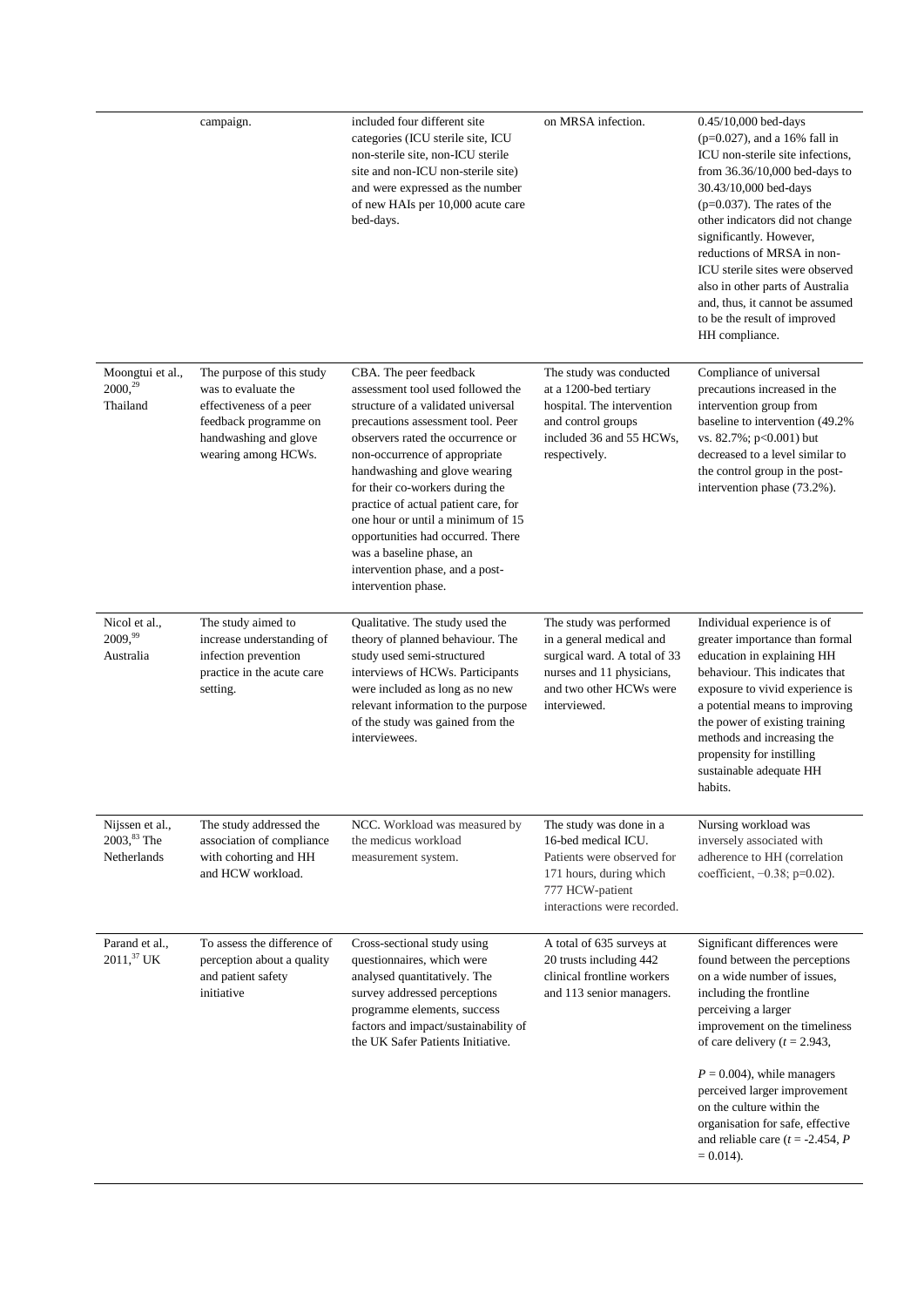| | | | | |
|---|---|---|---|---|
| | campaign. | included four different site categories (ICU sterile site, ICU non-sterile site, non-ICU sterile site and non-ICU non-sterile site) and were expressed as the number of new HAIs per 10,000 acute care bed-days. | on MRSA infection. | 0.45/10,000 bed-days ($p=0.027$), and a 16% fall in ICU non-sterile site infections, from 36.36/10,000 bed-days to 30.43/10,000 bed-days ($p=0.037$). The rates of the other indicators did not change significantly. However, reductions of MRSA in non-ICU sterile sites were observed also in other parts of Australia and, thus, it cannot be assumed to be the result of improved HH compliance. |
| Moongtui et al., 2000,[29] Thailand | The purpose of this study was to evaluate the effectiveness of a peer feedback programme on handwashing and glove wearing among HCWs. | CBA. The peer feedback assessment tool used followed the structure of a validated universal precautions assessment tool. Peer observers rated the occurrence or non-occurrence of appropriate handwashing and glove wearing for their co-workers during the practice of actual patient care, for one hour or until a minimum of 15 opportunities had occurred. There was a baseline phase, an intervention phase, and a post-intervention phase. | The study was conducted at a 1200-bed tertiary hospital. The intervention and control groups included 36 and 55 HCWs, respectively. | Compliance of universal precautions increased in the intervention group from baseline to intervention (49.2% vs. 82.7%; $p<0.001$) but decreased to a level similar to the control group in the post-intervention phase (73.2%). |
| Nicol et al., 2009,[99] Australia | The study aimed to increase understanding of infection prevention practice in the acute care setting. | Qualitative. The study used the theory of planned behaviour. The study used semi-structured interviews of HCWs. Participants were included as long as no new relevant information to the purpose of the study was gained from the interviewees. | The study was performed in a general medical and surgical ward. A total of 33 nurses and 11 physicians, and two other HCWs were interviewed. | Individual experience is of greater importance than formal education in explaining HH behaviour. This indicates that exposure to vivid experience is a potential means to improving the power of existing training methods and increasing the propensity for instilling sustainable adequate HH habits. |
| Nijssen et al., 2003,[83] The Netherlands | The study addressed the association of compliance with cohorting and HH and HCW workload. | NCC. Workload was measured by the medicus workload measurement system. | The study was done in a 16-bed medical ICU. Patients were observed for 171 hours, during which 777 HCW-patient interactions were recorded. | Nursing workload was inversely associated with adherence to HH (correlation coefficient, −0.38; $p=0.02$). |
| Parand et al., 2011,[37] UK | To assess the difference of perception about a quality and patient safety initiative | Cross-sectional study using questionnaires, which were analysed quantitatively. The survey addressed perceptions programme elements, success factors and impact/sustainability of the UK Safer Patients Initiative. | A total of 635 surveys at 20 trusts including 442 clinical frontline workers and 113 senior managers. | Significant differences were found between the perceptions on a wide number of issues, including the frontline perceiving a larger improvement on the timeliness of care delivery ($t = 2.943$, $P = 0.004$), while managers perceived larger improvement on the culture within the organisation for safe, effective and reliable care ($t = -2.454$, $P = 0.014$). |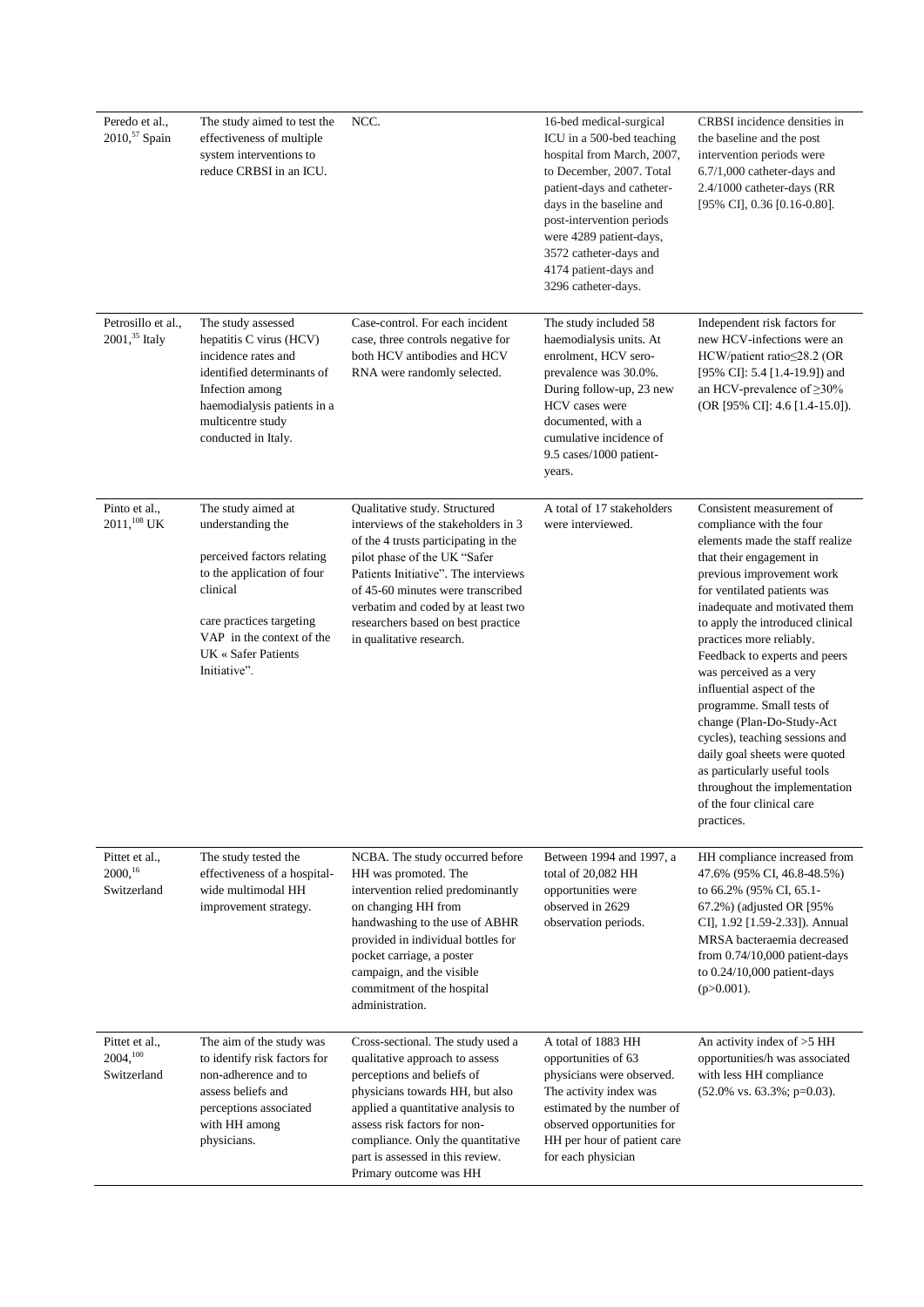| | | | | |
|---|---|---|---|---|
| Peredo et al., 2010,[57] Spain | The study aimed to test the effectiveness of multiple system interventions to reduce CRBSI in an ICU. | NCC. | 16-bed medical-surgical ICU in a 500-bed teaching hospital from March, 2007, to December, 2007. Total patient-days and catheter-days in the baseline and post-intervention periods were 4289 patient-days, 3572 catheter-days and 4174 patient-days and 3296 catheter-days. | CRBSI incidence densities in the baseline and the post intervention periods were 6.7/1,000 catheter-days and 2.4/1000 catheter-days (RR [95% CI], 0.36 [0.16-0.80]. |
| Petrosillo et al., 2001,[35] Italy | The study assessed hepatitis C virus (HCV) incidence rates and identified determinants of Infection among haemodialysis patients in a multicentre study conducted in Italy. | Case-control. For each incident case, three controls negative for both HCV antibodies and HCV RNA were randomly selected. | The study included 58 haemodialysis units. At enrolment, HCV sero-prevalence was 30.0%. During follow-up, 23 new HCV cases were documented, with a cumulative incidence of 9.5 cases/1000 patient-years. | Independent risk factors for new HCV-infections were an HCW/patient ratio≤28.2 (OR [95% CI]: 5.4 [1.4-19.9]) and an HCV-prevalence of ≥30% (OR [95% CI]: 4.6 [1.4-15.0]). |
| Pinto et al., 2011,[108] UK | The study aimed at understanding the perceived factors relating to the application of four clinical care practices targeting VAP in the context of the UK « Safer Patients Initiative". | Qualitative study. Structured interviews of the stakeholders in 3 of the 4 trusts participating in the pilot phase of the UK "Safer Patients Initiative". The interviews of 45-60 minutes were transcribed verbatim and coded by at least two researchers based on best practice in qualitative research. | A total of 17 stakeholders were interviewed. | Consistent measurement of compliance with the four elements made the staff realize that their engagement in previous improvement work for ventilated patients was inadequate and motivated them to apply the introduced clinical practices more reliably. Feedback to experts and peers was perceived as a very influential aspect of the programme. Small tests of change (Plan-Do-Study-Act cycles), teaching sessions and daily goal sheets were quoted as particularly useful tools throughout the implementation of the four clinical care practices. |
| Pittet et al., 2000,[16] Switzerland | The study tested the effectiveness of a hospital-wide multimodal HH improvement strategy. | NCBA. The study occurred before HH was promoted. The intervention relied predominantly on changing HH from handwashing to the use of ABHR provided in individual bottles for pocket carriage, a poster campaign, and the visible commitment of the hospital administration. | Between 1994 and 1997, a total of 20,082 HH opportunities were observed in 2629 observation periods. | HH compliance increased from 47.6% (95% CI, 46.8-48.5%) to 66.2% (95% CI, 65.1-67.2%) (adjusted OR [95% CI], 1.92 [1.59-2.33]). Annual MRSA bacteraemia decreased from 0.74/10,000 patient-days to 0.24/10,000 patient-days (p>0.001). |
| Pittet et al., 2004,[100] Switzerland | The aim of the study was to identify risk factors for non-adherence and to assess beliefs and perceptions associated with HH among physicians. | Cross-sectional. The study used a qualitative approach to assess perceptions and beliefs of physicians towards HH, but also applied a quantitative analysis to assess risk factors for non-compliance. Only the quantitative part is assessed in this review. Primary outcome was HH | A total of 1883 HH opportunities of 63 physicians were observed. The activity index was estimated by the number of observed opportunities for HH per hour of patient care for each physician | An activity index of >5 HH opportunities/h was associated with less HH compliance (52.0% vs. 63.3%; p=0.03). |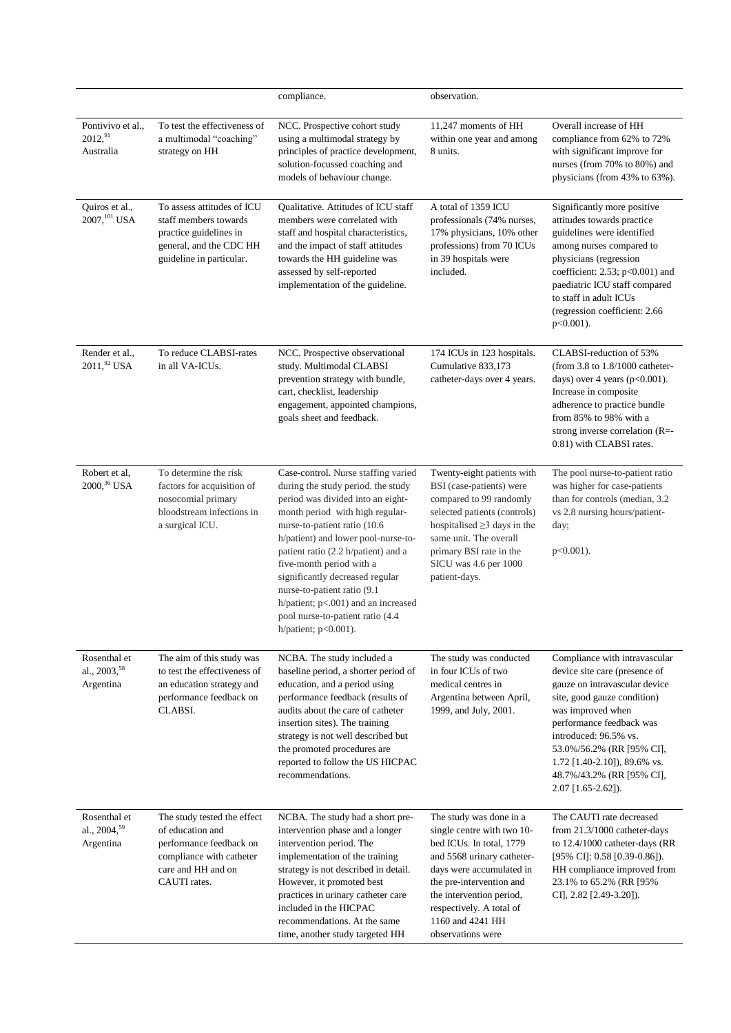| | | compliance. | observation. | |
|---|---|---|---|---|
| Pontivivo et al., 2012,[91] Australia | To test the effectiveness of a multimodal "coaching" strategy on HH | NCC. Prospective cohort study using a multimodal strategy by principles of practice development, solution-focussed coaching and models of behaviour change. | 11,247 moments of HH within one year and among 8 units. | Overall increase of HH compliance from 62% to 72% with significant improve for nurses (from 70% to 80%) and physicians (from 43% to 63%). |
| Quiros et al., 2007,[101] USA | To assess attitudes of ICU staff members towards practice guidelines in general, and the CDC HH guideline in particular. | Qualitative. Attitudes of ICU staff members were correlated with staff and hospital characteristics, and the impact of staff attitudes towards the HH guideline was assessed by self-reported implementation of the guideline. | A total of 1359 ICU professionals (74% nurses, 17% physicians, 10% other professions) from 70 ICUs in 39 hospitals were included. | Significantly more positive attitudes towards practice guidelines were identified among nurses compared to physicians (regression coefficient: 2.53; p<0.001) and paediatric ICU staff compared to staff in adult ICUs (regression coefficient: 2.66 p<0.001). |
| Render et al., 2011,[92] USA | To reduce CLABSI-rates in all VA-ICUs. | NCC. Prospective observational study. Multimodal CLABSI prevention strategy with bundle, cart, checklist, leadership engagement, appointed champions, goals sheet and feedback. | 174 ICUs in 123 hospitals. Cumulative 833,173 catheter-days over 4 years. | CLABSI-reduction of 53% (from 3.8 to 1.8/1000 catheter-days) over 4 years (p<0.001). Increase in composite adherence to practice bundle from 85% to 98% with a strong inverse correlation (R=-0.81) with CLABSI rates. |
| Robert et al, 2000,[36] USA | To determine the risk factors for acquisition of nosocomial primary bloodstream infections in a surgical ICU. | Case-control. Nurse staffing varied during the study period. the study period was divided into an eight-month period with high regular-nurse-to-patient ratio (10.6 h/patient) and lower pool-nurse-to-patient ratio (2.2 h/patient) and a five-month period with a significantly decreased regular nurse-to-patient ratio (9.1 h/patient; p<.001) and an increased pool nurse-to-patient ratio (4.4 h/patient; p<0.001). | Twenty-eight patients with BSI (case-patients) were compared to 99 randomly selected patients (controls) hospitalised ≥3 days in the same unit. The overall primary BSI rate in the SICU was 4.6 per 1000 patient-days. | The pool nurse-to-patient ratio was higher for case-patients than for controls (median, 3.2 vs 2.8 nursing hours/patient-day; p<0.001). |
| Rosenthal et al., 2003,[58] Argentina | The aim of this study was to test the effectiveness of an education strategy and performance feedback on CLABSI. | NCBA. The study included a baseline period, a shorter period of education, and a period using performance feedback (results of audits about the care of catheter insertion sites). The training strategy is not well described but the promoted procedures are reported to follow the US HICPAC recommendations. | The study was conducted in four ICUs of two medical centres in Argentina between April, 1999, and July, 2001. | Compliance with intravascular device site care (presence of gauze on intravascular device site, good gauze condition) was improved when performance feedback was introduced: 96.5% vs. 53.0%/56.2% (RR [95% CI], 1.72 [1.40-2.10]), 89.6% vs. 48.7%/43.2% (RR [95% CI], 2.07 [1.65-2.62]). |
| Rosenthal et al., 2004,[59] Argentina | The study tested the effect of education and performance feedback on compliance with catheter care and HH and on CAUTI rates. | NCBA. The study had a short pre-intervention phase and a longer intervention period. The implementation of the training strategy is not described in detail. However, it promoted best practices in urinary catheter care included in the HICPAC recommendations. At the same time, another study targeted HH | The study was done in a single centre with two 10-bed ICUs. In total, 1779 and 5568 urinary catheter-days were accumulated in the pre-intervention and the intervention period, respectively. A total of 1160 and 4241 HH observations were | The CAUTI rate decreased from 21.3/1000 catheter-days to 12.4/1000 catheter-days (RR [95% CI]: 0.58 [0.39-0.86]). HH compliance improved from 23.1% to 65.2% (RR [95% CI], 2.82 [2.49-3.20]). |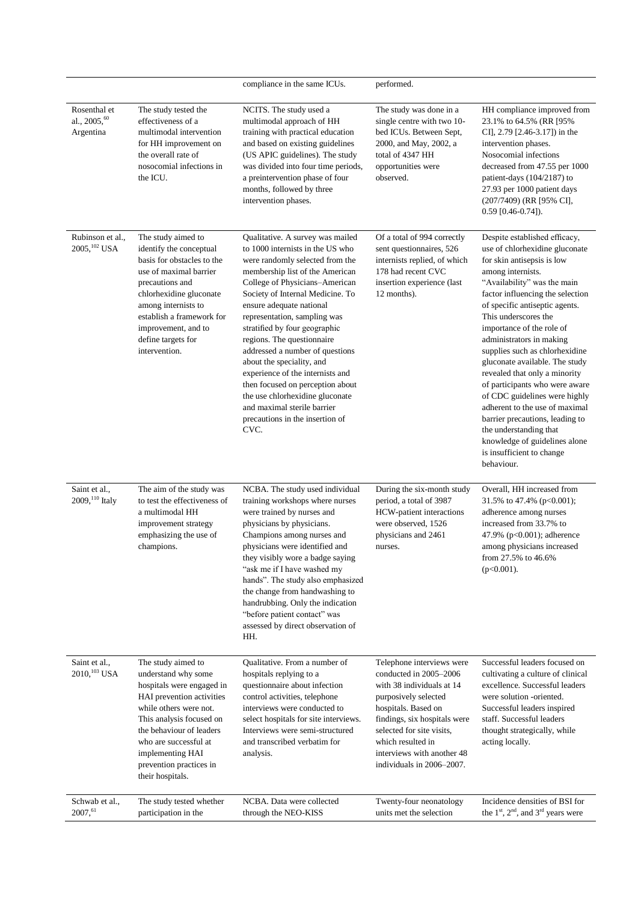| | | compliance in the same ICUs. | performed. | |
|---|---|---|---|---|
| Rosenthal et al., 2005,[60] Argentina | The study tested the effectiveness of a multimodal intervention for HH improvement on the overall rate of nosocomial infections in the ICU. | NCITS. The study used a multimodal approach of HH training with practical education and based on existing guidelines (US APIC guidelines). The study was divided into four time periods, a preintervention phase of four months, followed by three intervention phases. | The study was done in a single centre with two 10-bed ICUs. Between Sept, 2000, and May, 2002, a total of 4347 HH opportunities were observed. | HH compliance improved from 23.1% to 64.5% (RR [95% CI], 2.79 [2.46-3.17]) in the intervention phases. Nosocomial infections decreased from 47.55 per 1000 patient-days (104/2187) to 27.93 per 1000 patient days (207/7409) (RR [95% CI], 0.59 [0.46-0.74]). |
| Rubinson et al., 2005,[102] USA | The study aimed to identify the conceptual basis for obstacles to the use of maximal barrier precautions and chlorhexidine gluconate among internists to establish a framework for improvement, and to define targets for intervention. | Qualitative. A survey was mailed to 1000 internists in the US who were randomly selected from the membership list of the American College of Physicians–American Society of Internal Medicine. To ensure adequate national representation, sampling was stratified by four geographic regions. The questionnaire addressed a number of questions about the speciality, and experience of the internists and then focused on perception about the use chlorhexidine gluconate and maximal sterile barrier precautions in the insertion of CVC. | Of a total of 994 correctly sent questionnaires, 526 internists replied, of which 178 had recent CVC insertion experience (last 12 months). | Despite established efficacy, use of chlorhexidine gluconate for skin antisepsis is low among internists. "Availability" was the main factor influencing the selection of specific antiseptic agents. This underscores the importance of the role of administrators in making supplies such as chlorhexidine gluconate available. The study revealed that only a minority of participants who were aware of CDC guidelines were highly adherent to the use of maximal barrier precautions, leading to the understanding that knowledge of guidelines alone is insufficient to change behaviour. |
| Saint et al., 2009,[110] Italy | The aim of the study was to test the effectiveness of a multimodal HH improvement strategy emphasizing the use of champions. | NCBA. The study used individual training workshops where nurses were trained by nurses and physicians by physicians. Champions among nurses and physicians were identified and they visibly wore a badge saying "ask me if I have washed my hands". The study also emphasized the change from handwashing to handrubbing. Only the indication "before patient contact" was assessed by direct observation of HH. | During the six-month study period, a total of 3987 HCW-patient interactions were observed, 1526 physicians and 2461 nurses. | Overall, HH increased from 31.5% to 47.4% (p<0.001); adherence among nurses increased from 33.7% to 47.9% (p<0.001); adherence among physicians increased from 27.5% to 46.6% (p<0.001). |
| Saint et al., 2010,[103] USA | The study aimed to understand why some hospitals were engaged in HAI prevention activities while others were not. This analysis focused on the behaviour of leaders who are successful at implementing HAI prevention practices in their hospitals. | Qualitative. From a number of hospitals replying to a questionnaire about infection control activities, telephone interviews were conducted to select hospitals for site interviews. Interviews were semi-structured and transcribed verbatim for analysis. | Telephone interviews were conducted in 2005–2006 with 38 individuals at 14 purposively selected hospitals. Based on findings, six hospitals were selected for site visits, which resulted in interviews with another 48 individuals in 2006–2007. | Successful leaders focused on cultivating a culture of clinical excellence. Successful leaders were solution -oriented. Successful leaders inspired staff. Successful leaders thought strategically, while acting locally. |
| Schwab et al., 2007,[61] | The study tested whether participation in the | NCBA. Data were collected through the NEO-KISS | Twenty-four neonatology units met the selection | Incidence densities of BSI for the 1st, 2nd, and 3rd years were |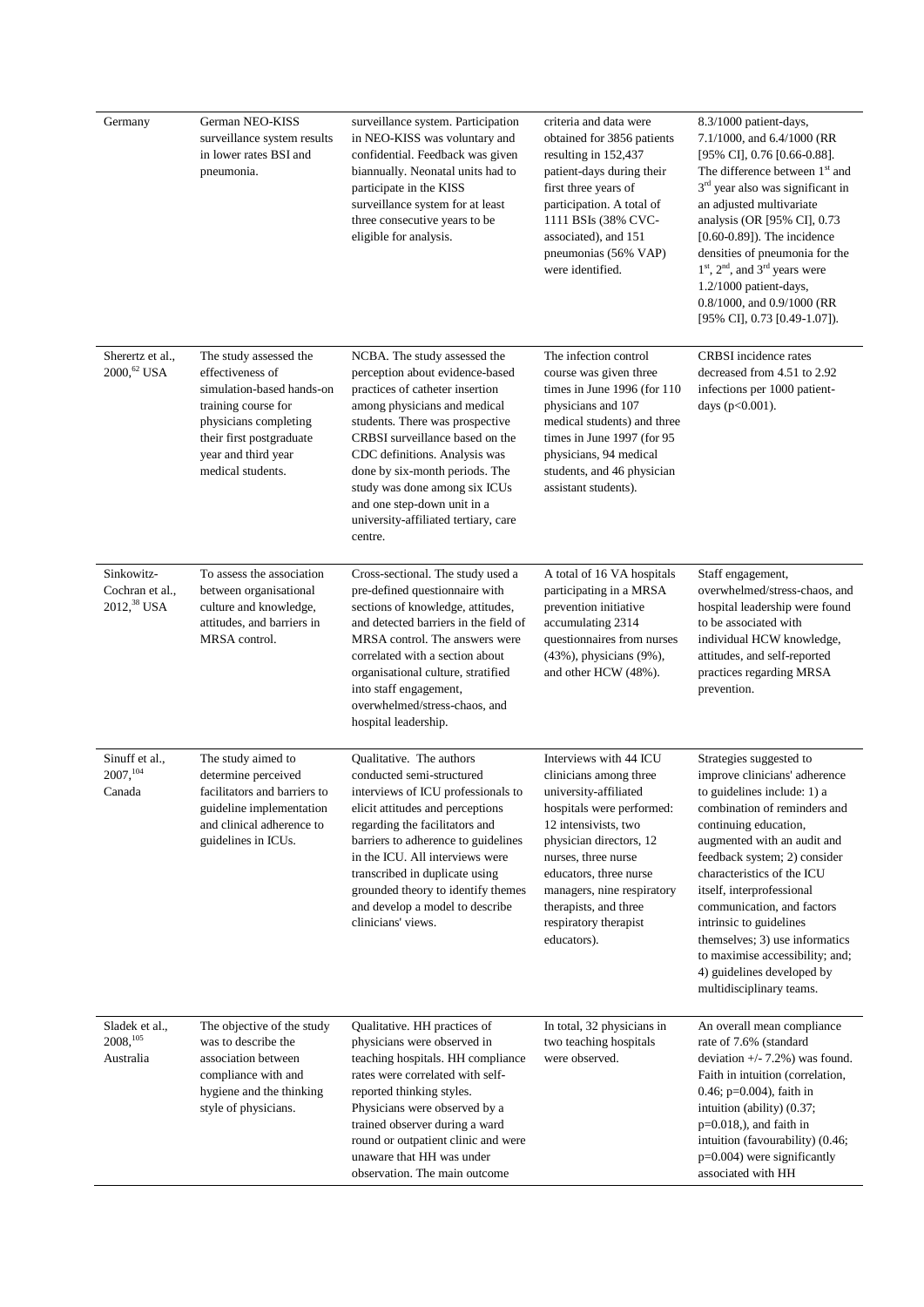| | | | | |
|---|---|---|---|---|
| Germany | German NEO-KISS surveillance system results in lower rates BSI and pneumonia. | surveillance system. Participation in NEO-KISS was voluntary and confidential. Feedback was given biannually. Neonatal units had to participate in the KISS surveillance system for at least three consecutive years to be eligible for analysis. | criteria and data were obtained for 3856 patients resulting in 152,437 patient-days during their first three years of participation. A total of 1111 BSIs (38% CVC-associated), and 151 pneumonias (56% VAP) were identified. | 8.3/1000 patient-days, 7.1/1000, and 6.4/1000 (RR [95% CI], 0.76 [0.66-0.88]. The difference between 1st and 3rd year also was significant in an adjusted multivariate analysis (OR [95% CI], 0.73 [0.60-0.89]). The incidence densities of pneumonia for the 1st, 2nd, and 3rd years were 1.2/1000 patient-days, 0.8/1000, and 0.9/1000 (RR [95% CI], 0.73 [0.49-1.07]). |
| Sherertz et al., 2000,[62] USA | The study assessed the effectiveness of simulation-based hands-on training course for physicians completing their first postgraduate year and third year medical students. | NCBA. The study assessed the perception about evidence-based practices of catheter insertion among physicians and medical students. There was prospective CRBSI surveillance based on the CDC definitions. Analysis was done by six-month periods. The study was done among six ICUs and one step-down unit in a university-affiliated tertiary, care centre. | The infection control course was given three times in June 1996 (for 110 physicians and 107 medical students) and three times in June 1997 (for 95 physicians, 94 medical students, and 46 physician assistant students). | CRBSI incidence rates decreased from 4.51 to 2.92 infections per 1000 patient-days ($p<0.001$). |
| Sinkowitz-Cochran et al., 2012,[38] USA | To assess the association between organisational culture and knowledge, attitudes, and barriers in MRSA control. | Cross-sectional. The study used a pre-defined questionnaire with sections of knowledge, attitudes, and detected barriers in the field of MRSA control. The answers were correlated with a section about organisational culture, stratified into staff engagement, overwhelmed/stress-chaos, and hospital leadership. | A total of 16 VA hospitals participating in a MRSA prevention initiative accumulating 2314 questionnaires from nurses (43%), physicians (9%), and other HCW (48%). | Staff engagement, overwhelmed/stress-chaos, and hospital leadership were found to be associated with individual HCW knowledge, attitudes, and self-reported practices regarding MRSA prevention. |
| Sinuff et al., 2007,[104] Canada | The study aimed to determine perceived facilitators and barriers to guideline implementation and clinical adherence to guidelines in ICUs. | Qualitative. The authors conducted semi-structured interviews of ICU professionals to elicit attitudes and perceptions regarding the facilitators and barriers to adherence to guidelines in the ICU. All interviews were transcribed in duplicate using grounded theory to identify themes and develop a model to describe clinicians' views. | Interviews with 44 ICU clinicians among three university-affiliated hospitals were performed: 12 intensivists, two physician directors, 12 nurses, three nurse educators, three nurse managers, nine respiratory therapists, and three respiratory therapist educators). | Strategies suggested to improve clinicians' adherence to guidelines include: 1) a combination of reminders and continuing education, augmented with an audit and feedback system; 2) consider characteristics of the ICU itself, interprofessional communication, and factors intrinsic to guidelines themselves; 3) use informatics to maximise accessibility; and; 4) guidelines developed by multidisciplinary teams. |
| Sladek et al., 2008,[105] Australia | The objective of the study was to describe the association between compliance with and hygiene and the thinking style of physicians. | Qualitative. HH practices of physicians were observed in teaching hospitals. HH compliance rates were correlated with self-reported thinking styles. Physicians were observed by a trained observer during a ward round or outpatient clinic and were unaware that HH was under observation. The main outcome | In total, 32 physicians in two teaching hospitals were observed. | An overall mean compliance rate of 7.6% (standard deviation +/- 7.2%) was found. Faith in intuition (correlation, 0.46; $p=0.004$), faith in intuition (ability) (0.37; $p=0.018$,), and faith in intuition (favourability) (0.46; $p=0.004$) were significantly associated with HH |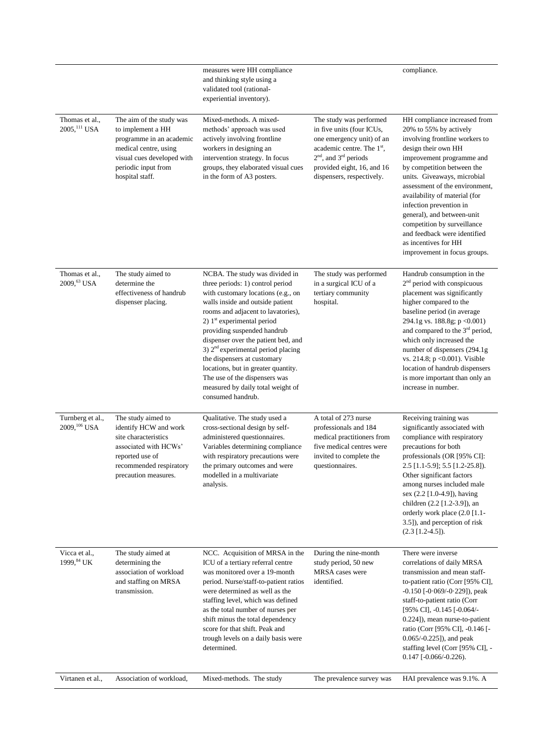| | | | | |
|---|---|---|---|---|
| | | measures were HH compliance and thinking style using a validated tool (rational-experiential inventory). | | compliance. |
| Thomas et al., 2005,[111] USA | The aim of the study was to implement a HH programme in an academic medical centre, using visual cues developed with periodic input from hospital staff. | Mixed-methods. A mixed-methods' approach was used actively involving frontline workers in designing an intervention strategy. In focus groups, they elaborated visual cues in the form of A3 posters. | The study was performed in five units (four ICUs, one emergency unit) of an academic centre. The 1st, 2nd, and 3rd periods provided eight, 16, and 16 dispensers, respectively. | HH compliance increased from 20% to 55% by actively involving frontline workers to design their own HH improvement programme and by competition between the units. Giveaways, microbial assessment of the environment, availability of material (for infection prevention in general), and between-unit competition by surveillance and feedback were identified as incentives for HH improvement in focus groups. |
| Thomas et al., 2009,[63] USA | The study aimed to determine the effectiveness of handrub dispenser placing. | NCBA. The study was divided in three periods: 1) control period with customary locations (e.g., on walls inside and outside patient rooms and adjacent to lavatories), 2) 1st experimental period providing suspended handrub dispenser over the patient bed, and 3) 2nd experimental period placing the dispensers at customary locations, but in greater quantity. The use of the dispensers was measured by daily total weight of consumed handrub. | The study was performed in a surgical ICU of a tertiary community hospital. | Handrub consumption in the 2nd period with conspicuous placement was significantly higher compared to the baseline period (in average 294.1g vs. 188.8g; $p < 0.001$) and compared to the 3rd period, which only increased the number of dispensers (294.1g vs. 214.8; $p < 0.001$). Visible location of handrub dispensers is more important than only an increase in number. |
| Turnberg et al., 2009,[106] USA | The study aimed to identify HCW and work site characteristics associated with HCWs' reported use of recommended respiratory precaution measures. | Qualitative. The study used a cross-sectional design by self-administered questionnaires. Variables determining compliance with respiratory precautions were the primary outcomes and were modelled in a multivariate analysis. | A total of 273 nurse professionals and 184 medical practitioners from five medical centres were invited to complete the questionnaires. | Receiving training was significantly associated with compliance with respiratory precautions for both professionals (OR [95% CI]: 2.5 [1.1-5.9]; 5.5 [1.2-25.8]). Other significant factors among nurses included male sex (2.2 [1.0-4.9]), having children (2.2 [1.2-3.9]), an orderly work place (2.0 [1.1-3.5]), and perception of risk (2.3 [1.2-4.5]). |
| Vicca et al., 1999,[84] UK | The study aimed at determining the association of workload and staffing on MRSA transmission. | NCC. Acquisition of MRSA in the ICU of a tertiary referral centre was monitored over a 19-month period. Nurse/staff-to-patient ratios were determined as well as the staffing level, which was defined as the total number of nurses per shift minus the total dependency score for that shift. Peak and trough levels on a daily basis were determined. | During the nine-month study period, 50 new MRSA cases were identified. | There were inverse correlations of daily MRSA transmission and mean staff-to-patient ratio (Corr [95% CI], -0.150 [-0·069/-0·229]), peak staff-to-patient ratio (Corr [95% CI], -0.145 [-0.064/-0.224]), mean nurse-to-patient ratio (Corr [95% CI], -0.146 [-0.065/-0.225]), and peak staffing level (Corr [95% CI], -0.147 [-0.066/-0.226). |
| Virtanen et al., | Association of workload, | Mixed-methods. The study | The prevalence survey was | HAI prevalence was 9.1%. A |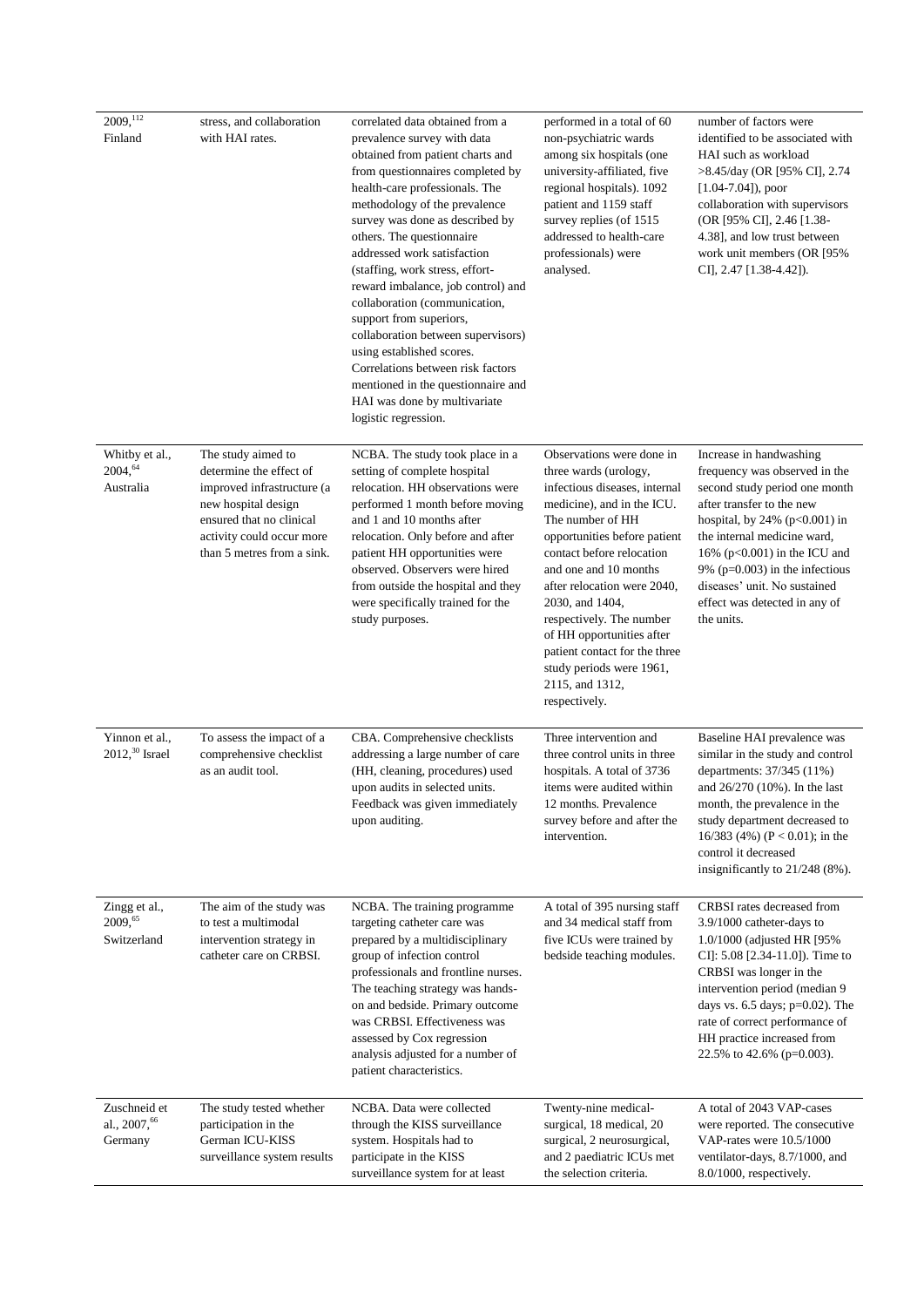| | | | | |
|---|---|---|---|---|
| 2009,[112] Finland | stress, and collaboration with HAI rates. | correlated data obtained from a prevalence survey with data obtained from patient charts and from questionnaires completed by health-care professionals. The methodology of the prevalence survey was done as described by others. The questionnaire addressed work satisfaction (staffing, work stress, effort-reward imbalance, job control) and collaboration (communication, support from superiors, collaboration between supervisors) using established scores. Correlations between risk factors mentioned in the questionnaire and HAI was done by multivariate logistic regression. | performed in a total of 60 non-psychiatric wards among six hospitals (one university-affiliated, five regional hospitals). 1092 patient and 1159 staff survey replies (of 1515 addressed to health-care professionals) were analysed. | number of factors were identified to be associated with HAI such as workload >8.45/day (OR [95% CI], 2.74 [1.04-7.04]), poor collaboration with supervisors (OR [95% CI], 2.46 [1.38-4.38], and low trust between work unit members (OR [95% CI], 2.47 [1.38-4.42]). |
| Whitby et al., 2004,[64] Australia | The study aimed to determine the effect of improved infrastructure (a new hospital design ensured that no clinical activity could occur more than 5 metres from a sink. | NCBA. The study took place in a setting of complete hospital relocation. HH observations were performed 1 month before moving and 1 and 10 months after relocation. Only before and after patient HH opportunities were observed. Observers were hired from outside the hospital and they were specifically trained for the study purposes. | Observations were done in three wards (urology, infectious diseases, internal medicine), and in the ICU. The number of HH opportunities before patient contact before relocation and one and 10 months after relocation were 2040, 2030, and 1404, respectively. The number of HH opportunities after patient contact for the three study periods were 1961, 2115, and 1312, respectively. | Increase in handwashing frequency was observed in the second study period one month after transfer to the new hospital, by 24% ($p<0.001$) in the internal medicine ward, 16% ($p<0.001$) in the ICU and 9% ($p=0.003$) in the infectious diseases' unit. No sustained effect was detected in any of the units. |
| Yinnon et al., 2012,[30] Israel | To assess the impact of a comprehensive checklist as an audit tool. | CBA. Comprehensive checklists addressing a large number of care (HH, cleaning, procedures) used upon audits in selected units. Feedback was given immediately upon auditing. | Three intervention and three control units in three hospitals. A total of 3736 items were audited within 12 months. Prevalence survey before and after the intervention. | Baseline HAI prevalence was similar in the study and control departments: 37/345 (11%) and 26/270 (10%). In the last month, the prevalence in the study department decreased to 16/383 (4%) ($P < 0.01$); in the control it decreased insignificantly to 21/248 (8%). |
| Zingg et al., 2009,[65] Switzerland | The aim of the study was to test a multimodal intervention strategy in catheter care on CRBSI. | NCBA. The training programme targeting catheter care was prepared by a multidisciplinary group of infection control professionals and frontline nurses. The teaching strategy was hands-on and bedside. Primary outcome was CRBSI. Effectiveness was assessed by Cox regression analysis adjusted for a number of patient characteristics. | A total of 395 nursing staff and 34 medical staff from five ICUs were trained by bedside teaching modules. | CRBSI rates decreased from 3.9/1000 catheter-days to 1.0/1000 (adjusted HR [95% CI]: 5.08 [2.34-11.0]). Time to CRBSI was longer in the intervention period (median 9 days vs. 6.5 days; $p=0.02$). The rate of correct performance of HH practice increased from 22.5% to 42.6% ($p=0.003$). |
| Zuschneid et al., 2007,[66] Germany | The study tested whether participation in the German ICU-KISS surveillance system results | NCBA. Data were collected through the KISS surveillance system. Hospitals had to participate in the KISS surveillance system for at least | Twenty-nine medical-surgical, 18 medical, 20 surgical, 2 neurosurgical, and 2 paediatric ICUs met the selection criteria. | A total of 2043 VAP-cases were reported. The consecutive VAP-rates were 10.5/1000 ventilator-days, 8.7/1000, and 8.0/1000, respectively. |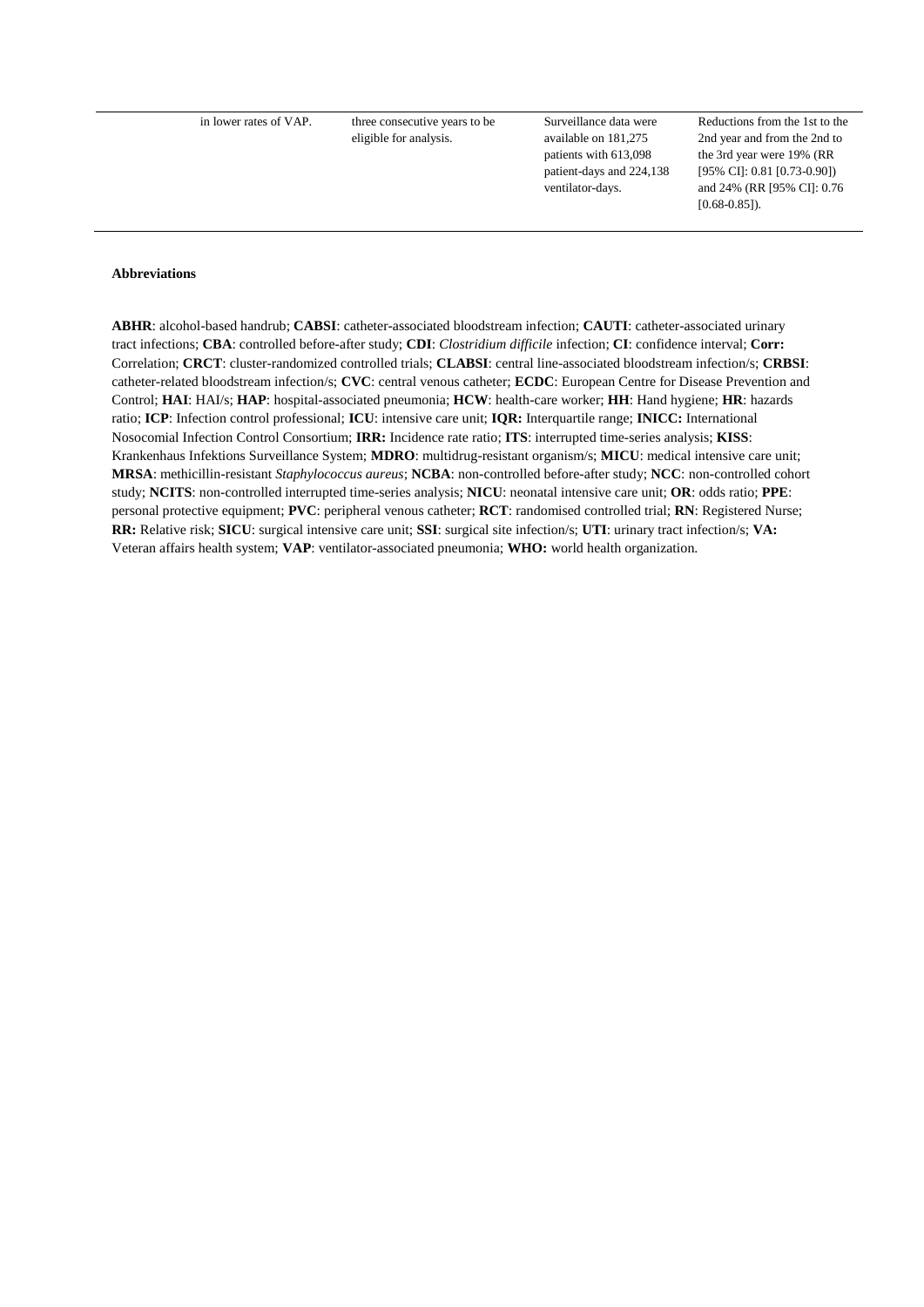|  | in lower rates of VAP. | three consecutive years to be eligible for analysis. | Surveillance data were available on 181,275 patients with 613,098 patient-days and 224,138 ventilator-days. | Reductions from the 1st to the 2nd year and from the 2nd to the 3rd year were 19% (RR [95% CI]: 0.81 [0.73-0.90]) and 24% (RR [95% CI]: 0.76 [0.68-0.85]). |
|---|---|---|---|---|

**Abbreviations**

**ABHR**: alcohol-based handrub; **CABSI**: catheter-associated bloodstream infection; **CAUTI**: catheter-associated urinary tract infections; **CBA**: controlled before-after study; **CDI**: *Clostridium difficile* infection; **CI**: confidence interval; **Corr:** Correlation; **CRCT**: cluster-randomized controlled trials; **CLABSI**: central line-associated bloodstream infection/s; **CRBSI**: catheter-related bloodstream infection/s; **CVC**: central venous catheter; **ECDC**: European Centre for Disease Prevention and Control; **HAI**: HAI/s; **HAP**: hospital-associated pneumonia; **HCW**: health-care worker; **HH**: Hand hygiene; **HR**: hazards ratio; **ICP**: Infection control professional; **ICU**: intensive care unit; **IQR:** Interquartile range; **INICC:** International Nosocomial Infection Control Consortium; **IRR:** Incidence rate ratio; **ITS**: interrupted time-series analysis; **KISS**: Krankenhaus Infektions Surveillance System; **MDRO**: multidrug-resistant organism/s; **MICU**: medical intensive care unit; **MRSA**: methicillin-resistant *Staphylococcus aureus*; **NCBA**: non-controlled before-after study; **NCC**: non-controlled cohort study; **NCITS**: non-controlled interrupted time-series analysis; **NICU**: neonatal intensive care unit; **OR**: odds ratio; **PPE**: personal protective equipment; **PVC**: peripheral venous catheter; **RCT**: randomised controlled trial; **RN**: Registered Nurse; **RR:** Relative risk; **SICU**: surgical intensive care unit; **SSI**: surgical site infection/s; **UTI**: urinary tract infection/s; **VA:** Veteran affairs health system; **VAP**: ventilator-associated pneumonia; **WHO:** world health organization.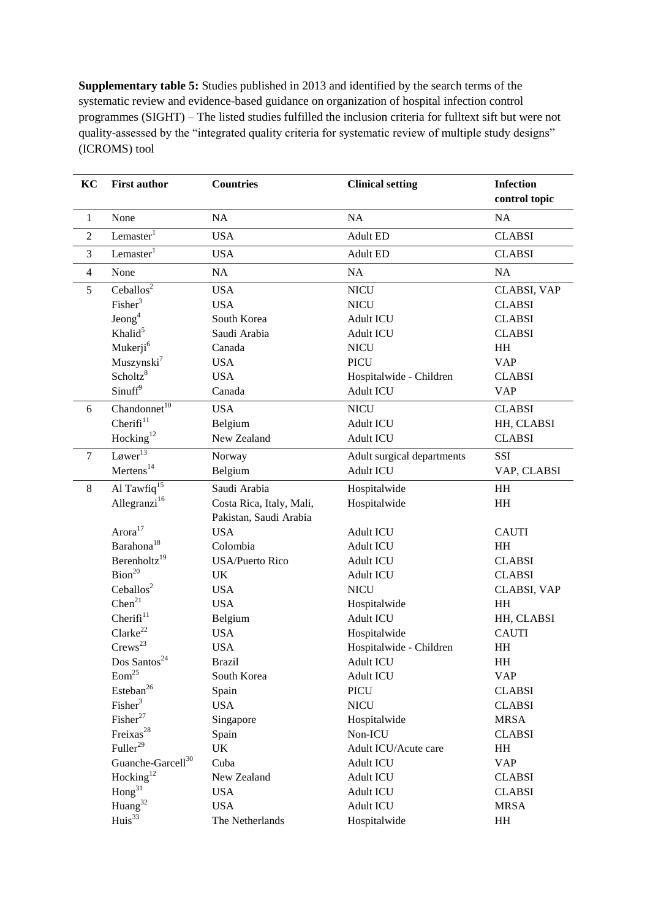**Supplementary table 5:** Studies published in 2013 and identified by the search terms of the systematic review and evidence-based guidance on organization of hospital infection control programmes (SIGHT) – The listed studies fulfilled the inclusion criteria for fulltext sift but were not quality-assessed by the "integrated quality criteria for systematic review of multiple study designs" (ICROMS) tool

| KC | First author | Countries | Clinical setting | Infection control topic |
|---|---|---|---|---|
| 1 | None | NA | NA | NA |
| 2 | Lemaster[1] | USA | Adult ED | CLABSI |
| 3 | Lemaster[1] | USA | Adult ED | CLABSI |
| 4 | None | NA | NA | NA |
| 5 | Ceballos[2] | USA | NICU | CLABSI, VAP |
| | Fisher[3] | USA | NICU | CLABSI |
| | Jeong[4] | South Korea | Adult ICU | CLABSI |
| | Khalid[5] | Saudi Arabia | Adult ICU | CLABSI |
| | Mukerji[6] | Canada | NICU | HH |
| | Muszynski[7] | USA | PICU | VAP |
| | Scholtz[8] | USA | Hospitalwide - Children | CLABSI |
| | Sinuff[9] | Canada | Adult ICU | VAP |
| 6 | Chandonnet[10] | USA | NICU | CLABSI |
| | Cherifi[11] | Belgium | Adult ICU | HH, CLABSI |
| | Hocking[12] | New Zealand | Adult ICU | CLABSI |
| 7 | Løwer[13] | Norway | Adult surgical departments | SSI |
| | Mertens[14] | Belgium | Adult ICU | VAP, CLABSI |
| 8 | Al Tawfiq[15] | Saudi Arabia | Hospitalwide | HH |
| | Allegranzi[16] | Costa Rica, Italy, Mali, Pakistan, Saudi Arabia | Hospitalwide | HH |
| | Arora[17] | USA | Adult ICU | CAUTI |
| | Barahona[18] | Colombia | Adult ICU | HH |
| | Berenholtz[19] | USA/Puerto Rico | Adult ICU | CLABSI |
| | Bion[20] | UK | Adult ICU | CLABSI |
| | Ceballos[2] | USA | NICU | CLABSI, VAP |
| | Chen[21] | USA | Hospitalwide | HH |
| | Cherifi[11] | Belgium | Adult ICU | HH, CLABSI |
| | Clarke[22] | USA | Hospitalwide | CAUTI |
| | Crews[23] | USA | Hospitalwide - Children | HH |
| | Dos Santos[24] | Brazil | Adult ICU | HH |
| | Eom[25] | South Korea | Adult ICU | VAP |
| | Esteban[26] | Spain | PICU | CLABSI |
| | Fisher[3] | USA | NICU | CLABSI |
| | Fisher[27] | Singapore | Hospitalwide | MRSA |
| | Freixas[28] | Spain | Non-ICU | CLABSI |
| | Fuller[29] | UK | Adult ICU/Acute care | HH |
| | Guanche-Garcell[30] | Cuba | Adult ICU | VAP |
| | Hocking[12] | New Zealand | Adult ICU | CLABSI |
| | Hong[31] | USA | Adult ICU | CLABSI |
| | Huang[32] | USA | Adult ICU | MRSA |
| | Huis[33] | The Netherlands | Hospitalwide | HH |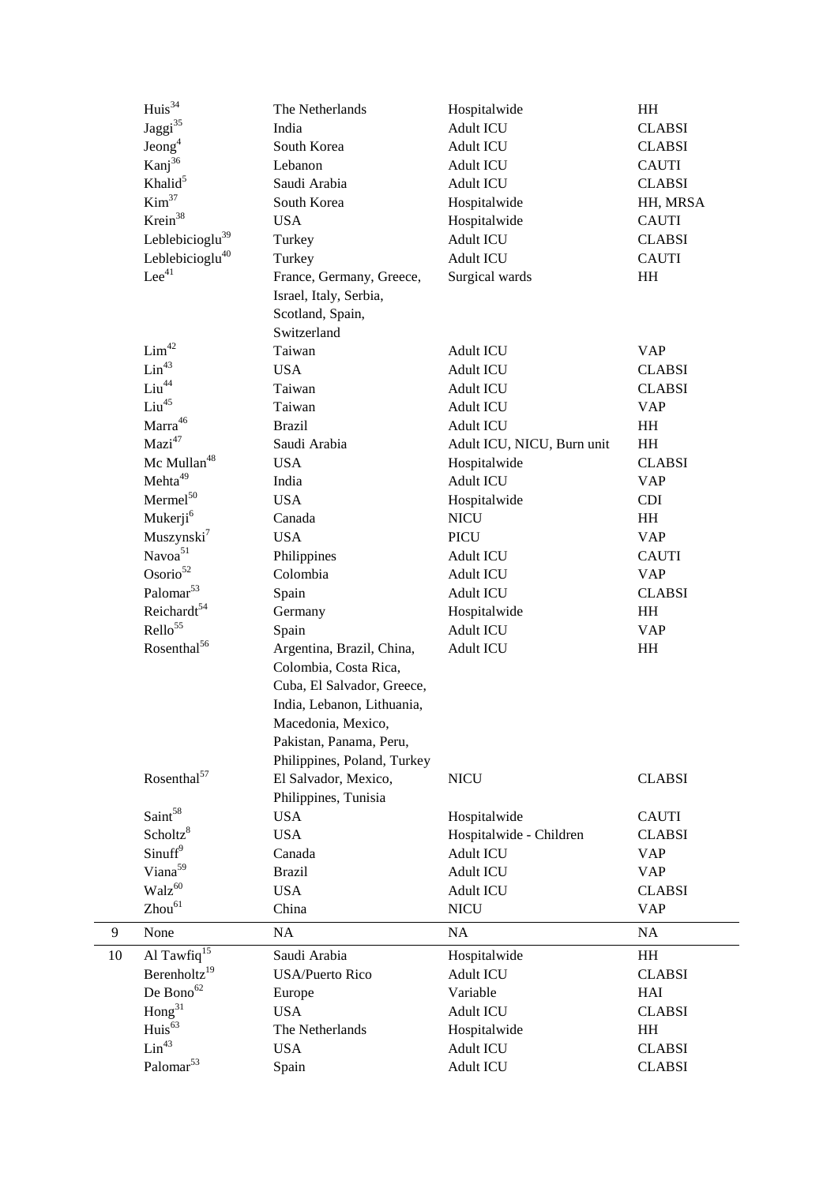| | | | | |
|---|---|---|---|---|
| | Huis[34] | The Netherlands | Hospitalwide | HH |
| | Jaggi[35] | India | Adult ICU | CLABSI |
| | Jeong[4] | South Korea | Adult ICU | CLABSI |
| | Kanj[36] | Lebanon | Adult ICU | CAUTI |
| | Khalid[5] | Saudi Arabia | Adult ICU | CLABSI |
| | Kim[37] | South Korea | Hospitalwide | HH, MRSA |
| | Krein[38] | USA | Hospitalwide | CAUTI |
| | Leblebicioglu[39] | Turkey | Adult ICU | CLABSI |
| | Leblebicioglu[40] | Turkey | Adult ICU | CAUTI |
| | Lee[41] | France, Germany, Greece, Israel, Italy, Serbia, Scotland, Spain, Switzerland | Surgical wards | HH |
| | Lim[42] | Taiwan | Adult ICU | VAP |
| | Lin[43] | USA | Adult ICU | CLABSI |
| | Liu[44] | Taiwan | Adult ICU | CLABSI |
| | Liu[45] | Taiwan | Adult ICU | VAP |
| | Marra[46] | Brazil | Adult ICU | HH |
| | Mazi[47] | Saudi Arabia | Adult ICU, NICU, Burn unit | HH |
| | Mc Mullan[48] | USA | Hospitalwide | CLABSI |
| | Mehta[49] | India | Adult ICU | VAP |
| | Mermel[50] | USA | Hospitalwide | CDI |
| | Mukerji[6] | Canada | NICU | HH |
| | Muszynski[7] | USA | PICU | VAP |
| | Navoa[51] | Philippines | Adult ICU | CAUTI |
| | Osorio[52] | Colombia | Adult ICU | VAP |
| | Palomar[53] | Spain | Adult ICU | CLABSI |
| | Reichardt[54] | Germany | Hospitalwide | HH |
| | Rello[55] | Spain | Adult ICU | VAP |
| | Rosenthal[56] | Argentina, Brazil, China, Colombia, Costa Rica, Cuba, El Salvador, Greece, India, Lebanon, Lithuania, Macedonia, Mexico, Pakistan, Panama, Peru, Philippines, Poland, Turkey | Adult ICU | HH |
| | Rosenthal[57] | El Salvador, Mexico, Philippines, Tunisia | NICU | CLABSI |
| | Saint[58] | USA | Hospitalwide | CAUTI |
| | Scholtz[8] | USA | Hospitalwide - Children | CLABSI |
| | Sinuff[9] | Canada | Adult ICU | VAP |
| | Viana[59] | Brazil | Adult ICU | VAP |
| | Walz[60] | USA | Adult ICU | CLABSI |
| | Zhou[61] | China | NICU | VAP |
| 9 | None | NA | NA | NA |
| 10 | Al Tawfiq[15] | Saudi Arabia | Hospitalwide | HH |
| | Berenholtz[19] | USA/Puerto Rico | Adult ICU | CLABSI |
| | De Bono[62] | Europe | Variable | HAI |
| | Hong[31] | USA | Adult ICU | CLABSI |
| | Huis[63] | The Netherlands | Hospitalwide | HH |
| | Lin[43] | USA | Adult ICU | CLABSI |
| | Palomar[53] | Spain | Adult ICU | CLABSI |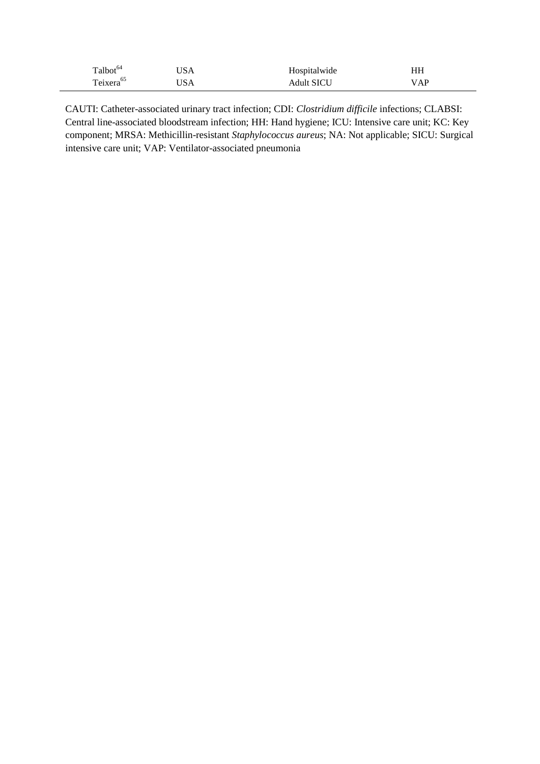| | | | |
|---|---|---|---|
| Talbot[64] | USA | Hospitalwide | HH |
| Teixera[65] | USA | Adult SICU | VAP |

CAUTI: Catheter-associated urinary tract infection; CDI: *Clostridium difficile* infections; CLABSI: Central line-associated bloodstream infection; HH: Hand hygiene; ICU: Intensive care unit; KC: Key component; MRSA: Methicillin-resistant *Staphylococcus aureus*; NA: Not applicable; SICU: Surgical intensive care unit; VAP: Ventilator-associated pneumonia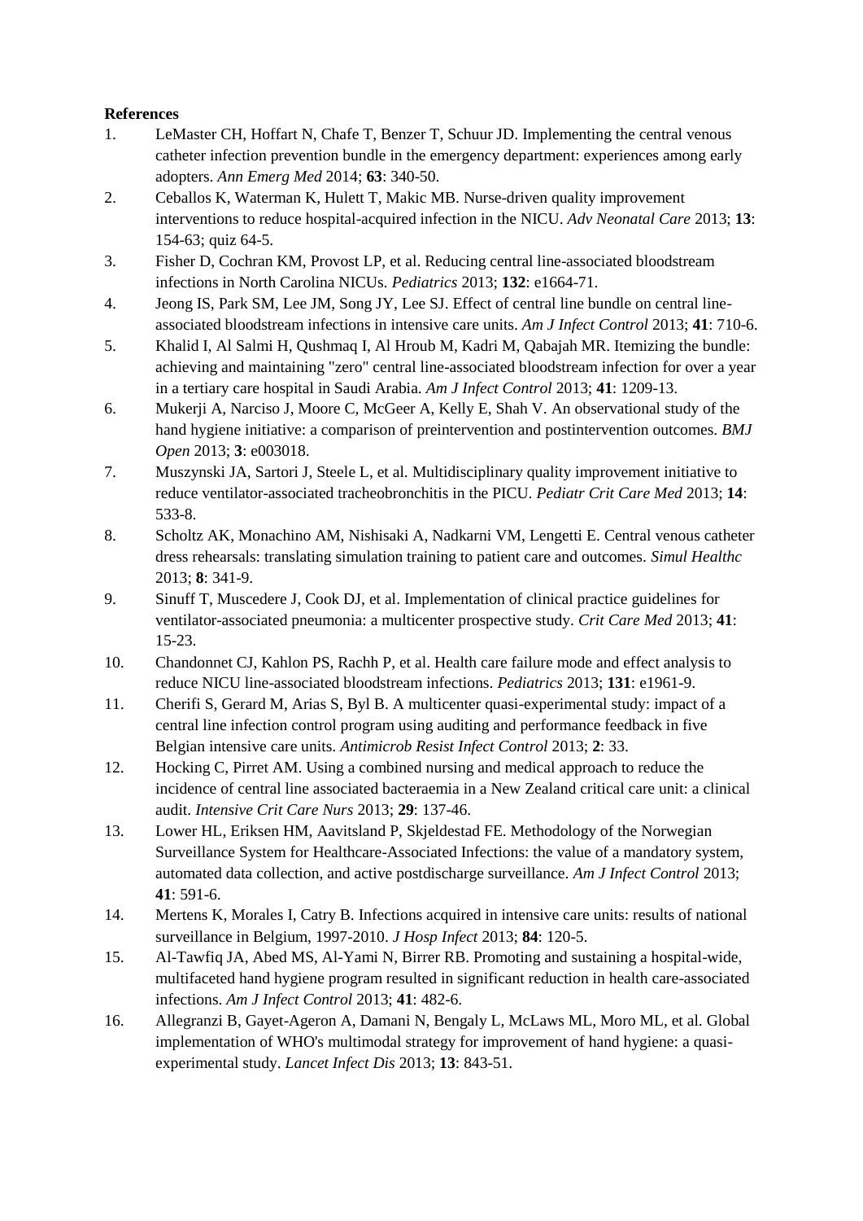**References**

1. LeMaster CH, Hoffart N, Chafe T, Benzer T, Schuur JD. Implementing the central venous catheter infection prevention bundle in the emergency department: experiences among early adopters. *Ann Emerg Med* 2014; **63**: 340-50.
2. Ceballos K, Waterman K, Hulett T, Makic MB. Nurse-driven quality improvement interventions to reduce hospital-acquired infection in the NICU. *Adv Neonatal Care* 2013; **13**: 154-63; quiz 64-5.
3. Fisher D, Cochran KM, Provost LP, et al. Reducing central line-associated bloodstream infections in North Carolina NICUs. *Pediatrics* 2013; **132**: e1664-71.
4. Jeong IS, Park SM, Lee JM, Song JY, Lee SJ. Effect of central line bundle on central line-associated bloodstream infections in intensive care units. *Am J Infect Control* 2013; **41**: 710-6.
5. Khalid I, Al Salmi H, Qushmaq I, Al Hroub M, Kadri M, Qabajah MR. Itemizing the bundle: achieving and maintaining "zero" central line-associated bloodstream infection for over a year in a tertiary care hospital in Saudi Arabia. *Am J Infect Control* 2013; **41**: 1209-13.
6. Mukerji A, Narciso J, Moore C, McGeer A, Kelly E, Shah V. An observational study of the hand hygiene initiative: a comparison of preintervention and postintervention outcomes. *BMJ Open* 2013; **3**: e003018.
7. Muszynski JA, Sartori J, Steele L, et al. Multidisciplinary quality improvement initiative to reduce ventilator-associated tracheobronchitis in the PICU. *Pediatr Crit Care Med* 2013; **14**: 533-8.
8. Scholtz AK, Monachino AM, Nishisaki A, Nadkarni VM, Lengetti E. Central venous catheter dress rehearsals: translating simulation training to patient care and outcomes. *Simul Healthc* 2013; **8**: 341-9.
9. Sinuff T, Muscedere J, Cook DJ, et al. Implementation of clinical practice guidelines for ventilator-associated pneumonia: a multicenter prospective study. *Crit Care Med* 2013; **41**: 15-23.
10. Chandonnet CJ, Kahlon PS, Rachh P, et al. Health care failure mode and effect analysis to reduce NICU line-associated bloodstream infections. *Pediatrics* 2013; **131**: e1961-9.
11. Cherifi S, Gerard M, Arias S, Byl B. A multicenter quasi-experimental study: impact of a central line infection control program using auditing and performance feedback in five Belgian intensive care units. *Antimicrob Resist Infect Control* 2013; **2**: 33.
12. Hocking C, Pirret AM. Using a combined nursing and medical approach to reduce the incidence of central line associated bacteraemia in a New Zealand critical care unit: a clinical audit. *Intensive Crit Care Nurs* 2013; **29**: 137-46.
13. Lower HL, Eriksen HM, Aavitsland P, Skjeldestad FE. Methodology of the Norwegian Surveillance System for Healthcare-Associated Infections: the value of a mandatory system, automated data collection, and active postdischarge surveillance. *Am J Infect Control* 2013; **41**: 591-6.
14. Mertens K, Morales I, Catry B. Infections acquired in intensive care units: results of national surveillance in Belgium, 1997-2010. *J Hosp Infect* 2013; **84**: 120-5.
15. Al-Tawfiq JA, Abed MS, Al-Yami N, Birrer RB. Promoting and sustaining a hospital-wide, multifaceted hand hygiene program resulted in significant reduction in health care-associated infections. *Am J Infect Control* 2013; **41**: 482-6.
16. Allegranzi B, Gayet-Ageron A, Damani N, Bengaly L, McLaws ML, Moro ML, et al. Global implementation of WHO's multimodal strategy for improvement of hand hygiene: a quasi-experimental study. *Lancet Infect Dis* 2013; **13**: 843-51.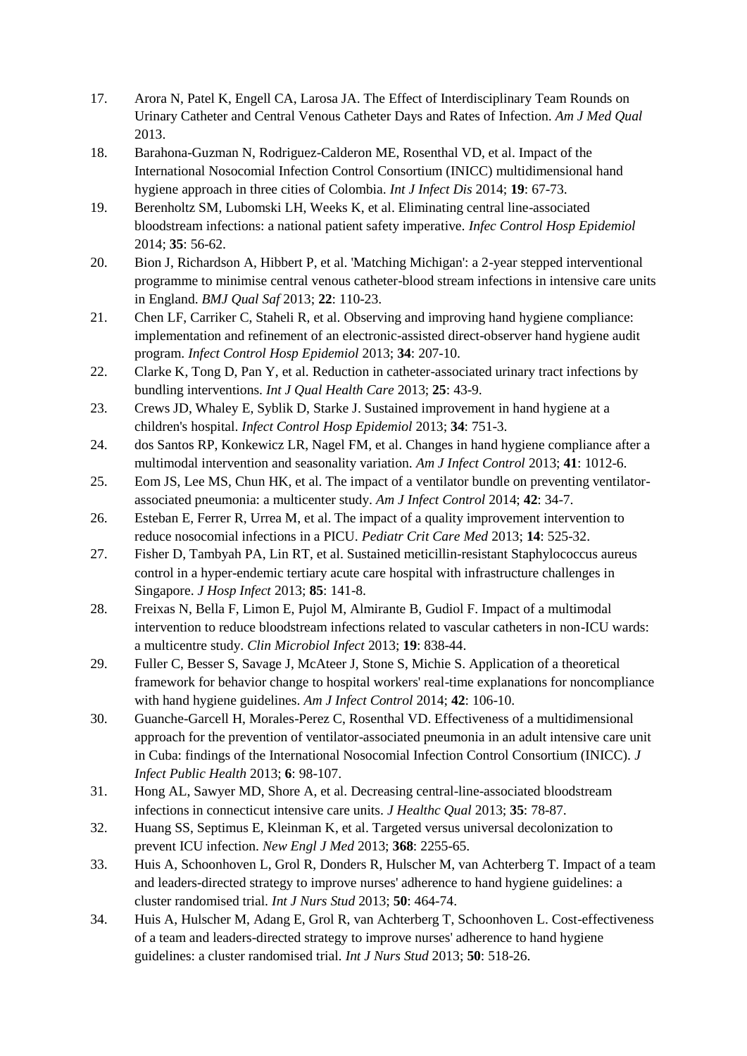17. Arora N, Patel K, Engell CA, Larosa JA. The Effect of Interdisciplinary Team Rounds on Urinary Catheter and Central Venous Catheter Days and Rates of Infection. *Am J Med Qual* 2013.
18. Barahona-Guzman N, Rodriguez-Calderon ME, Rosenthal VD, et al. Impact of the International Nosocomial Infection Control Consortium (INICC) multidimensional hand hygiene approach in three cities of Colombia. *Int J Infect Dis* 2014; **19**: 67-73.
19. Berenholtz SM, Lubomski LH, Weeks K, et al. Eliminating central line-associated bloodstream infections: a national patient safety imperative. *Infec Control Hosp Epidemiol* 2014; **35**: 56-62.
20. Bion J, Richardson A, Hibbert P, et al. 'Matching Michigan': a 2-year stepped interventional programme to minimise central venous catheter-blood stream infections in intensive care units in England. *BMJ Qual Saf* 2013; **22**: 110-23.
21. Chen LF, Carriker C, Staheli R, et al. Observing and improving hand hygiene compliance: implementation and refinement of an electronic-assisted direct-observer hand hygiene audit program. *Infect Control Hosp Epidemiol* 2013; **34**: 207-10.
22. Clarke K, Tong D, Pan Y, et al. Reduction in catheter-associated urinary tract infections by bundling interventions. *Int J Qual Health Care* 2013; **25**: 43-9.
23. Crews JD, Whaley E, Syblik D, Starke J. Sustained improvement in hand hygiene at a children's hospital. *Infect Control Hosp Epidemiol* 2013; **34**: 751-3.
24. dos Santos RP, Konkewicz LR, Nagel FM, et al. Changes in hand hygiene compliance after a multimodal intervention and seasonality variation. *Am J Infect Control* 2013; **41**: 1012-6.
25. Eom JS, Lee MS, Chun HK, et al. The impact of a ventilator bundle on preventing ventilator-associated pneumonia: a multicenter study. *Am J Infect Control* 2014; **42**: 34-7.
26. Esteban E, Ferrer R, Urrea M, et al. The impact of a quality improvement intervention to reduce nosocomial infections in a PICU. *Pediatr Crit Care Med* 2013; **14**: 525-32.
27. Fisher D, Tambyah PA, Lin RT, et al. Sustained meticillin-resistant Staphylococcus aureus control in a hyper-endemic tertiary acute care hospital with infrastructure challenges in Singapore. *J Hosp Infect* 2013; **85**: 141-8.
28. Freixas N, Bella F, Limon E, Pujol M, Almirante B, Gudiol F. Impact of a multimodal intervention to reduce bloodstream infections related to vascular catheters in non-ICU wards: a multicentre study. *Clin Microbiol Infect* 2013; **19**: 838-44.
29. Fuller C, Besser S, Savage J, McAteer J, Stone S, Michie S. Application of a theoretical framework for behavior change to hospital workers' real-time explanations for noncompliance with hand hygiene guidelines. *Am J Infect Control* 2014; **42**: 106-10.
30. Guanche-Garcell H, Morales-Perez C, Rosenthal VD. Effectiveness of a multidimensional approach for the prevention of ventilator-associated pneumonia in an adult intensive care unit in Cuba: findings of the International Nosocomial Infection Control Consortium (INICC). *J Infect Public Health* 2013; **6**: 98-107.
31. Hong AL, Sawyer MD, Shore A, et al. Decreasing central-line-associated bloodstream infections in connecticut intensive care units. *J Healthc Qual* 2013; **35**: 78-87.
32. Huang SS, Septimus E, Kleinman K, et al. Targeted versus universal decolonization to prevent ICU infection. *New Engl J Med* 2013; **368**: 2255-65.
33. Huis A, Schoonhoven L, Grol R, Donders R, Hulscher M, van Achterberg T. Impact of a team and leaders-directed strategy to improve nurses' adherence to hand hygiene guidelines: a cluster randomised trial. *Int J Nurs Stud* 2013; **50**: 464-74.
34. Huis A, Hulscher M, Adang E, Grol R, van Achterberg T, Schoonhoven L. Cost-effectiveness of a team and leaders-directed strategy to improve nurses' adherence to hand hygiene guidelines: a cluster randomised trial. *Int J Nurs Stud* 2013; **50**: 518-26.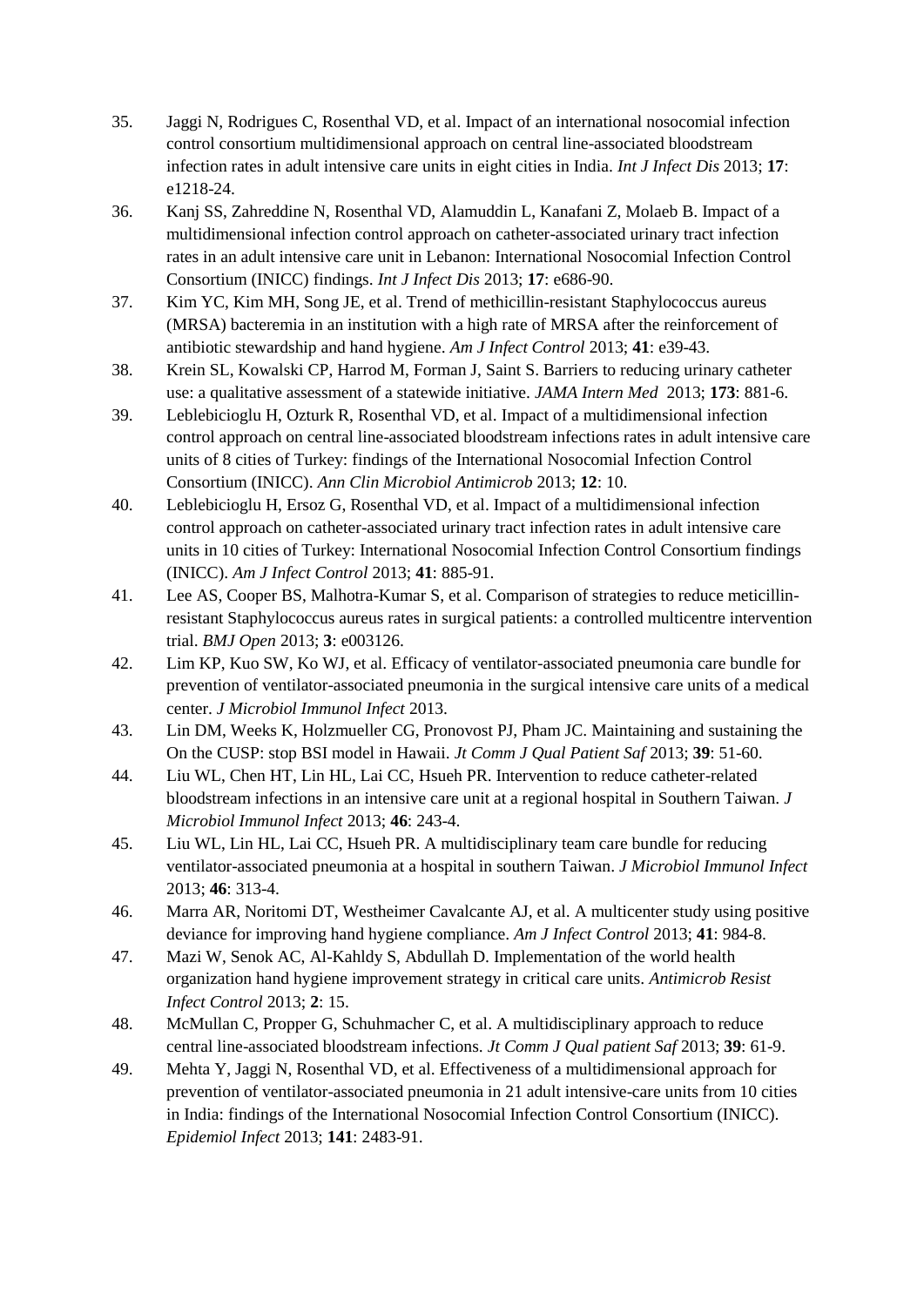35. Jaggi N, Rodrigues C, Rosenthal VD, et al. Impact of an international nosocomial infection control consortium multidimensional approach on central line-associated bloodstream infection rates in adult intensive care units in eight cities in India. *Int J Infect Dis* 2013; **17**: e1218-24.
36. Kanj SS, Zahreddine N, Rosenthal VD, Alamuddin L, Kanafani Z, Molaeb B. Impact of a multidimensional infection control approach on catheter-associated urinary tract infection rates in an adult intensive care unit in Lebanon: International Nosocomial Infection Control Consortium (INICC) findings. *Int J Infect Dis* 2013; **17**: e686-90.
37. Kim YC, Kim MH, Song JE, et al. Trend of methicillin-resistant Staphylococcus aureus (MRSA) bacteremia in an institution with a high rate of MRSA after the reinforcement of antibiotic stewardship and hand hygiene. *Am J Infect Control* 2013; **41**: e39-43.
38. Krein SL, Kowalski CP, Harrod M, Forman J, Saint S. Barriers to reducing urinary catheter use: a qualitative assessment of a statewide initiative. *JAMA Intern Med* 2013; **173**: 881-6.
39. Leblebicioglu H, Ozturk R, Rosenthal VD, et al. Impact of a multidimensional infection control approach on central line-associated bloodstream infections rates in adult intensive care units of 8 cities of Turkey: findings of the International Nosocomial Infection Control Consortium (INICC). *Ann Clin Microbiol Antimicrob* 2013; **12**: 10.
40. Leblebicioglu H, Ersoz G, Rosenthal VD, et al. Impact of a multidimensional infection control approach on catheter-associated urinary tract infection rates in adult intensive care units in 10 cities of Turkey: International Nosocomial Infection Control Consortium findings (INICC). *Am J Infect Control* 2013; **41**: 885-91.
41. Lee AS, Cooper BS, Malhotra-Kumar S, et al. Comparison of strategies to reduce meticillin-resistant Staphylococcus aureus rates in surgical patients: a controlled multicentre intervention trial. *BMJ Open* 2013; **3**: e003126.
42. Lim KP, Kuo SW, Ko WJ, et al. Efficacy of ventilator-associated pneumonia care bundle for prevention of ventilator-associated pneumonia in the surgical intensive care units of a medical center. *J Microbiol Immunol Infect* 2013.
43. Lin DM, Weeks K, Holzmueller CG, Pronovost PJ, Pham JC. Maintaining and sustaining the On the CUSP: stop BSI model in Hawaii. *Jt Comm J Qual Patient Saf* 2013; **39**: 51-60.
44. Liu WL, Chen HT, Lin HL, Lai CC, Hsueh PR. Intervention to reduce catheter-related bloodstream infections in an intensive care unit at a regional hospital in Southern Taiwan. *J Microbiol Immunol Infect* 2013; **46**: 243-4.
45. Liu WL, Lin HL, Lai CC, Hsueh PR. A multidisciplinary team care bundle for reducing ventilator-associated pneumonia at a hospital in southern Taiwan. *J Microbiol Immunol Infect* 2013; **46**: 313-4.
46. Marra AR, Noritomi DT, Westheimer Cavalcante AJ, et al. A multicenter study using positive deviance for improving hand hygiene compliance. *Am J Infect Control* 2013; **41**: 984-8.
47. Mazi W, Senok AC, Al-Kahldy S, Abdullah D. Implementation of the world health organization hand hygiene improvement strategy in critical care units. *Antimicrob Resist Infect Control* 2013; **2**: 15.
48. McMullan C, Propper G, Schuhmacher C, et al. A multidisciplinary approach to reduce central line-associated bloodstream infections. *Jt Comm J Qual patient Saf* 2013; **39**: 61-9.
49. Mehta Y, Jaggi N, Rosenthal VD, et al. Effectiveness of a multidimensional approach for prevention of ventilator-associated pneumonia in 21 adult intensive-care units from 10 cities in India: findings of the International Nosocomial Infection Control Consortium (INICC). *Epidemiol Infect* 2013; **141**: 2483-91.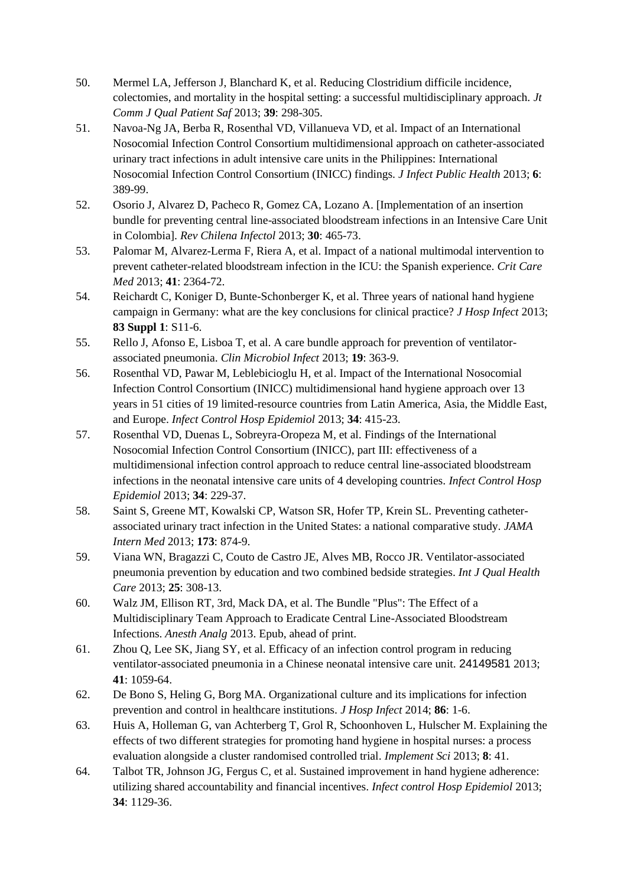50. Mermel LA, Jefferson J, Blanchard K, et al. Reducing Clostridium difficile incidence, colectomies, and mortality in the hospital setting: a successful multidisciplinary approach. *Jt Comm J Qual Patient Saf* 2013; **39**: 298-305.
51. Navoa-Ng JA, Berba R, Rosenthal VD, Villanueva VD, et al. Impact of an International Nosocomial Infection Control Consortium multidimensional approach on catheter-associated urinary tract infections in adult intensive care units in the Philippines: International Nosocomial Infection Control Consortium (INICC) findings. *J Infect Public Health* 2013; **6**: 389-99.
52. Osorio J, Alvarez D, Pacheco R, Gomez CA, Lozano A. [Implementation of an insertion bundle for preventing central line-associated bloodstream infections in an Intensive Care Unit in Colombia]. *Rev Chilena Infectol* 2013; **30**: 465-73.
53. Palomar M, Alvarez-Lerma F, Riera A, et al. Impact of a national multimodal intervention to prevent catheter-related bloodstream infection in the ICU: the Spanish experience. *Crit Care Med* 2013; **41**: 2364-72.
54. Reichardt C, Koniger D, Bunte-Schonberger K, et al. Three years of national hand hygiene campaign in Germany: what are the key conclusions for clinical practice? *J Hosp Infect* 2013; **83 Suppl 1**: S11-6.
55. Rello J, Afonso E, Lisboa T, et al. A care bundle approach for prevention of ventilator-associated pneumonia. *Clin Microbiol Infect* 2013; **19**: 363-9.
56. Rosenthal VD, Pawar M, Leblebicioglu H, et al. Impact of the International Nosocomial Infection Control Consortium (INICC) multidimensional hand hygiene approach over 13 years in 51 cities of 19 limited-resource countries from Latin America, Asia, the Middle East, and Europe. *Infect Control Hosp Epidemiol* 2013; **34**: 415-23.
57. Rosenthal VD, Duenas L, Sobreyra-Oropeza M, et al. Findings of the International Nosocomial Infection Control Consortium (INICC), part III: effectiveness of a multidimensional infection control approach to reduce central line-associated bloodstream infections in the neonatal intensive care units of 4 developing countries. *Infect Control Hosp Epidemiol* 2013; **34**: 229-37.
58. Saint S, Greene MT, Kowalski CP, Watson SR, Hofer TP, Krein SL. Preventing catheter-associated urinary tract infection in the United States: a national comparative study. *JAMA Intern Med* 2013; **173**: 874-9.
59. Viana WN, Bragazzi C, Couto de Castro JE, Alves MB, Rocco JR. Ventilator-associated pneumonia prevention by education and two combined bedside strategies. *Int J Qual Health Care* 2013; **25**: 308-13.
60. Walz JM, Ellison RT, 3rd, Mack DA, et al. The Bundle "Plus": The Effect of a Multidisciplinary Team Approach to Eradicate Central Line-Associated Bloodstream Infections. *Anesth Analg* 2013. Epub, ahead of print.
61. Zhou Q, Lee SK, Jiang SY, et al. Efficacy of an infection control program in reducing ventilator-associated pneumonia in a Chinese neonatal intensive care unit. 24149581 2013; **41**: 1059-64.
62. De Bono S, Heling G, Borg MA. Organizational culture and its implications for infection prevention and control in healthcare institutions. *J Hosp Infect* 2014; **86**: 1-6.
63. Huis A, Holleman G, van Achterberg T, Grol R, Schoonhoven L, Hulscher M. Explaining the effects of two different strategies for promoting hand hygiene in hospital nurses: a process evaluation alongside a cluster randomised controlled trial. *Implement Sci* 2013; **8**: 41.
64. Talbot TR, Johnson JG, Fergus C, et al. Sustained improvement in hand hygiene adherence: utilizing shared accountability and financial incentives. *Infect control Hosp Epidemiol* 2013; **34**: 1129-36.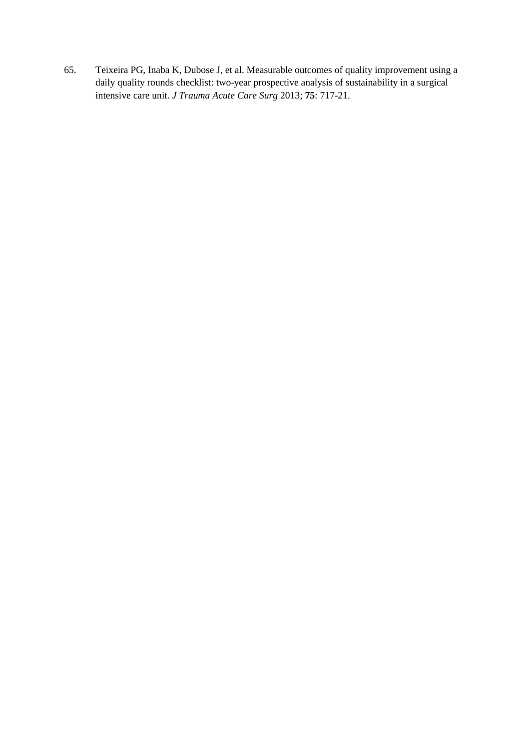65. Teixeira PG, Inaba K, Dubose J, et al. Measurable outcomes of quality improvement using a daily quality rounds checklist: two-year prospective analysis of sustainability in a surgical intensive care unit. *J Trauma Acute Care Surg* 2013; **75**: 717-21.